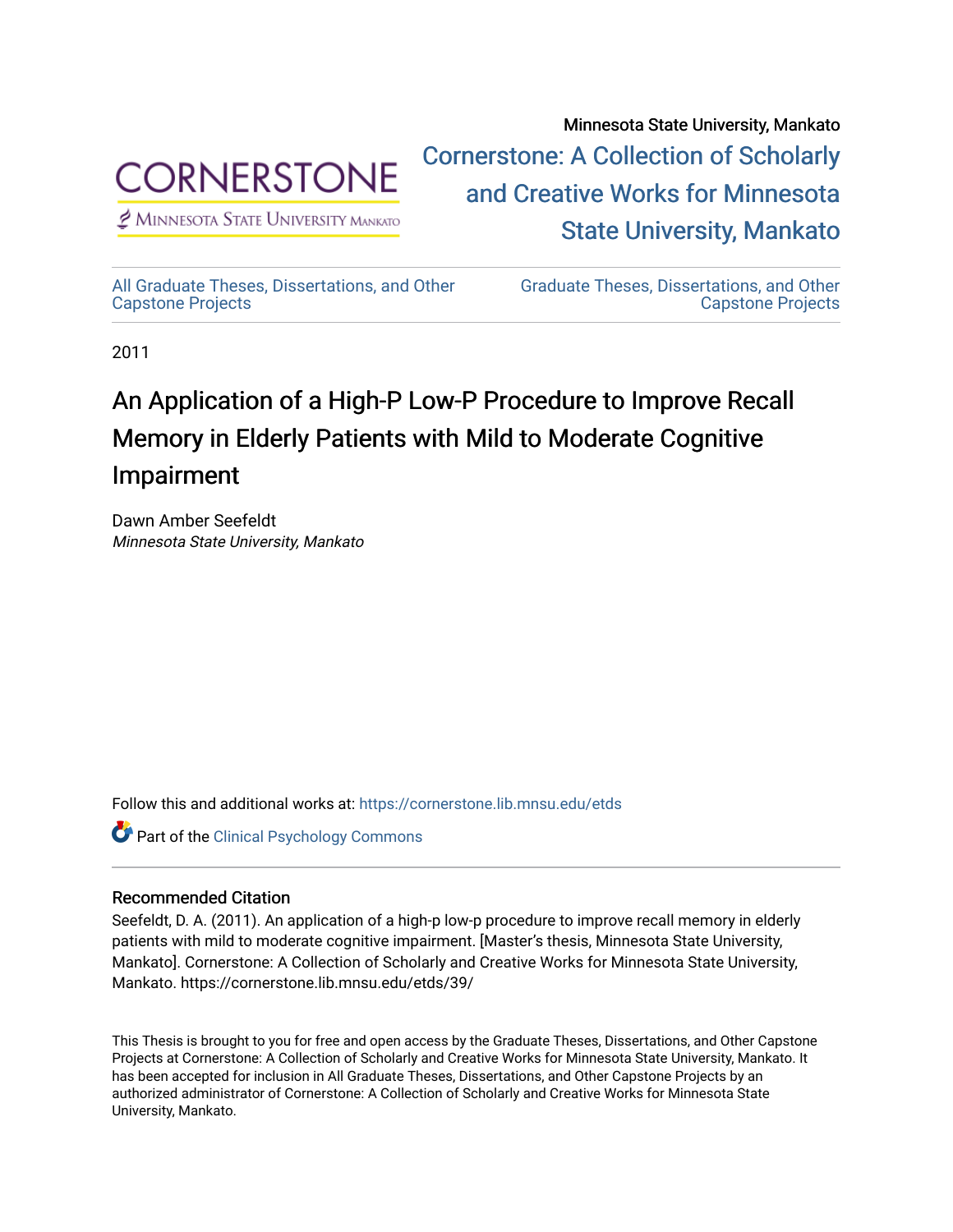Minnesota State University, Mankato

Cornerstone: A Collection of Scholarly and Creative Works for Minnesota State University, Mankato

All Graduate Theses, Dissertations, and Other Capstone Projects

Graduate Theses, Dissertations, and Other Capstone Projects

2011

# An Application of a High-P Low-P Procedure to Improve Recall Memory in Elderly Patients with Mild to Moderate Cognitive Impairment

Dawn Amber Seefeldt
*Minnesota State University, Mankato*

Follow this and additional works at: https://cornerstone.lib.mnsu.edu/etds

Part of the Clinical Psychology Commons

### Recommended Citation

Seefeldt, D. A. (2011). An application of a high-p low-p procedure to improve recall memory in elderly patients with mild to moderate cognitive impairment. [Master's thesis, Minnesota State University, Mankato]. Cornerstone: A Collection of Scholarly and Creative Works for Minnesota State University, Mankato. https://cornerstone.lib.mnsu.edu/etds/39/

This Thesis is brought to you for free and open access by the Graduate Theses, Dissertations, and Other Capstone Projects at Cornerstone: A Collection of Scholarly and Creative Works for Minnesota State University, Mankato. It has been accepted for inclusion in All Graduate Theses, Dissertations, and Other Capstone Projects by an authorized administrator of Cornerstone: A Collection of Scholarly and Creative Works for Minnesota State University, Mankato.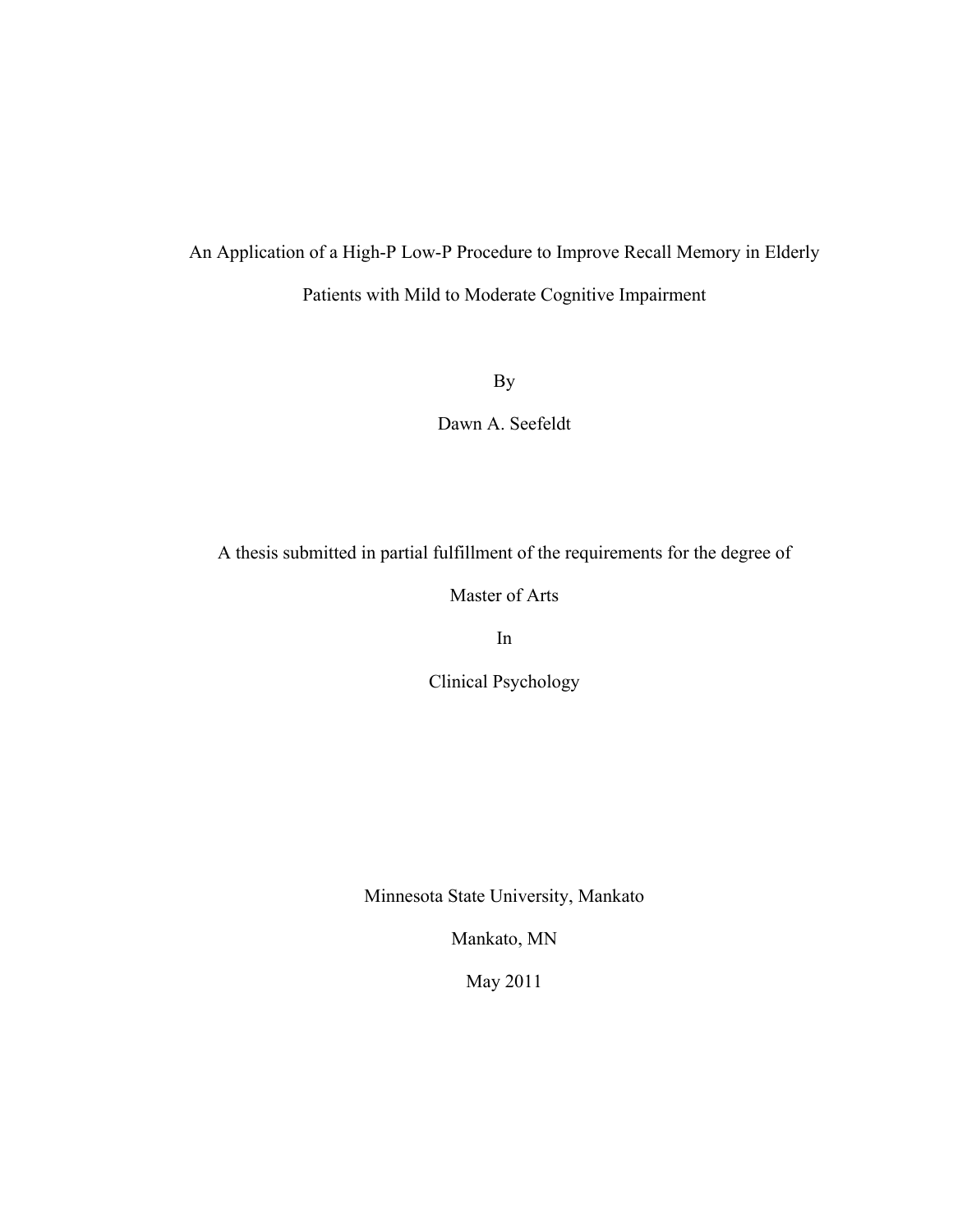# An Application of a High-P Low-P Procedure to Improve Recall Memory in Elderly Patients with Mild to Moderate Cognitive Impairment

By

Dawn A. Seefeldt

A thesis submitted in partial fulfillment of the requirements for the degree of

Master of Arts

In

Clinical Psychology

Minnesota State University, Mankato

Mankato, MN

May 2011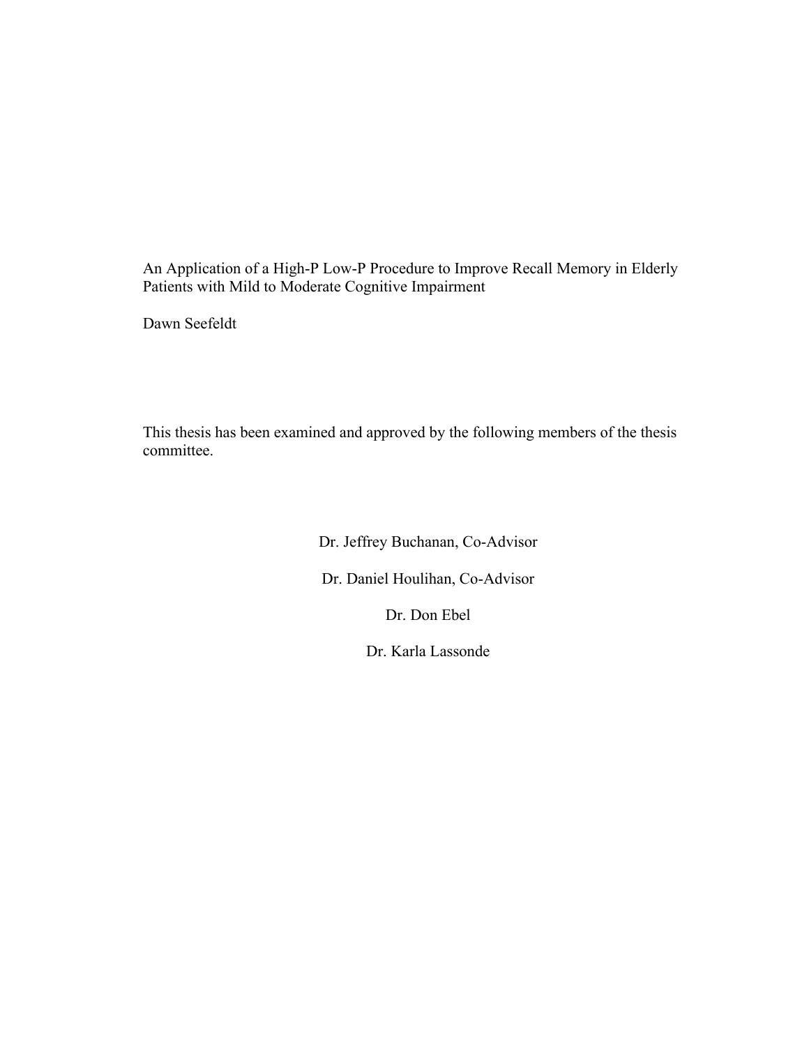An Application of a High-P Low-P Procedure to Improve Recall Memory in Elderly Patients with Mild to Moderate Cognitive Impairment

Dawn Seefeldt

This thesis has been examined and approved by the following members of the thesis committee.

Dr. Jeffrey Buchanan, Co-Advisor

Dr. Daniel Houlihan, Co-Advisor

Dr. Don Ebel

Dr. Karla Lassonde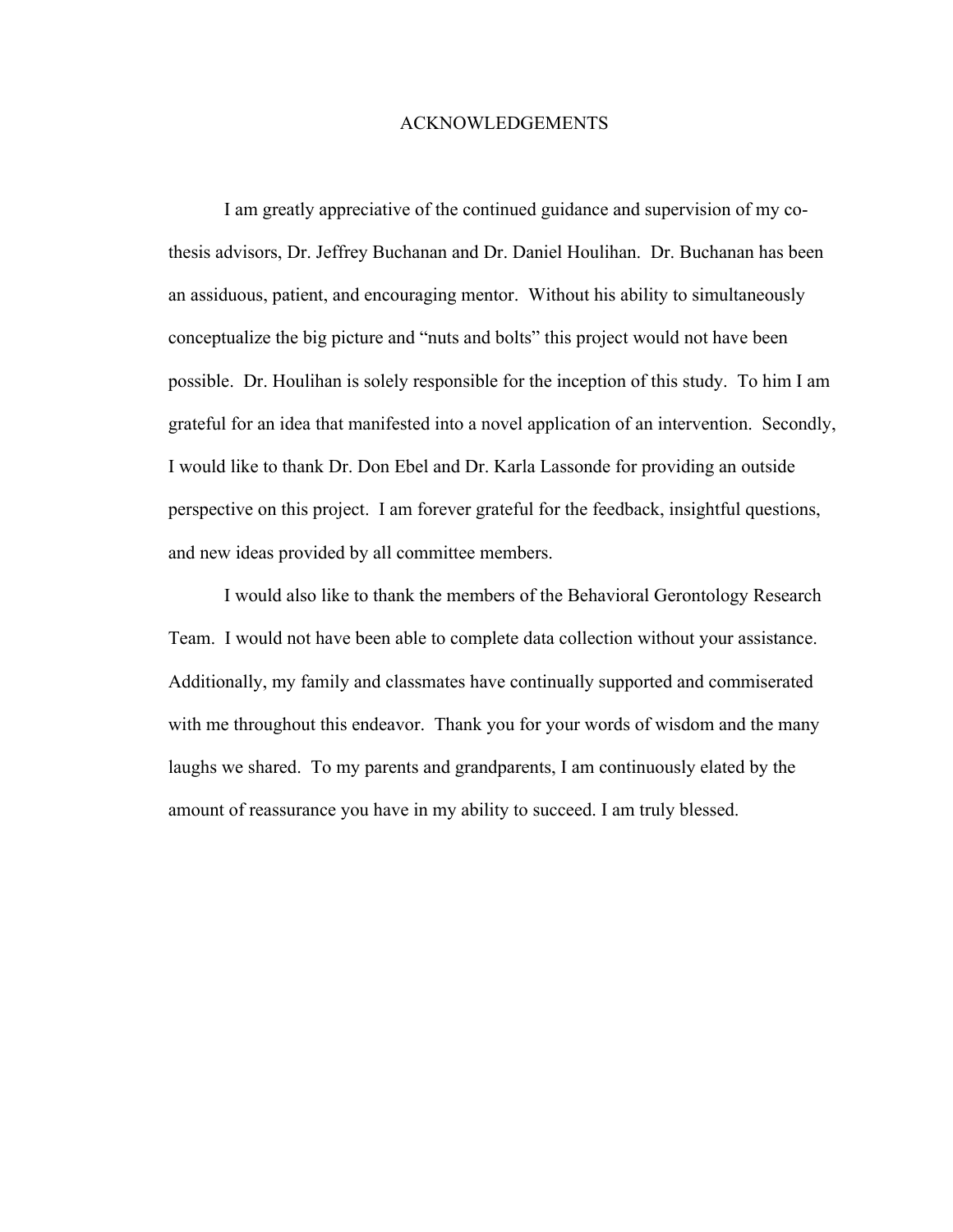# ACKNOWLEDGEMENTS

I am greatly appreciative of the continued guidance and supervision of my co-thesis advisors, Dr. Jeffrey Buchanan and Dr. Daniel Houlihan. Dr. Buchanan has been an assiduous, patient, and encouraging mentor. Without his ability to simultaneously conceptualize the big picture and "nuts and bolts" this project would not have been possible. Dr. Houlihan is solely responsible for the inception of this study. To him I am grateful for an idea that manifested into a novel application of an intervention. Secondly, I would like to thank Dr. Don Ebel and Dr. Karla Lassonde for providing an outside perspective on this project. I am forever grateful for the feedback, insightful questions, and new ideas provided by all committee members.

I would also like to thank the members of the Behavioral Gerontology Research Team. I would not have been able to complete data collection without your assistance. Additionally, my family and classmates have continually supported and commiserated with me throughout this endeavor. Thank you for your words of wisdom and the many laughs we shared. To my parents and grandparents, I am continuously elated by the amount of reassurance you have in my ability to succeed. I am truly blessed.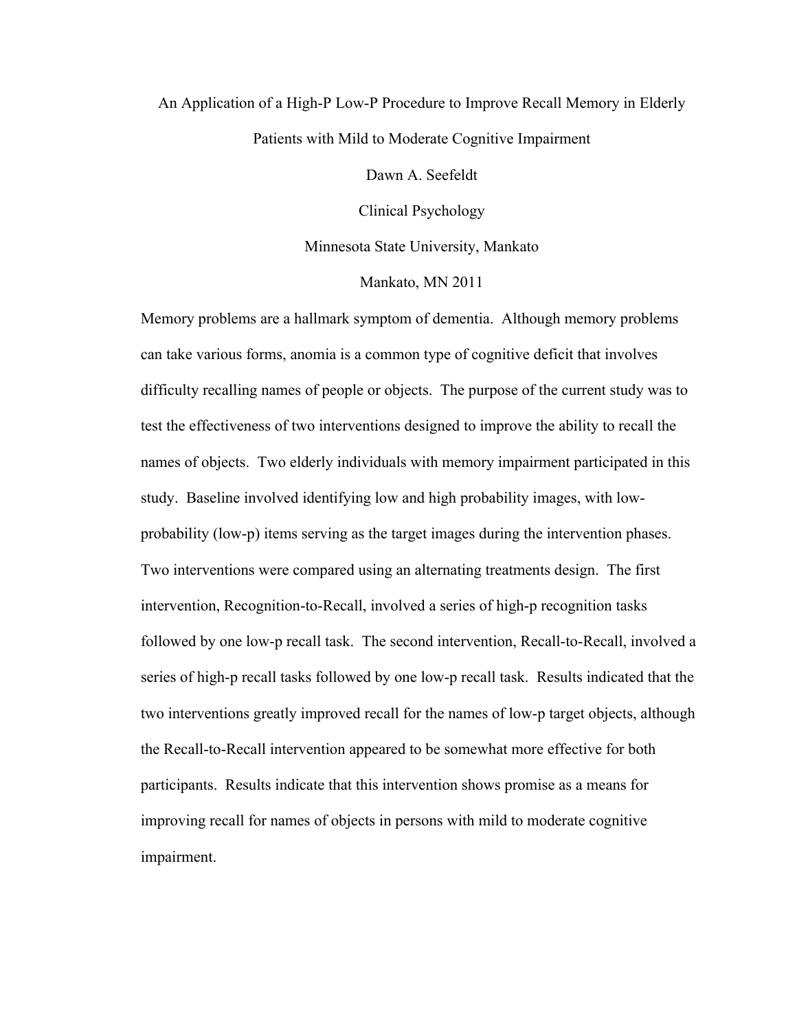An Application of a High-P Low-P Procedure to Improve Recall Memory in Elderly Patients with Mild to Moderate Cognitive Impairment

Dawn A. Seefeldt

Clinical Psychology

Minnesota State University, Mankato

Mankato, MN 2011

Memory problems are a hallmark symptom of dementia. Although memory problems can take various forms, anomia is a common type of cognitive deficit that involves difficulty recalling names of people or objects. The purpose of the current study was to test the effectiveness of two interventions designed to improve the ability to recall the names of objects. Two elderly individuals with memory impairment participated in this study. Baseline involved identifying low and high probability images, with low-probability (low-p) items serving as the target images during the intervention phases. Two interventions were compared using an alternating treatments design. The first intervention, Recognition-to-Recall, involved a series of high-p recognition tasks followed by one low-p recall task. The second intervention, Recall-to-Recall, involved a series of high-p recall tasks followed by one low-p recall task. Results indicated that the two interventions greatly improved recall for the names of low-p target objects, although the Recall-to-Recall intervention appeared to be somewhat more effective for both participants. Results indicate that this intervention shows promise as a means for improving recall for names of objects in persons with mild to moderate cognitive impairment.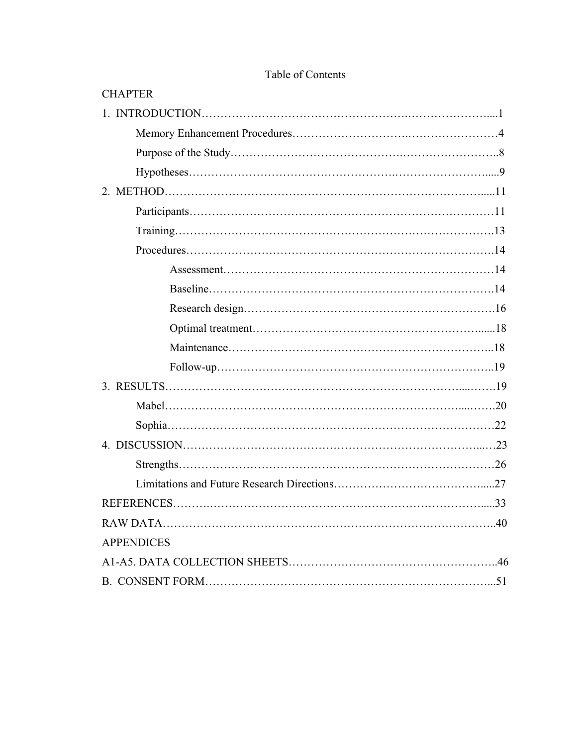# Table of Contents

CHAPTER

1. INTRODUCTION.....1
    - Memory Enhancement Procedures.....4
    - Purpose of the Study.....8
    - Hypotheses.....9
2. METHOD.....11
    - Participants.....11
    - Training.....13
    - Procedures.....14
        - Assessment.....14
        - Baseline.....14
        - Research design.....16
        - Optimal treatment.....18
        - Maintenance.....18
        - Follow-up.....19
3. RESULTS.....19
    - Mabel.....20
    - Sophia.....22
4. DISCUSSION.....23
    - Strengths.....26
    - Limitations and Future Research Directions.....27

REFERENCES.....33

RAW DATA.....40

APPENDICES

A1-A5. DATA COLLECTION SHEETS.....46

B. CONSENT FORM.....51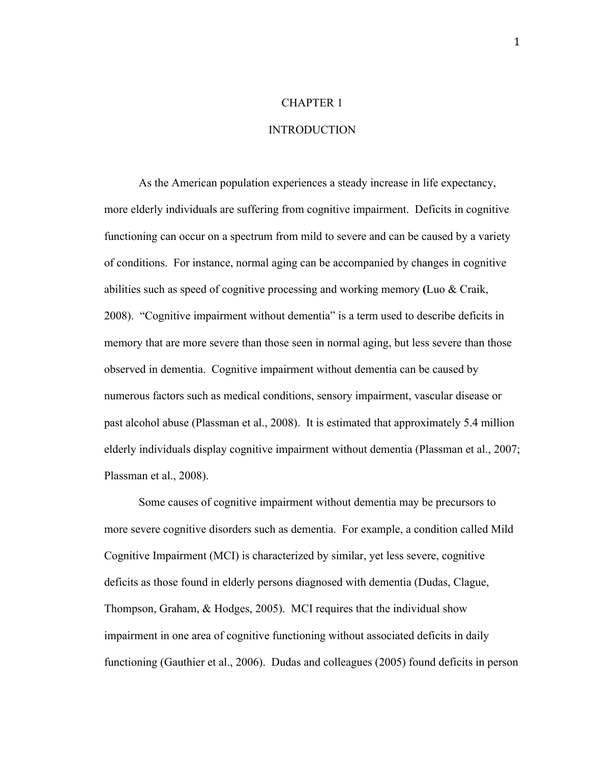# CHAPTER 1

# INTRODUCTION

As the American population experiences a steady increase in life expectancy, more elderly individuals are suffering from cognitive impairment. Deficits in cognitive functioning can occur on a spectrum from mild to severe and can be caused by a variety of conditions. For instance, normal aging can be accompanied by changes in cognitive abilities such as speed of cognitive processing and working memory (Luo & Craik, 2008). "Cognitive impairment without dementia" is a term used to describe deficits in memory that are more severe than those seen in normal aging, but less severe than those observed in dementia. Cognitive impairment without dementia can be caused by numerous factors such as medical conditions, sensory impairment, vascular disease or past alcohol abuse (Plassman et al., 2008). It is estimated that approximately 5.4 million elderly individuals display cognitive impairment without dementia (Plassman et al., 2007; Plassman et al., 2008).

Some causes of cognitive impairment without dementia may be precursors to more severe cognitive disorders such as dementia. For example, a condition called Mild Cognitive Impairment (MCI) is characterized by similar, yet less severe, cognitive deficits as those found in elderly persons diagnosed with dementia (Dudas, Clague, Thompson, Graham, & Hodges, 2005). MCI requires that the individual show impairment in one area of cognitive functioning without associated deficits in daily functioning (Gauthier et al., 2006). Dudas and colleagues (2005) found deficits in person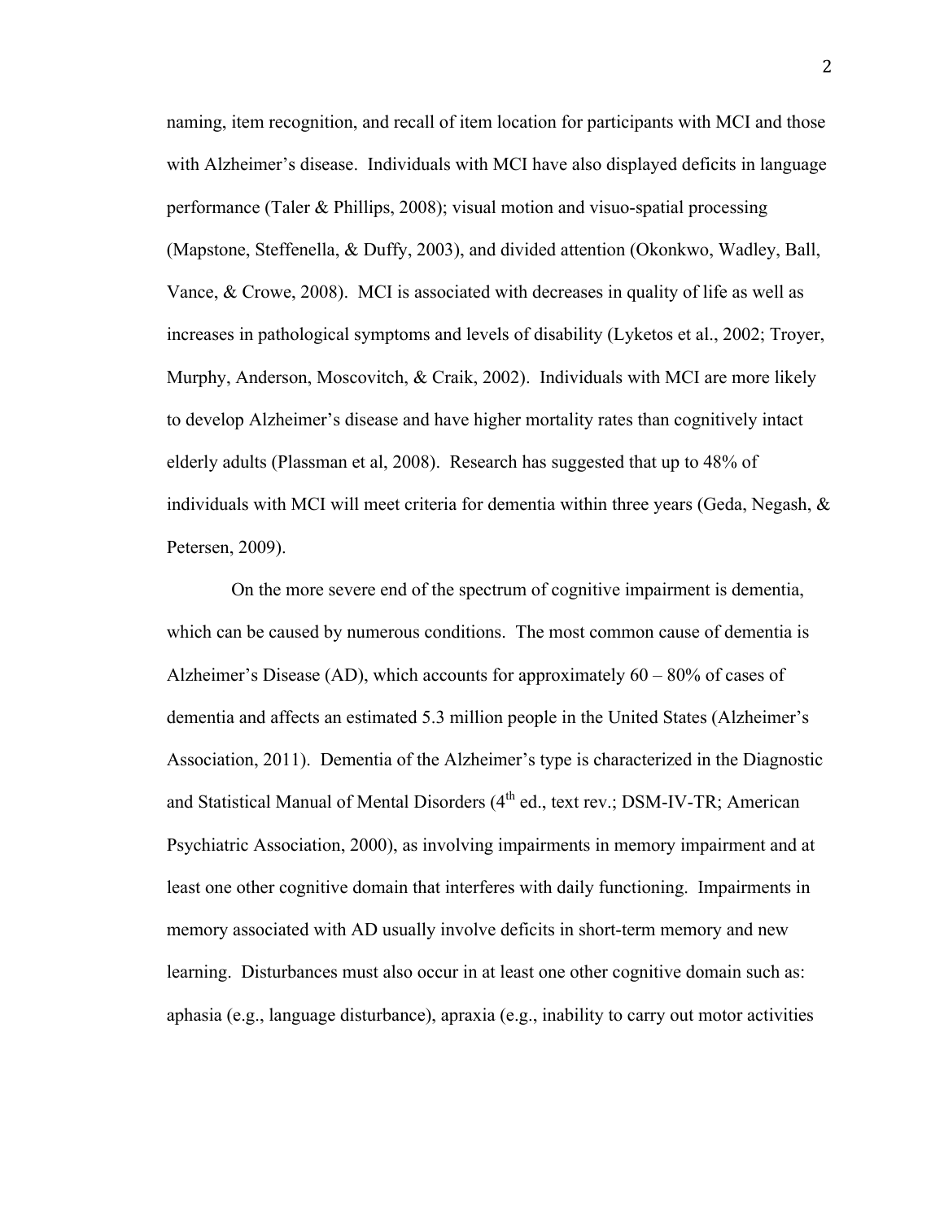naming, item recognition, and recall of item location for participants with MCI and those with Alzheimer's disease. Individuals with MCI have also displayed deficits in language performance (Taler & Phillips, 2008); visual motion and visuo-spatial processing (Mapstone, Steffenella, & Duffy, 2003), and divided attention (Okonkwo, Wadley, Ball, Vance, & Crowe, 2008). MCI is associated with decreases in quality of life as well as increases in pathological symptoms and levels of disability (Lyketos et al., 2002; Troyer, Murphy, Anderson, Moscovitch, & Craik, 2002). Individuals with MCI are more likely to develop Alzheimer's disease and have higher mortality rates than cognitively intact elderly adults (Plassman et al, 2008). Research has suggested that up to 48% of individuals with MCI will meet criteria for dementia within three years (Geda, Negash, & Petersen, 2009).

On the more severe end of the spectrum of cognitive impairment is dementia, which can be caused by numerous conditions. The most common cause of dementia is Alzheimer's Disease (AD), which accounts for approximately 60 – 80% of cases of dementia and affects an estimated 5.3 million people in the United States (Alzheimer's Association, 2011). Dementia of the Alzheimer's type is characterized in the Diagnostic and Statistical Manual of Mental Disorders (4th ed., text rev.; DSM-IV-TR; American Psychiatric Association, 2000), as involving impairments in memory impairment and at least one other cognitive domain that interferes with daily functioning. Impairments in memory associated with AD usually involve deficits in short-term memory and new learning. Disturbances must also occur in at least one other cognitive domain such as: aphasia (e.g., language disturbance), apraxia (e.g., inability to carry out motor activities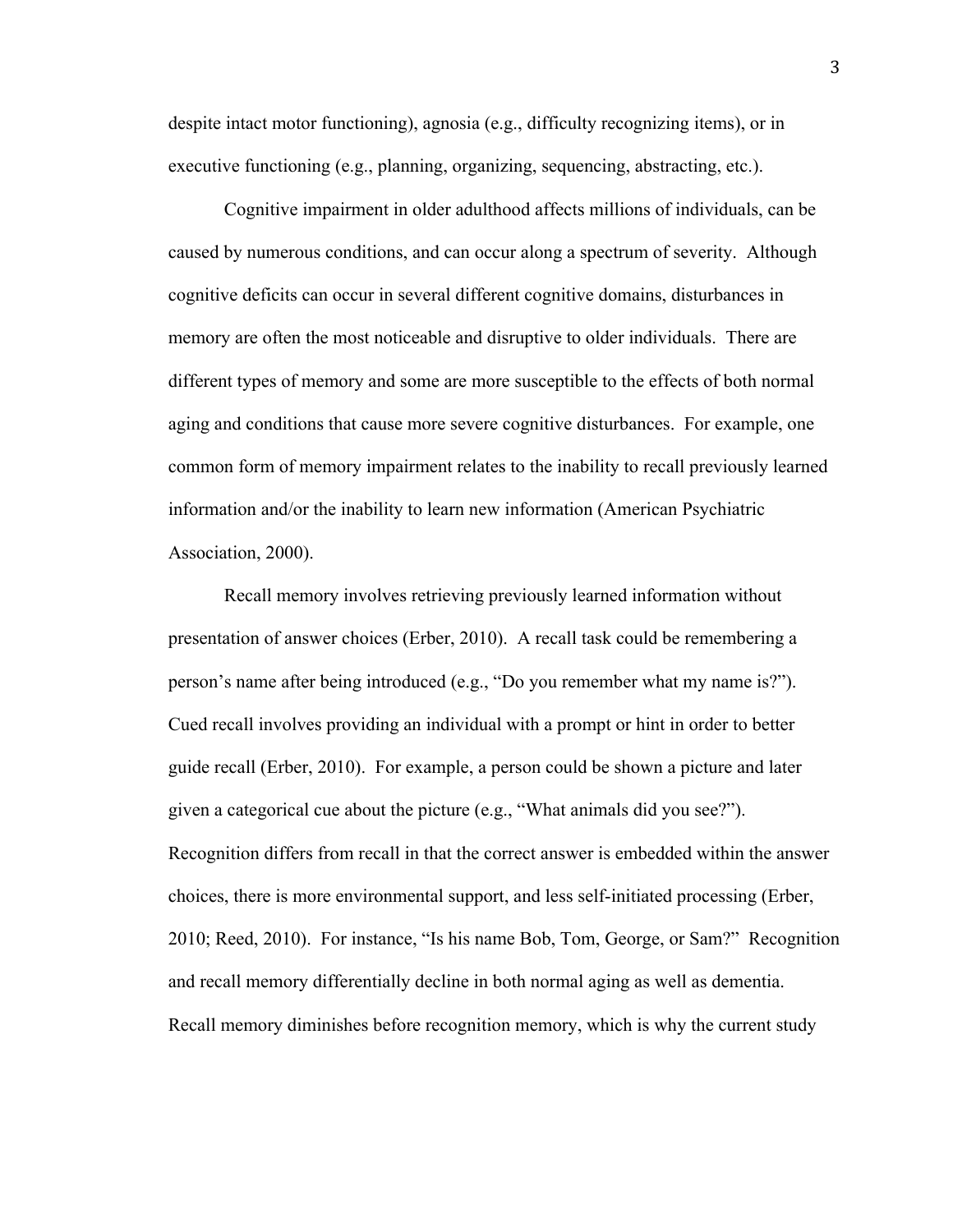despite intact motor functioning), agnosia (e.g., difficulty recognizing items), or in executive functioning (e.g., planning, organizing, sequencing, abstracting, etc.).

Cognitive impairment in older adulthood affects millions of individuals, can be caused by numerous conditions, and can occur along a spectrum of severity. Although cognitive deficits can occur in several different cognitive domains, disturbances in memory are often the most noticeable and disruptive to older individuals. There are different types of memory and some are more susceptible to the effects of both normal aging and conditions that cause more severe cognitive disturbances. For example, one common form of memory impairment relates to the inability to recall previously learned information and/or the inability to learn new information (American Psychiatric Association, 2000).

Recall memory involves retrieving previously learned information without presentation of answer choices (Erber, 2010). A recall task could be remembering a person's name after being introduced (e.g., "Do you remember what my name is?"). Cued recall involves providing an individual with a prompt or hint in order to better guide recall (Erber, 2010). For example, a person could be shown a picture and later given a categorical cue about the picture (e.g., "What animals did you see?"). Recognition differs from recall in that the correct answer is embedded within the answer choices, there is more environmental support, and less self-initiated processing (Erber, 2010; Reed, 2010). For instance, "Is his name Bob, Tom, George, or Sam?" Recognition and recall memory differentially decline in both normal aging as well as dementia. Recall memory diminishes before recognition memory, which is why the current study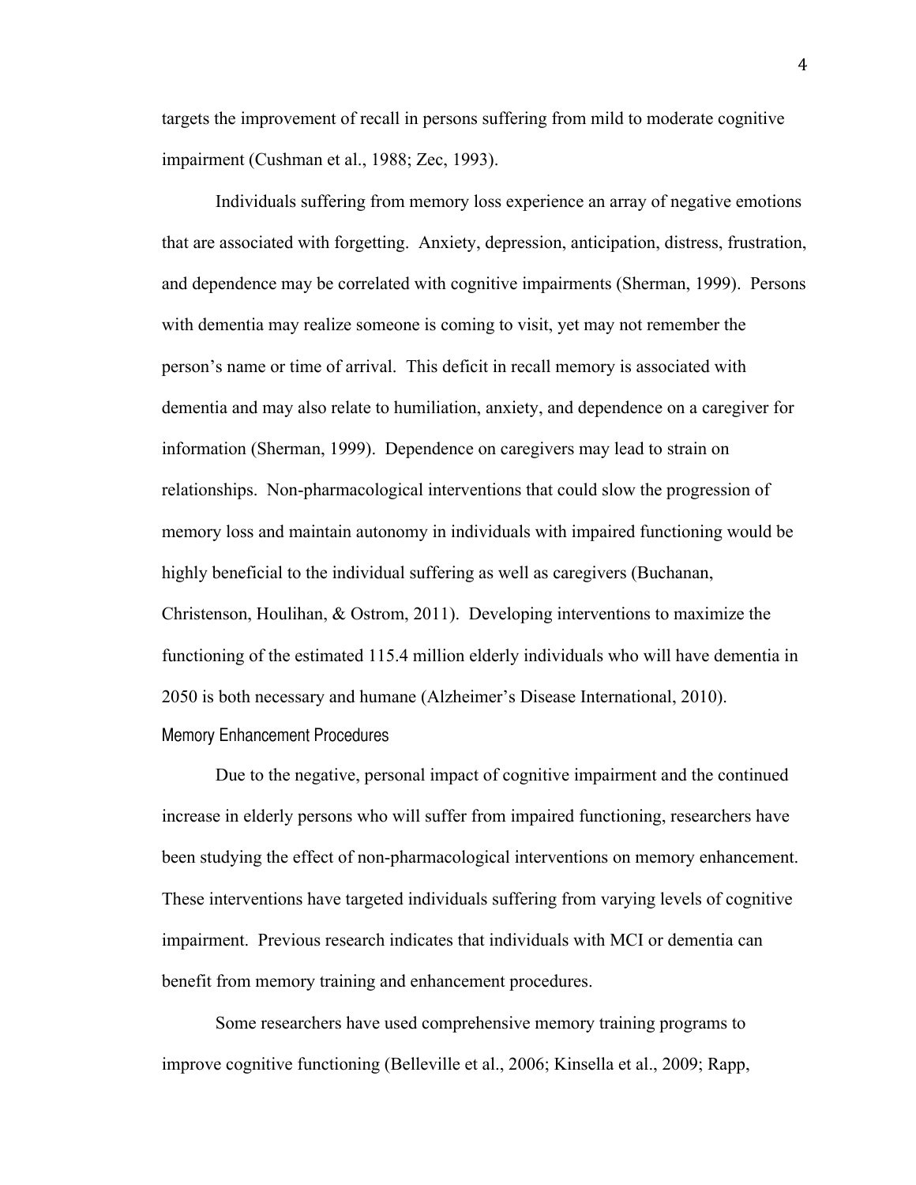targets the improvement of recall in persons suffering from mild to moderate cognitive impairment (Cushman et al., 1988; Zec, 1993).

Individuals suffering from memory loss experience an array of negative emotions that are associated with forgetting. Anxiety, depression, anticipation, distress, frustration, and dependence may be correlated with cognitive impairments (Sherman, 1999). Persons with dementia may realize someone is coming to visit, yet may not remember the person's name or time of arrival. This deficit in recall memory is associated with dementia and may also relate to humiliation, anxiety, and dependence on a caregiver for information (Sherman, 1999). Dependence on caregivers may lead to strain on relationships. Non-pharmacological interventions that could slow the progression of memory loss and maintain autonomy in individuals with impaired functioning would be highly beneficial to the individual suffering as well as caregivers (Buchanan, Christenson, Houlihan, & Ostrom, 2011). Developing interventions to maximize the functioning of the estimated 115.4 million elderly individuals who will have dementia in 2050 is both necessary and humane (Alzheimer's Disease International, 2010).

## Memory Enhancement Procedures

Due to the negative, personal impact of cognitive impairment and the continued increase in elderly persons who will suffer from impaired functioning, researchers have been studying the effect of non-pharmacological interventions on memory enhancement. These interventions have targeted individuals suffering from varying levels of cognitive impairment. Previous research indicates that individuals with MCI or dementia can benefit from memory training and enhancement procedures.

Some researchers have used comprehensive memory training programs to improve cognitive functioning (Belleville et al., 2006; Kinsella et al., 2009; Rapp,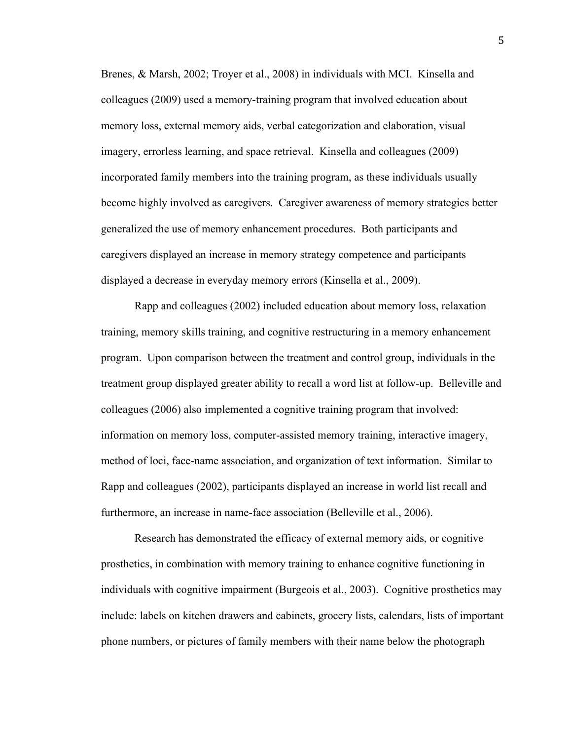Brenes, & Marsh, 2002; Troyer et al., 2008) in individuals with MCI. Kinsella and colleagues (2009) used a memory-training program that involved education about memory loss, external memory aids, verbal categorization and elaboration, visual imagery, errorless learning, and space retrieval. Kinsella and colleagues (2009) incorporated family members into the training program, as these individuals usually become highly involved as caregivers. Caregiver awareness of memory strategies better generalized the use of memory enhancement procedures. Both participants and caregivers displayed an increase in memory strategy competence and participants displayed a decrease in everyday memory errors (Kinsella et al., 2009).

Rapp and colleagues (2002) included education about memory loss, relaxation training, memory skills training, and cognitive restructuring in a memory enhancement program. Upon comparison between the treatment and control group, individuals in the treatment group displayed greater ability to recall a word list at follow-up. Belleville and colleagues (2006) also implemented a cognitive training program that involved: information on memory loss, computer-assisted memory training, interactive imagery, method of loci, face-name association, and organization of text information. Similar to Rapp and colleagues (2002), participants displayed an increase in world list recall and furthermore, an increase in name-face association (Belleville et al., 2006).

Research has demonstrated the efficacy of external memory aids, or cognitive prosthetics, in combination with memory training to enhance cognitive functioning in individuals with cognitive impairment (Burgeois et al., 2003). Cognitive prosthetics may include: labels on kitchen drawers and cabinets, grocery lists, calendars, lists of important phone numbers, or pictures of family members with their name below the photograph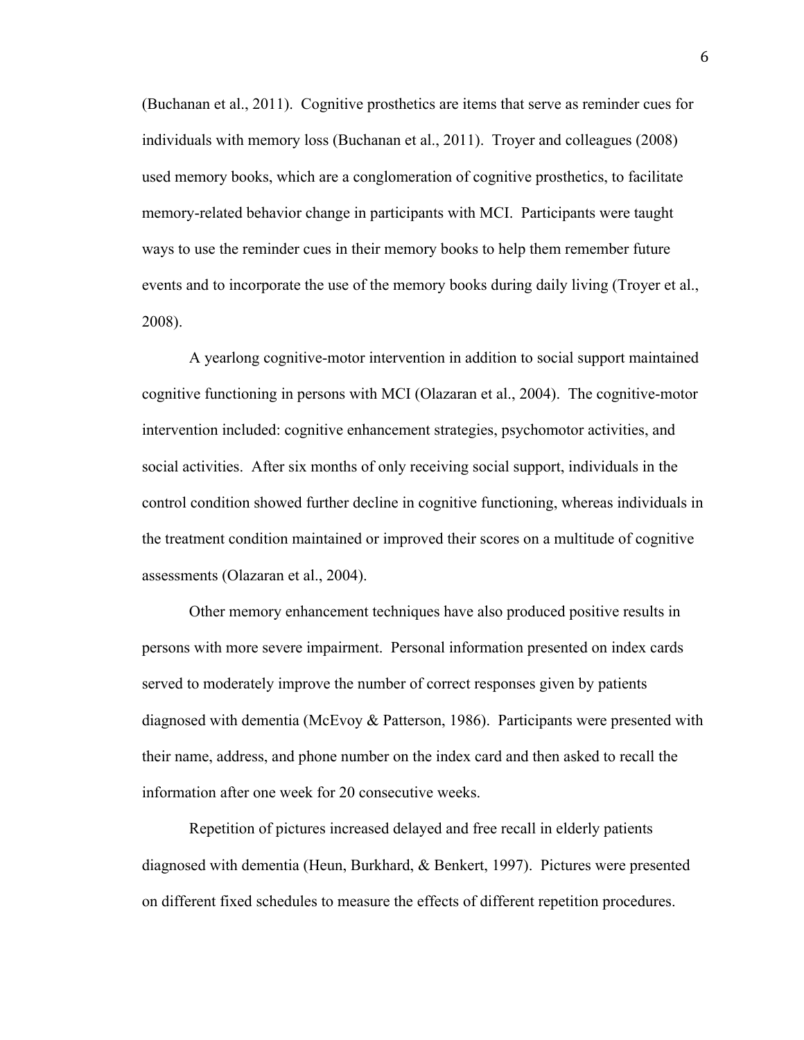(Buchanan et al., 2011). Cognitive prosthetics are items that serve as reminder cues for individuals with memory loss (Buchanan et al., 2011). Troyer and colleagues (2008) used memory books, which are a conglomeration of cognitive prosthetics, to facilitate memory-related behavior change in participants with MCI. Participants were taught ways to use the reminder cues in their memory books to help them remember future events and to incorporate the use of the memory books during daily living (Troyer et al., 2008).

A yearlong cognitive-motor intervention in addition to social support maintained cognitive functioning in persons with MCI (Olazaran et al., 2004). The cognitive-motor intervention included: cognitive enhancement strategies, psychomotor activities, and social activities. After six months of only receiving social support, individuals in the control condition showed further decline in cognitive functioning, whereas individuals in the treatment condition maintained or improved their scores on a multitude of cognitive assessments (Olazaran et al., 2004).

Other memory enhancement techniques have also produced positive results in persons with more severe impairment. Personal information presented on index cards served to moderately improve the number of correct responses given by patients diagnosed with dementia (McEvoy & Patterson, 1986). Participants were presented with their name, address, and phone number on the index card and then asked to recall the information after one week for 20 consecutive weeks.

Repetition of pictures increased delayed and free recall in elderly patients diagnosed with dementia (Heun, Burkhard, & Benkert, 1997). Pictures were presented on different fixed schedules to measure the effects of different repetition procedures.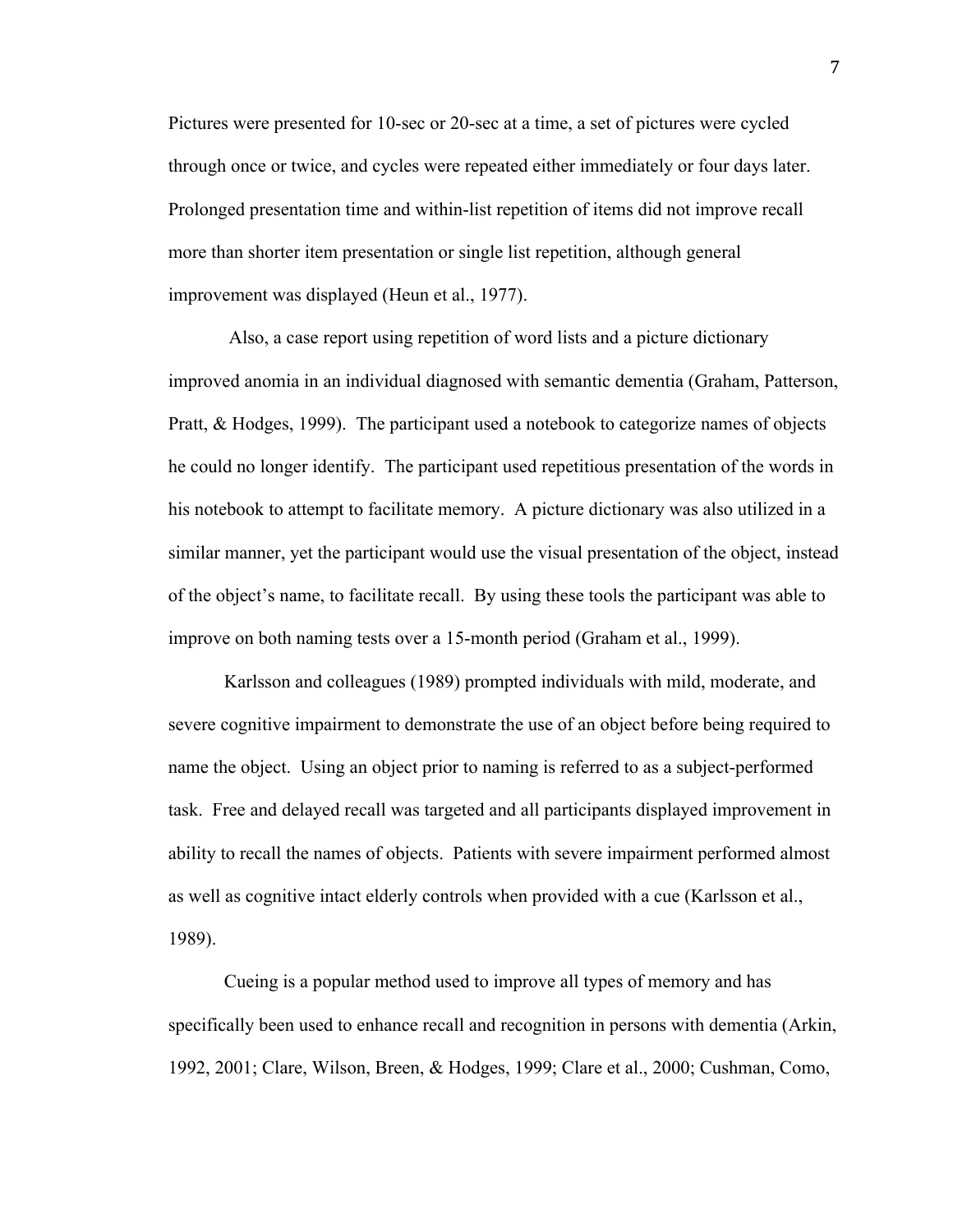Pictures were presented for 10-sec or 20-sec at a time, a set of pictures were cycled through once or twice, and cycles were repeated either immediately or four days later. Prolonged presentation time and within-list repetition of items did not improve recall more than shorter item presentation or single list repetition, although general improvement was displayed (Heun et al., 1977).

Also, a case report using repetition of word lists and a picture dictionary improved anomia in an individual diagnosed with semantic dementia (Graham, Patterson, Pratt, & Hodges, 1999). The participant used a notebook to categorize names of objects he could no longer identify. The participant used repetitious presentation of the words in his notebook to attempt to facilitate memory. A picture dictionary was also utilized in a similar manner, yet the participant would use the visual presentation of the object, instead of the object's name, to facilitate recall. By using these tools the participant was able to improve on both naming tests over a 15-month period (Graham et al., 1999).

Karlsson and colleagues (1989) prompted individuals with mild, moderate, and severe cognitive impairment to demonstrate the use of an object before being required to name the object. Using an object prior to naming is referred to as a subject-performed task. Free and delayed recall was targeted and all participants displayed improvement in ability to recall the names of objects. Patients with severe impairment performed almost as well as cognitive intact elderly controls when provided with a cue (Karlsson et al., 1989).

Cueing is a popular method used to improve all types of memory and has specifically been used to enhance recall and recognition in persons with dementia (Arkin, 1992, 2001; Clare, Wilson, Breen, & Hodges, 1999; Clare et al., 2000; Cushman, Como,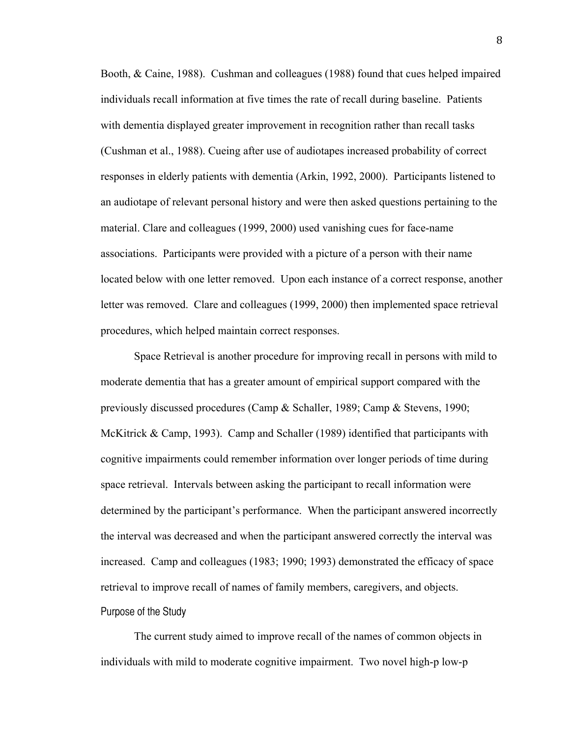Booth, & Caine, 1988). Cushman and colleagues (1988) found that cues helped impaired individuals recall information at five times the rate of recall during baseline. Patients with dementia displayed greater improvement in recognition rather than recall tasks (Cushman et al., 1988). Cueing after use of audiotapes increased probability of correct responses in elderly patients with dementia (Arkin, 1992, 2000). Participants listened to an audiotape of relevant personal history and were then asked questions pertaining to the material. Clare and colleagues (1999, 2000) used vanishing cues for face-name associations. Participants were provided with a picture of a person with their name located below with one letter removed. Upon each instance of a correct response, another letter was removed. Clare and colleagues (1999, 2000) then implemented space retrieval procedures, which helped maintain correct responses.

Space Retrieval is another procedure for improving recall in persons with mild to moderate dementia that has a greater amount of empirical support compared with the previously discussed procedures (Camp & Schaller, 1989; Camp & Stevens, 1990; McKitrick & Camp, 1993). Camp and Schaller (1989) identified that participants with cognitive impairments could remember information over longer periods of time during space retrieval. Intervals between asking the participant to recall information were determined by the participant's performance. When the participant answered incorrectly the interval was decreased and when the participant answered correctly the interval was increased. Camp and colleagues (1983; 1990; 1993) demonstrated the efficacy of space retrieval to improve recall of names of family members, caregivers, and objects.

## Purpose of the Study

The current study aimed to improve recall of the names of common objects in individuals with mild to moderate cognitive impairment. Two novel high-p low-p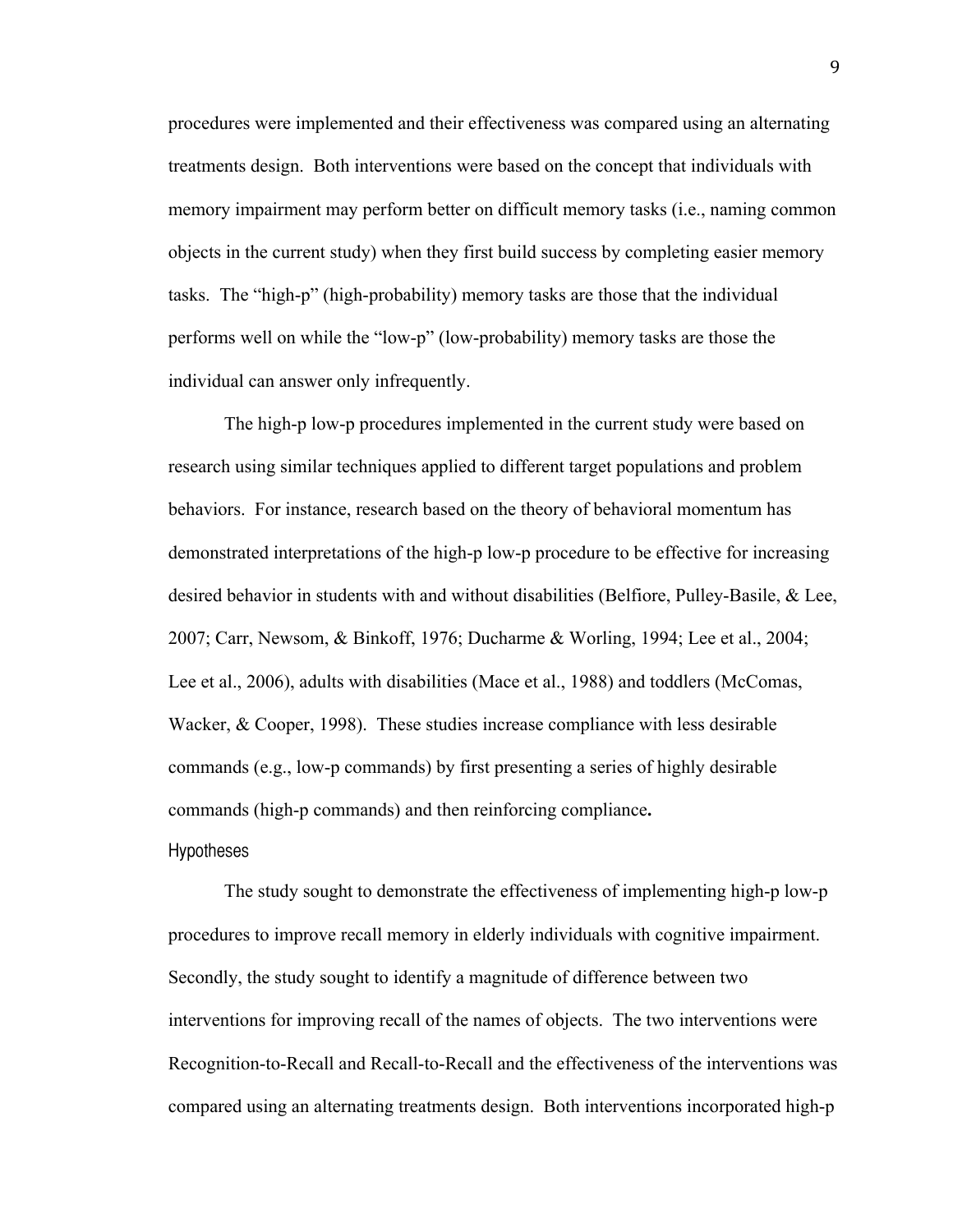procedures were implemented and their effectiveness was compared using an alternating treatments design. Both interventions were based on the concept that individuals with memory impairment may perform better on difficult memory tasks (i.e., naming common objects in the current study) when they first build success by completing easier memory tasks. The "high-p" (high-probability) memory tasks are those that the individual performs well on while the "low-p" (low-probability) memory tasks are those the individual can answer only infrequently.

The high-p low-p procedures implemented in the current study were based on research using similar techniques applied to different target populations and problem behaviors. For instance, research based on the theory of behavioral momentum has demonstrated interpretations of the high-p low-p procedure to be effective for increasing desired behavior in students with and without disabilities (Belfiore, Pulley-Basile, & Lee, 2007; Carr, Newsom, & Binkoff, 1976; Ducharme & Worling, 1994; Lee et al., 2004; Lee et al., 2006), adults with disabilities (Mace et al., 1988) and toddlers (McComas, Wacker, & Cooper, 1998). These studies increase compliance with less desirable commands (e.g., low-p commands) by first presenting a series of highly desirable commands (high-p commands) and then reinforcing compliance**.**

## Hypotheses

The study sought to demonstrate the effectiveness of implementing high-p low-p procedures to improve recall memory in elderly individuals with cognitive impairment. Secondly, the study sought to identify a magnitude of difference between two interventions for improving recall of the names of objects. The two interventions were Recognition-to-Recall and Recall-to-Recall and the effectiveness of the interventions was compared using an alternating treatments design. Both interventions incorporated high-p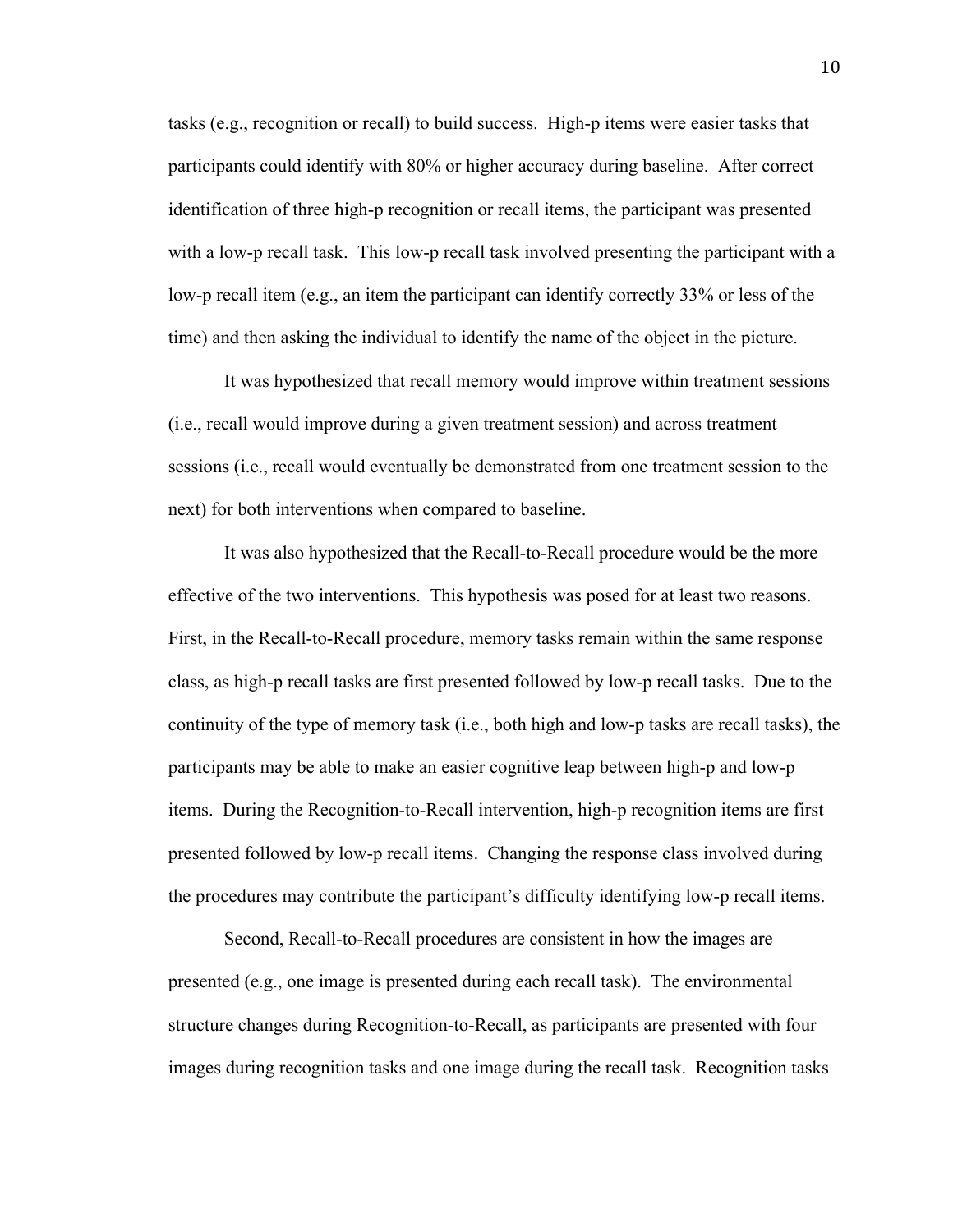tasks (e.g., recognition or recall) to build success. High-p items were easier tasks that participants could identify with 80% or higher accuracy during baseline. After correct identification of three high-p recognition or recall items, the participant was presented with a low-p recall task. This low-p recall task involved presenting the participant with a low-p recall item (e.g., an item the participant can identify correctly 33% or less of the time) and then asking the individual to identify the name of the object in the picture.

It was hypothesized that recall memory would improve within treatment sessions (i.e., recall would improve during a given treatment session) and across treatment sessions (i.e., recall would eventually be demonstrated from one treatment session to the next) for both interventions when compared to baseline.

It was also hypothesized that the Recall-to-Recall procedure would be the more effective of the two interventions. This hypothesis was posed for at least two reasons. First, in the Recall-to-Recall procedure, memory tasks remain within the same response class, as high-p recall tasks are first presented followed by low-p recall tasks. Due to the continuity of the type of memory task (i.e., both high and low-p tasks are recall tasks), the participants may be able to make an easier cognitive leap between high-p and low-p items. During the Recognition-to-Recall intervention, high-p recognition items are first presented followed by low-p recall items. Changing the response class involved during the procedures may contribute the participant's difficulty identifying low-p recall items.

Second, Recall-to-Recall procedures are consistent in how the images are presented (e.g., one image is presented during each recall task). The environmental structure changes during Recognition-to-Recall, as participants are presented with four images during recognition tasks and one image during the recall task. Recognition tasks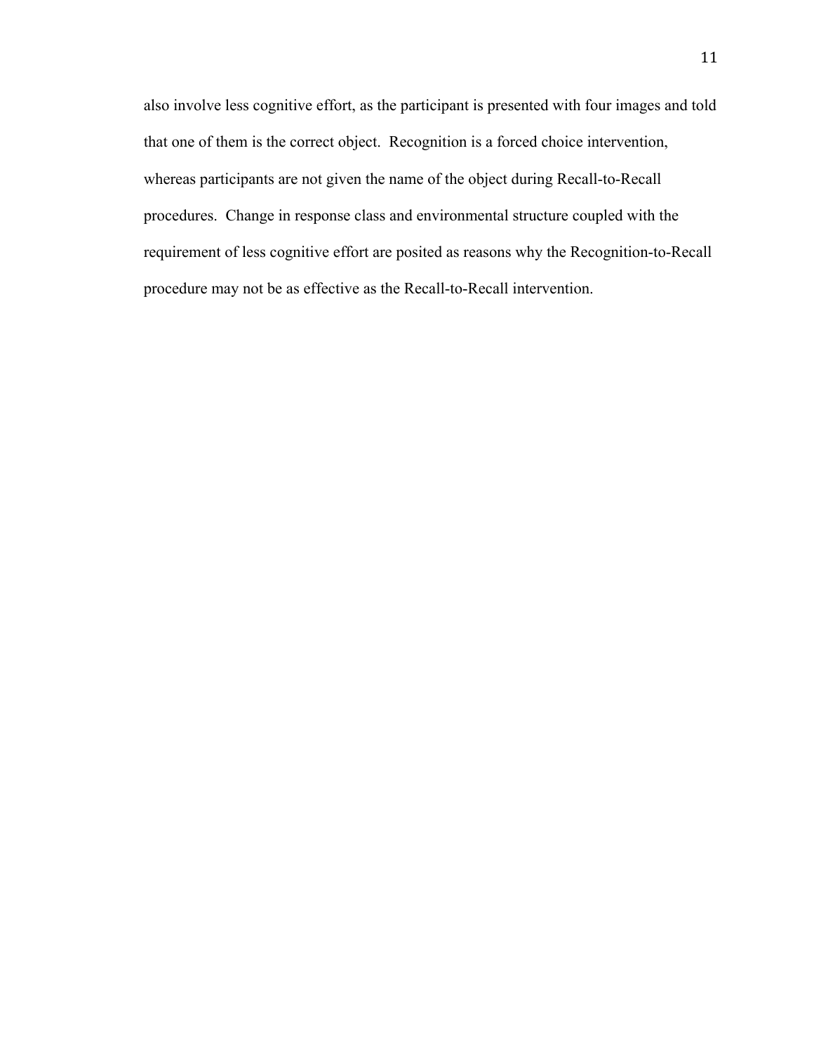also involve less cognitive effort, as the participant is presented with four images and told that one of them is the correct object. Recognition is a forced choice intervention, whereas participants are not given the name of the object during Recall-to-Recall procedures. Change in response class and environmental structure coupled with the requirement of less cognitive effort are posited as reasons why the Recognition-to-Recall procedure may not be as effective as the Recall-to-Recall intervention.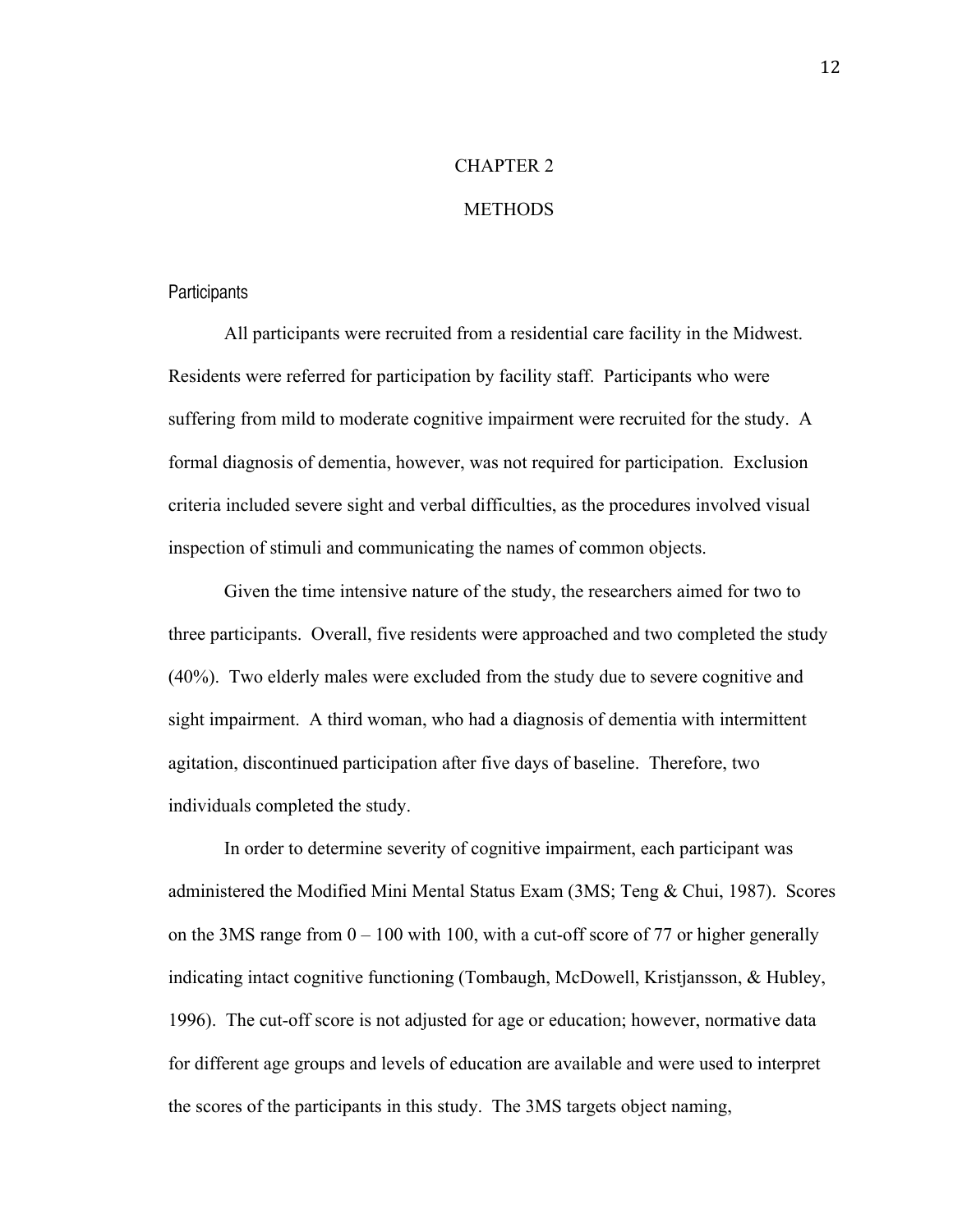# CHAPTER 2

# METHODS

## Participants

All participants were recruited from a residential care facility in the Midwest. Residents were referred for participation by facility staff. Participants who were suffering from mild to moderate cognitive impairment were recruited for the study. A formal diagnosis of dementia, however, was not required for participation. Exclusion criteria included severe sight and verbal difficulties, as the procedures involved visual inspection of stimuli and communicating the names of common objects.

Given the time intensive nature of the study, the researchers aimed for two to three participants. Overall, five residents were approached and two completed the study (40%). Two elderly males were excluded from the study due to severe cognitive and sight impairment. A third woman, who had a diagnosis of dementia with intermittent agitation, discontinued participation after five days of baseline. Therefore, two individuals completed the study.

In order to determine severity of cognitive impairment, each participant was administered the Modified Mini Mental Status Exam (3MS; Teng & Chui, 1987). Scores on the 3MS range from 0 – 100 with 100, with a cut-off score of 77 or higher generally indicating intact cognitive functioning (Tombaugh, McDowell, Kristjansson, & Hubley, 1996). The cut-off score is not adjusted for age or education; however, normative data for different age groups and levels of education are available and were used to interpret the scores of the participants in this study. The 3MS targets object naming,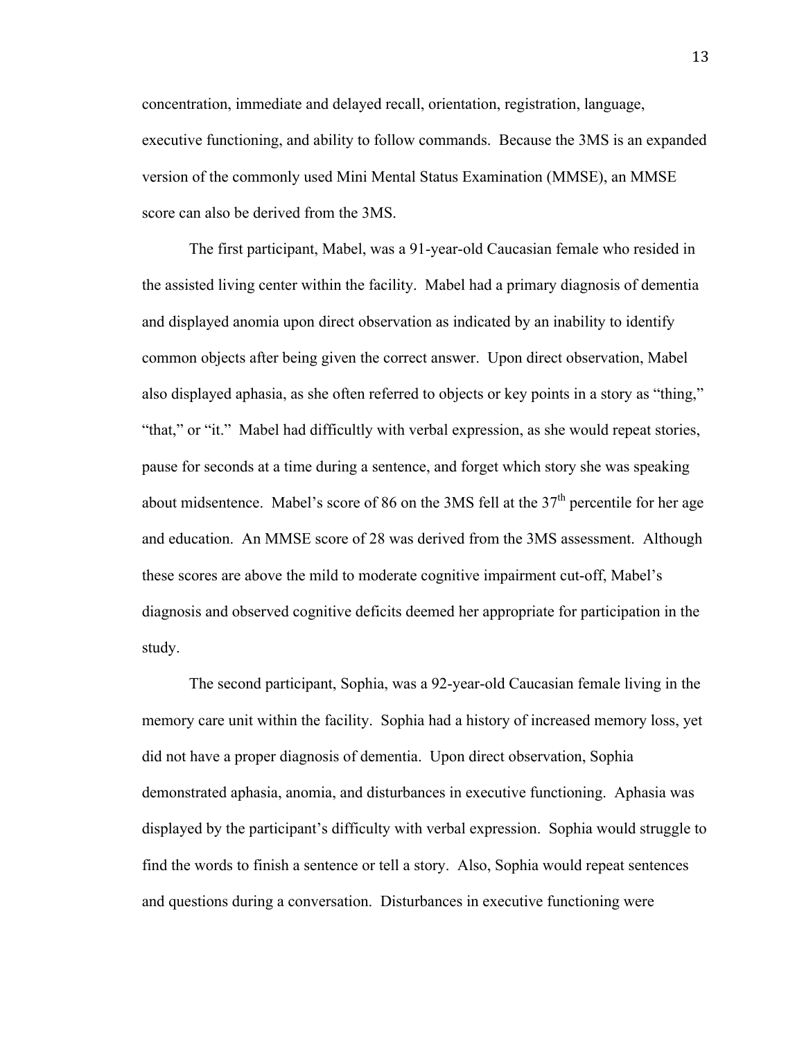concentration, immediate and delayed recall, orientation, registration, language, executive functioning, and ability to follow commands. Because the 3MS is an expanded version of the commonly used Mini Mental Status Examination (MMSE), an MMSE score can also be derived from the 3MS.

The first participant, Mabel, was a 91-year-old Caucasian female who resided in the assisted living center within the facility. Mabel had a primary diagnosis of dementia and displayed anomia upon direct observation as indicated by an inability to identify common objects after being given the correct answer. Upon direct observation, Mabel also displayed aphasia, as she often referred to objects or key points in a story as "thing," "that," or "it." Mabel had difficultly with verbal expression, as she would repeat stories, pause for seconds at a time during a sentence, and forget which story she was speaking about midsentence. Mabel's score of 86 on the 3MS fell at the 37th percentile for her age and education. An MMSE score of 28 was derived from the 3MS assessment. Although these scores are above the mild to moderate cognitive impairment cut-off, Mabel's diagnosis and observed cognitive deficits deemed her appropriate for participation in the study.

The second participant, Sophia, was a 92-year-old Caucasian female living in the memory care unit within the facility. Sophia had a history of increased memory loss, yet did not have a proper diagnosis of dementia. Upon direct observation, Sophia demonstrated aphasia, anomia, and disturbances in executive functioning. Aphasia was displayed by the participant's difficulty with verbal expression. Sophia would struggle to find the words to finish a sentence or tell a story. Also, Sophia would repeat sentences and questions during a conversation. Disturbances in executive functioning were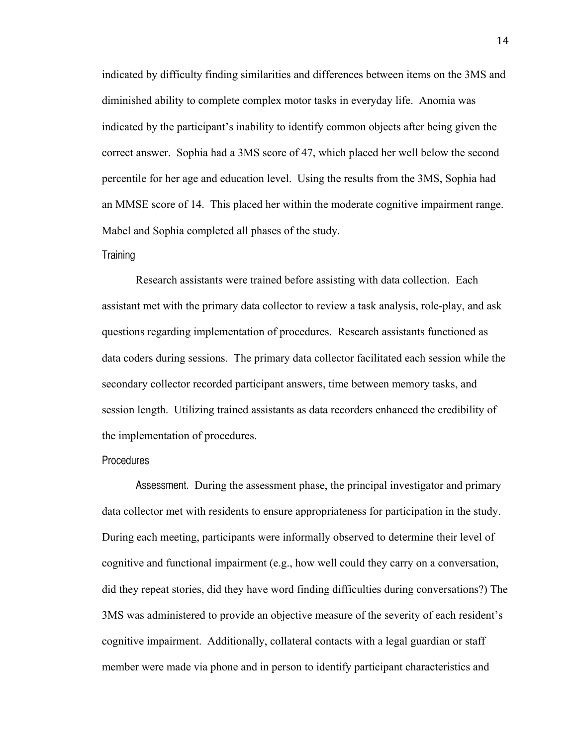indicated by difficulty finding similarities and differences between items on the 3MS and diminished ability to complete complex motor tasks in everyday life. Anomia was indicated by the participant's inability to identify common objects after being given the correct answer. Sophia had a 3MS score of 47, which placed her well below the second percentile for her age and education level. Using the results from the 3MS, Sophia had an MMSE score of 14. This placed her within the moderate cognitive impairment range. Mabel and Sophia completed all phases of the study.

## Training

Research assistants were trained before assisting with data collection. Each assistant met with the primary data collector to review a task analysis, role-play, and ask questions regarding implementation of procedures. Research assistants functioned as data coders during sessions. The primary data collector facilitated each session while the secondary collector recorded participant answers, time between memory tasks, and session length. Utilizing trained assistants as data recorders enhanced the credibility of the implementation of procedures.

## Procedures

*Assessment.* During the assessment phase, the principal investigator and primary data collector met with residents to ensure appropriateness for participation in the study. During each meeting, participants were informally observed to determine their level of cognitive and functional impairment (e.g., how well could they carry on a conversation, did they repeat stories, did they have word finding difficulties during conversations?) The 3MS was administered to provide an objective measure of the severity of each resident's cognitive impairment. Additionally, collateral contacts with a legal guardian or staff member were made via phone and in person to identify participant characteristics and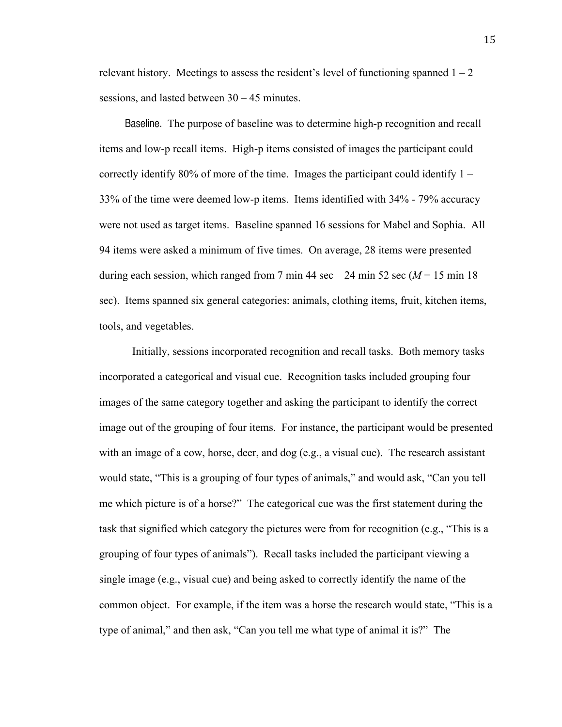relevant history. Meetings to assess the resident's level of functioning spanned 1 – 2 sessions, and lasted between 30 – 45 minutes.

**Baseline.** The purpose of baseline was to determine high-p recognition and recall items and low-p recall items. High-p items consisted of images the participant could correctly identify 80% of more of the time. Images the participant could identify 1 – 33% of the time were deemed low-p items. Items identified with 34% - 79% accuracy were not used as target items. Baseline spanned 16 sessions for Mabel and Sophia. All 94 items were asked a minimum of five times. On average, 28 items were presented during each session, which ranged from 7 min 44 sec – 24 min 52 sec (*M* = 15 min 18 sec). Items spanned six general categories: animals, clothing items, fruit, kitchen items, tools, and vegetables.

Initially, sessions incorporated recognition and recall tasks. Both memory tasks incorporated a categorical and visual cue. Recognition tasks included grouping four images of the same category together and asking the participant to identify the correct image out of the grouping of four items. For instance, the participant would be presented with an image of a cow, horse, deer, and dog (e.g., a visual cue). The research assistant would state, "This is a grouping of four types of animals," and would ask, "Can you tell me which picture is of a horse?" The categorical cue was the first statement during the task that signified which category the pictures were from for recognition (e.g., "This is a grouping of four types of animals"). Recall tasks included the participant viewing a single image (e.g., visual cue) and being asked to correctly identify the name of the common object. For example, if the item was a horse the research would state, "This is a type of animal," and then ask, "Can you tell me what type of animal it is?" The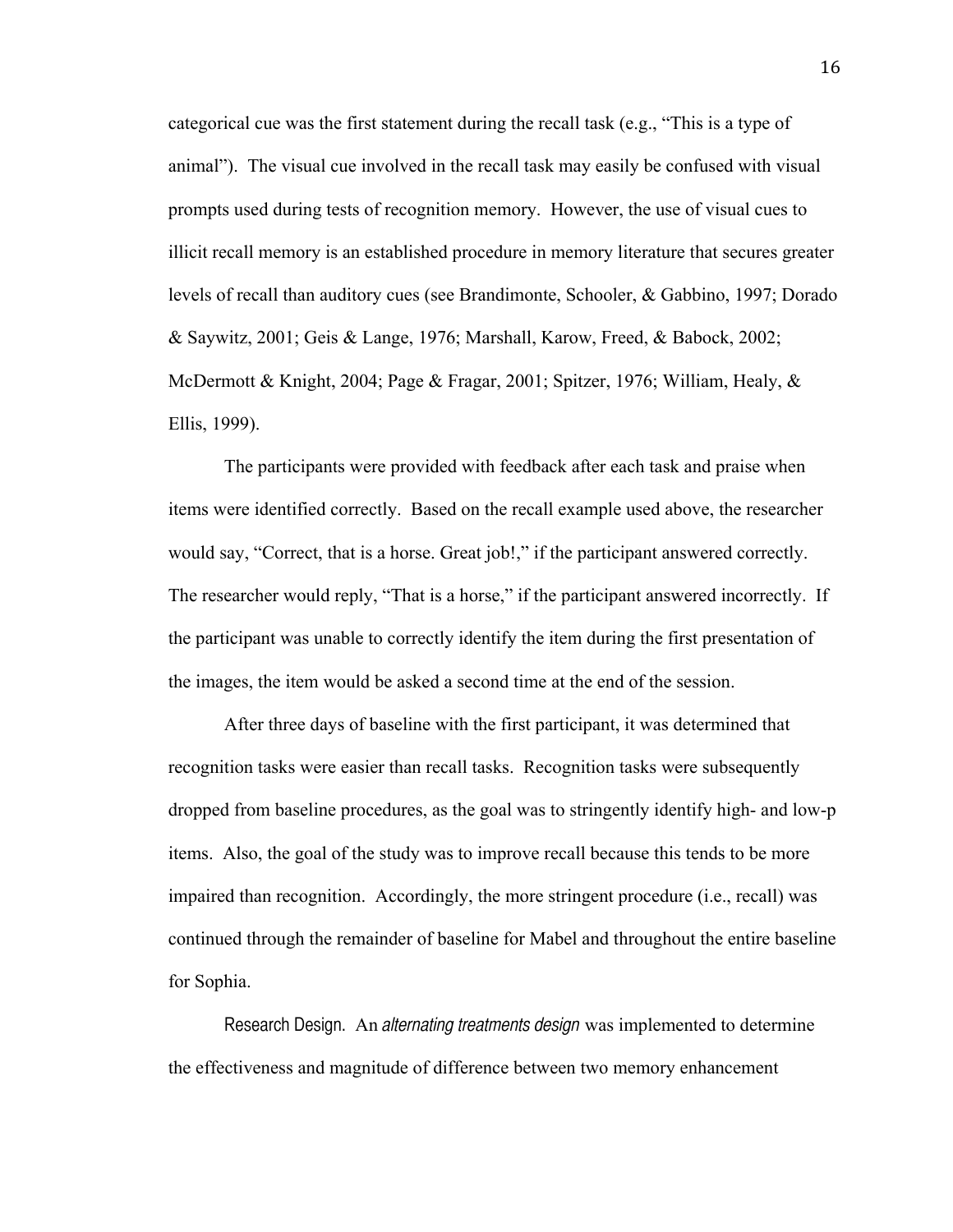categorical cue was the first statement during the recall task (e.g., "This is a type of animal"). The visual cue involved in the recall task may easily be confused with visual prompts used during tests of recognition memory. However, the use of visual cues to illicit recall memory is an established procedure in memory literature that secures greater levels of recall than auditory cues (see Brandimonte, Schooler, & Gabbino, 1997; Dorado & Saywitz, 2001; Geis & Lange, 1976; Marshall, Karow, Freed, & Babock, 2002; McDermott & Knight, 2004; Page & Fragar, 2001; Spitzer, 1976; William, Healy, & Ellis, 1999).

The participants were provided with feedback after each task and praise when items were identified correctly. Based on the recall example used above, the researcher would say, "Correct, that is a horse. Great job!," if the participant answered correctly. The researcher would reply, "That is a horse," if the participant answered incorrectly. If the participant was unable to correctly identify the item during the first presentation of the images, the item would be asked a second time at the end of the session.

After three days of baseline with the first participant, it was determined that recognition tasks were easier than recall tasks. Recognition tasks were subsequently dropped from baseline procedures, as the goal was to stringently identify high- and low-p items. Also, the goal of the study was to improve recall because this tends to be more impaired than recognition. Accordingly, the more stringent procedure (i.e., recall) was continued through the remainder of baseline for Mabel and throughout the entire baseline for Sophia.

Research Design. An *alternating treatments design* was implemented to determine the effectiveness and magnitude of difference between two memory enhancement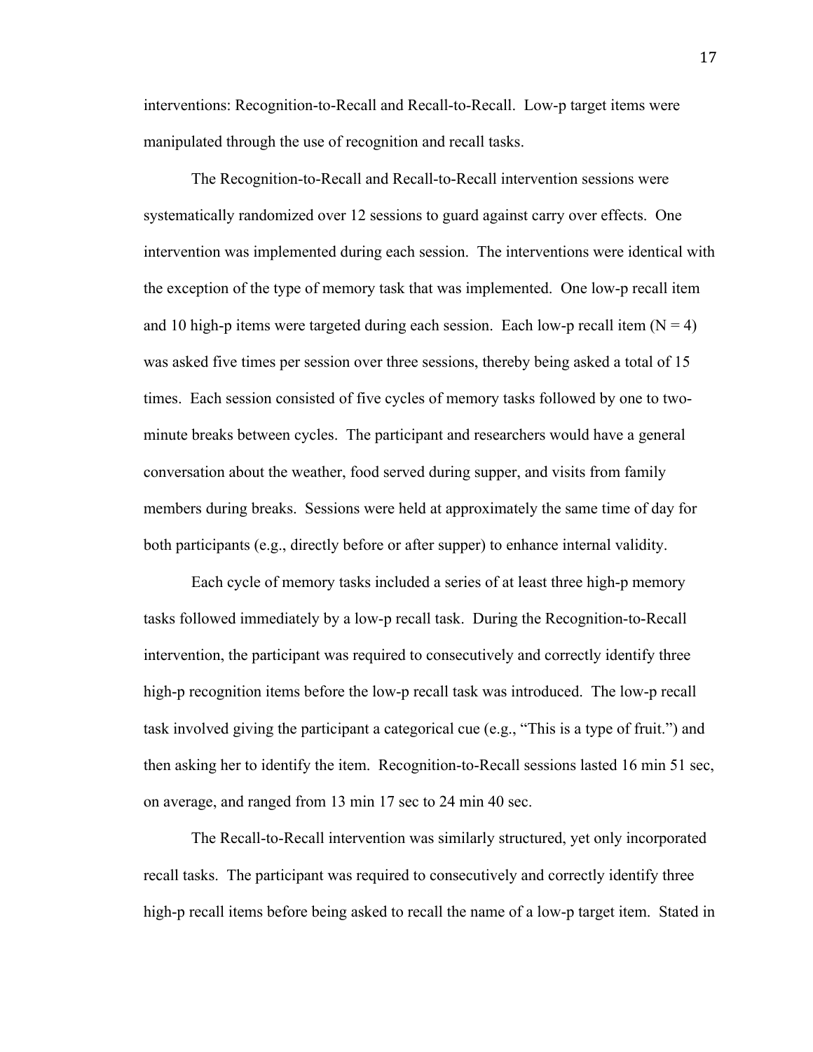interventions: Recognition-to-Recall and Recall-to-Recall. Low-p target items were manipulated through the use of recognition and recall tasks.

The Recognition-to-Recall and Recall-to-Recall intervention sessions were systematically randomized over 12 sessions to guard against carry over effects. One intervention was implemented during each session. The interventions were identical with the exception of the type of memory task that was implemented. One low-p recall item and 10 high-p items were targeted during each session. Each low-p recall item ($N = 4$) was asked five times per session over three sessions, thereby being asked a total of 15 times. Each session consisted of five cycles of memory tasks followed by one to two-minute breaks between cycles. The participant and researchers would have a general conversation about the weather, food served during supper, and visits from family members during breaks. Sessions were held at approximately the same time of day for both participants (e.g., directly before or after supper) to enhance internal validity.

Each cycle of memory tasks included a series of at least three high-p memory tasks followed immediately by a low-p recall task. During the Recognition-to-Recall intervention, the participant was required to consecutively and correctly identify three high-p recognition items before the low-p recall task was introduced. The low-p recall task involved giving the participant a categorical cue (e.g., "This is a type of fruit.") and then asking her to identify the item. Recognition-to-Recall sessions lasted 16 min 51 sec, on average, and ranged from 13 min 17 sec to 24 min 40 sec.

The Recall-to-Recall intervention was similarly structured, yet only incorporated recall tasks. The participant was required to consecutively and correctly identify three high-p recall items before being asked to recall the name of a low-p target item. Stated in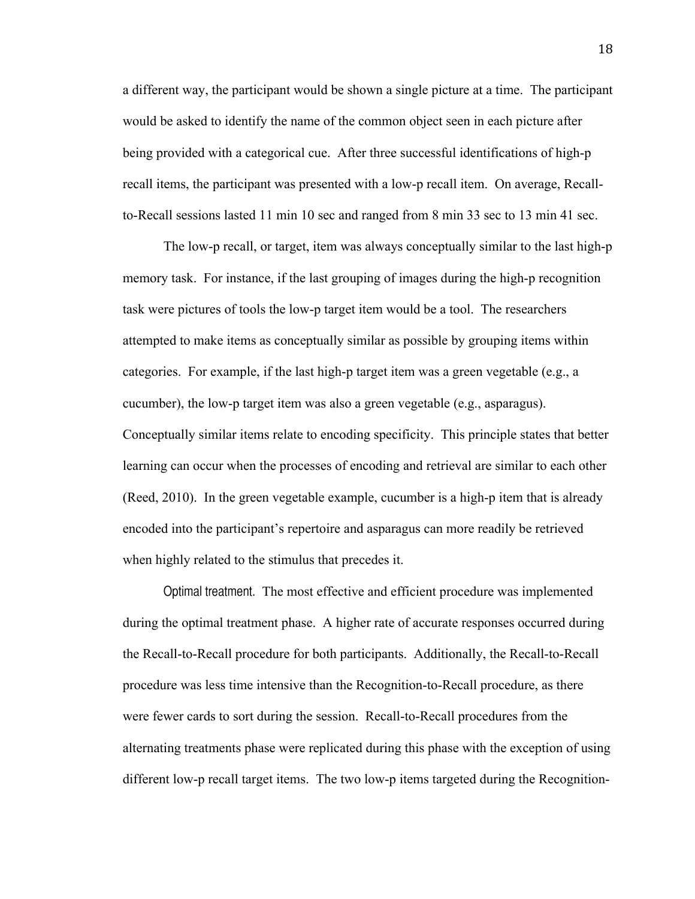a different way, the participant would be shown a single picture at a time. The participant would be asked to identify the name of the common object seen in each picture after being provided with a categorical cue. After three successful identifications of high-p recall items, the participant was presented with a low-p recall item. On average, Recall-to-Recall sessions lasted 11 min 10 sec and ranged from 8 min 33 sec to 13 min 41 sec.

The low-p recall, or target, item was always conceptually similar to the last high-p memory task. For instance, if the last grouping of images during the high-p recognition task were pictures of tools the low-p target item would be a tool. The researchers attempted to make items as conceptually similar as possible by grouping items within categories. For example, if the last high-p target item was a green vegetable (e.g., a cucumber), the low-p target item was also a green vegetable (e.g., asparagus). Conceptually similar items relate to encoding specificity. This principle states that better learning can occur when the processes of encoding and retrieval are similar to each other (Reed, 2010). In the green vegetable example, cucumber is a high-p item that is already encoded into the participant's repertoire and asparagus can more readily be retrieved when highly related to the stimulus that precedes it.

Optimal treatment. The most effective and efficient procedure was implemented during the optimal treatment phase. A higher rate of accurate responses occurred during the Recall-to-Recall procedure for both participants. Additionally, the Recall-to-Recall procedure was less time intensive than the Recognition-to-Recall procedure, as there were fewer cards to sort during the session. Recall-to-Recall procedures from the alternating treatments phase were replicated during this phase with the exception of using different low-p recall target items. The two low-p items targeted during the Recognition-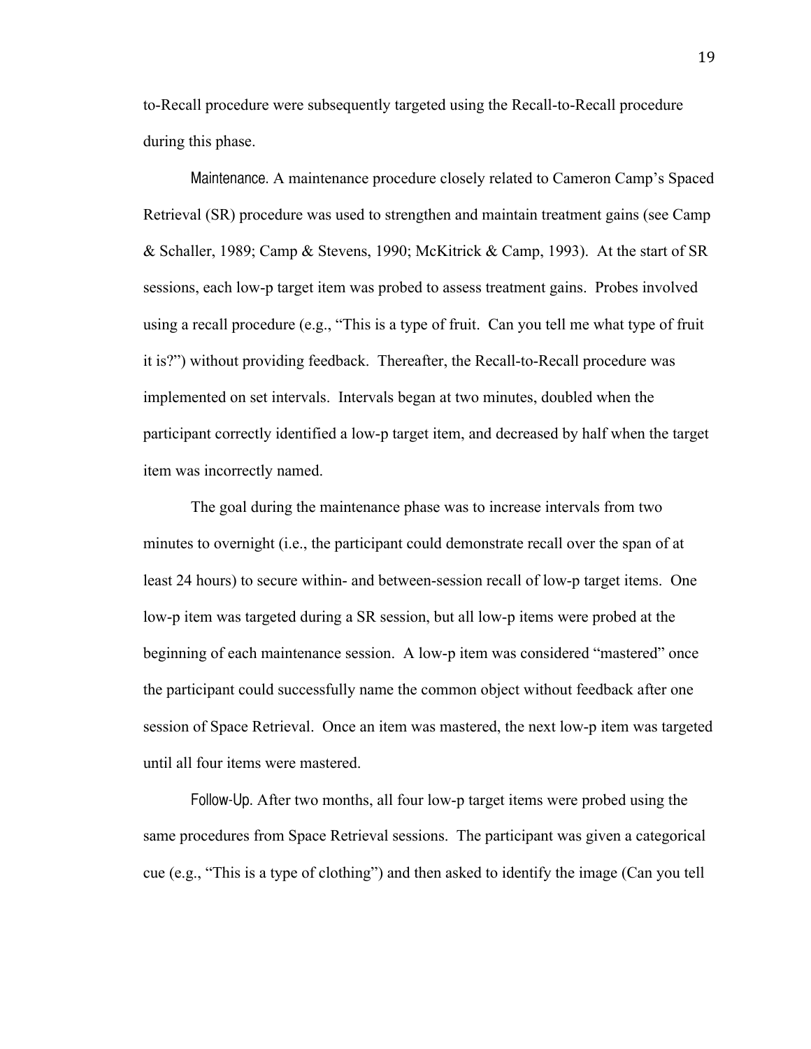to-Recall procedure were subsequently targeted using the Recall-to-Recall procedure during this phase.

Maintenance. A maintenance procedure closely related to Cameron Camp's Spaced Retrieval (SR) procedure was used to strengthen and maintain treatment gains (see Camp & Schaller, 1989; Camp & Stevens, 1990; McKitrick & Camp, 1993). At the start of SR sessions, each low-p target item was probed to assess treatment gains. Probes involved using a recall procedure (e.g., "This is a type of fruit. Can you tell me what type of fruit it is?") without providing feedback. Thereafter, the Recall-to-Recall procedure was implemented on set intervals. Intervals began at two minutes, doubled when the participant correctly identified a low-p target item, and decreased by half when the target item was incorrectly named.

The goal during the maintenance phase was to increase intervals from two minutes to overnight (i.e., the participant could demonstrate recall over the span of at least 24 hours) to secure within- and between-session recall of low-p target items. One low-p item was targeted during a SR session, but all low-p items were probed at the beginning of each maintenance session. A low-p item was considered "mastered" once the participant could successfully name the common object without feedback after one session of Space Retrieval. Once an item was mastered, the next low-p item was targeted until all four items were mastered.

Follow-Up. After two months, all four low-p target items were probed using the same procedures from Space Retrieval sessions. The participant was given a categorical cue (e.g., "This is a type of clothing") and then asked to identify the image (Can you tell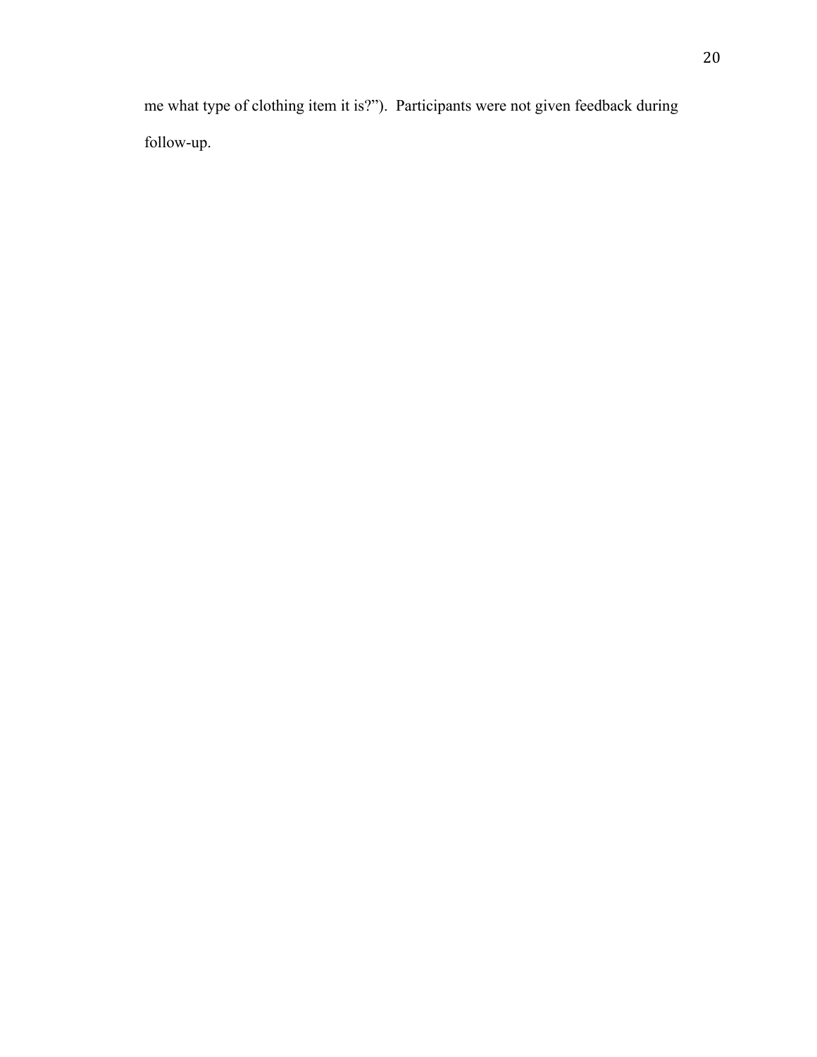me what type of clothing item it is?"). Participants were not given feedback during follow-up.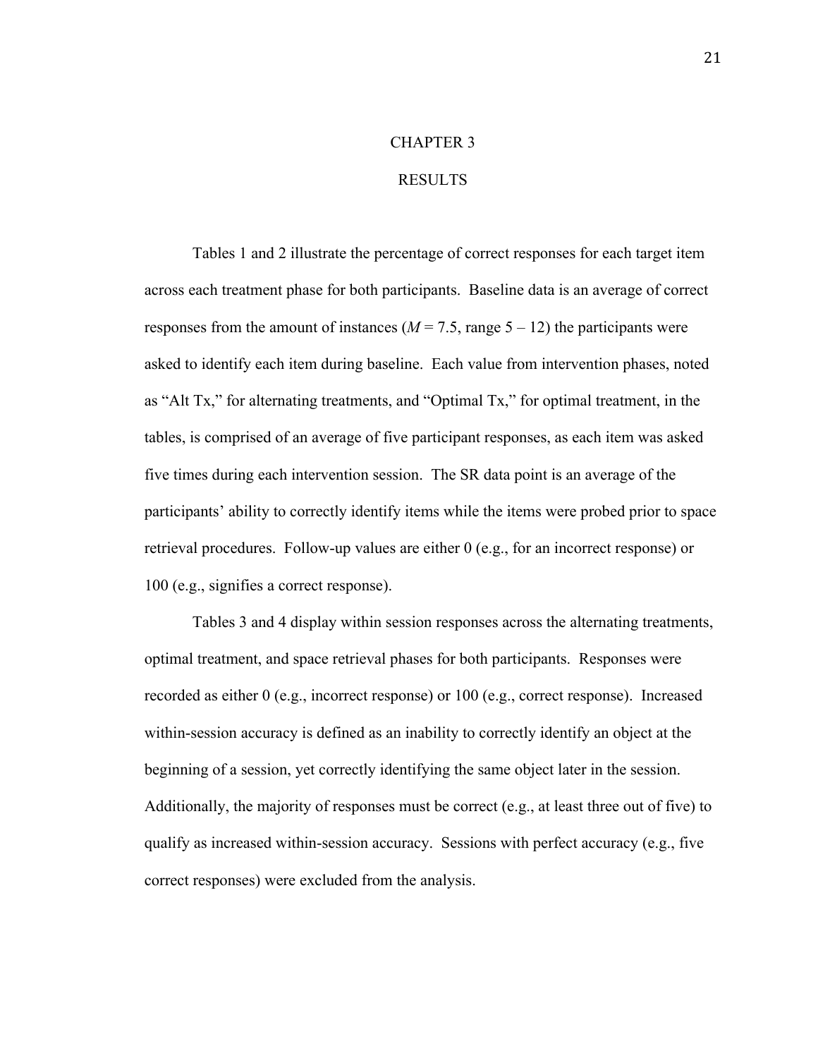# CHAPTER 3

# RESULTS

Tables 1 and 2 illustrate the percentage of correct responses for each target item across each treatment phase for both participants. Baseline data is an average of correct responses from the amount of instances (*M* = 7.5, range 5 – 12) the participants were asked to identify each item during baseline. Each value from intervention phases, noted as "Alt Tx," for alternating treatments, and "Optimal Tx," for optimal treatment, in the tables, is comprised of an average of five participant responses, as each item was asked five times during each intervention session. The SR data point is an average of the participants' ability to correctly identify items while the items were probed prior to space retrieval procedures. Follow-up values are either 0 (e.g., for an incorrect response) or 100 (e.g., signifies a correct response).

Tables 3 and 4 display within session responses across the alternating treatments, optimal treatment, and space retrieval phases for both participants. Responses were recorded as either 0 (e.g., incorrect response) or 100 (e.g., correct response). Increased within-session accuracy is defined as an inability to correctly identify an object at the beginning of a session, yet correctly identifying the same object later in the session. Additionally, the majority of responses must be correct (e.g., at least three out of five) to qualify as increased within-session accuracy. Sessions with perfect accuracy (e.g., five correct responses) were excluded from the analysis.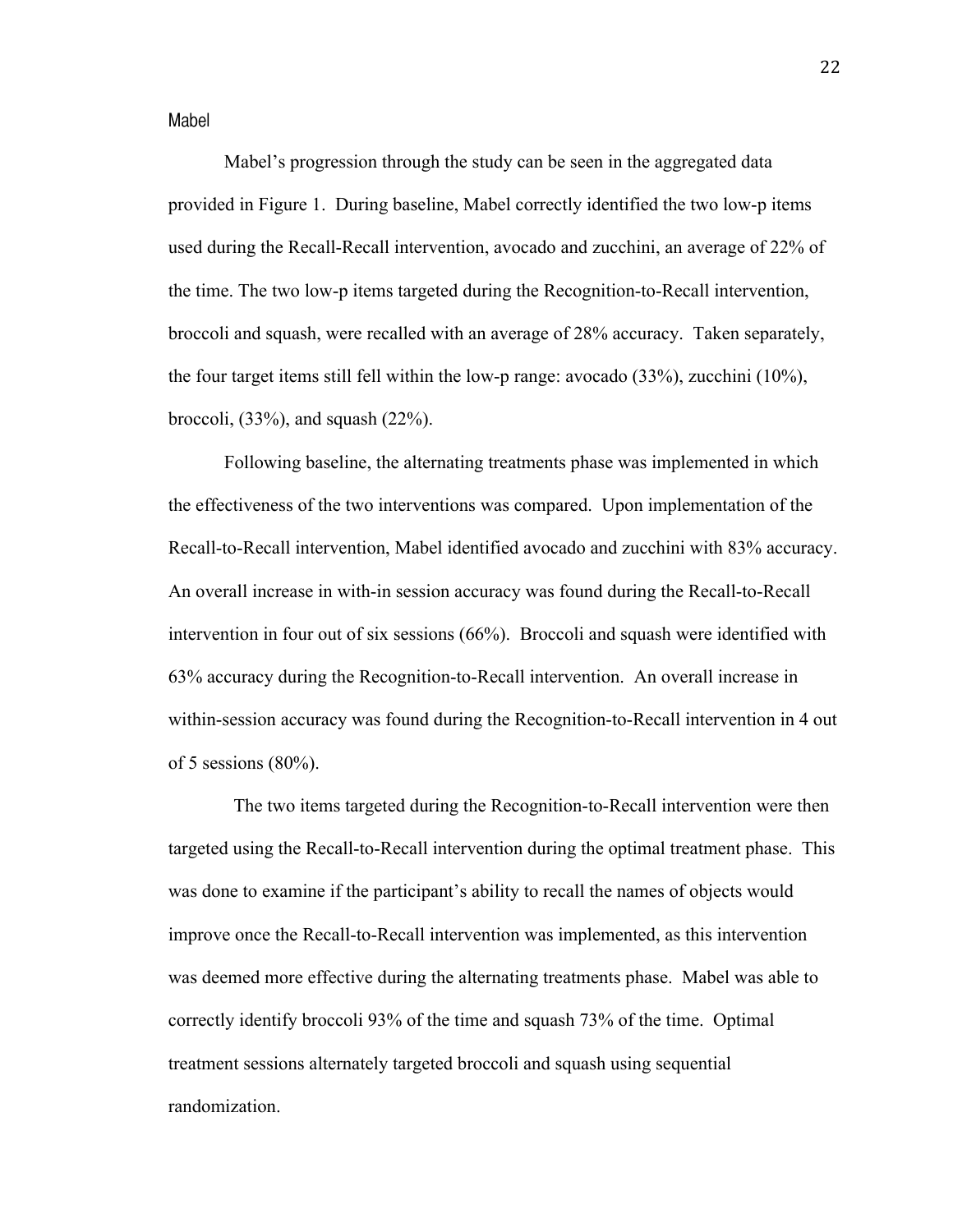### Mabel

Mabel's progression through the study can be seen in the aggregated data provided in Figure 1. During baseline, Mabel correctly identified the two low-p items used during the Recall-Recall intervention, avocado and zucchini, an average of 22% of the time. The two low-p items targeted during the Recognition-to-Recall intervention, broccoli and squash, were recalled with an average of 28% accuracy. Taken separately, the four target items still fell within the low-p range: avocado (33%), zucchini (10%), broccoli, (33%), and squash (22%).

Following baseline, the alternating treatments phase was implemented in which the effectiveness of the two interventions was compared. Upon implementation of the Recall-to-Recall intervention, Mabel identified avocado and zucchini with 83% accuracy. An overall increase in with-in session accuracy was found during the Recall-to-Recall intervention in four out of six sessions (66%). Broccoli and squash were identified with 63% accuracy during the Recognition-to-Recall intervention. An overall increase in within-session accuracy was found during the Recognition-to-Recall intervention in 4 out of 5 sessions (80%).

The two items targeted during the Recognition-to-Recall intervention were then targeted using the Recall-to-Recall intervention during the optimal treatment phase. This was done to examine if the participant's ability to recall the names of objects would improve once the Recall-to-Recall intervention was implemented, as this intervention was deemed more effective during the alternating treatments phase. Mabel was able to correctly identify broccoli 93% of the time and squash 73% of the time. Optimal treatment sessions alternately targeted broccoli and squash using sequential randomization.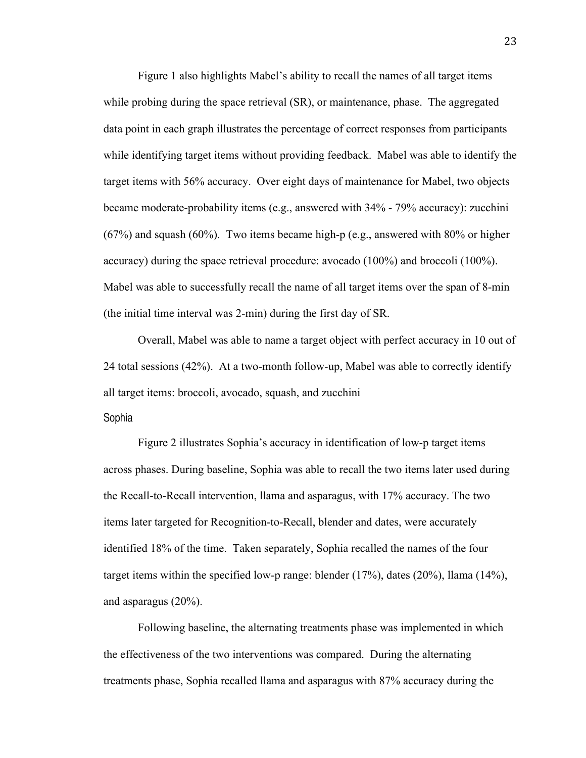Figure 1 also highlights Mabel's ability to recall the names of all target items while probing during the space retrieval (SR), or maintenance, phase. The aggregated data point in each graph illustrates the percentage of correct responses from participants while identifying target items without providing feedback. Mabel was able to identify the target items with 56% accuracy. Over eight days of maintenance for Mabel, two objects became moderate-probability items (e.g., answered with 34% - 79% accuracy): zucchini (67%) and squash (60%). Two items became high-p (e.g., answered with 80% or higher accuracy) during the space retrieval procedure: avocado (100%) and broccoli (100%). Mabel was able to successfully recall the name of all target items over the span of 8-min (the initial time interval was 2-min) during the first day of SR.

Overall, Mabel was able to name a target object with perfect accuracy in 10 out of 24 total sessions (42%). At a two-month follow-up, Mabel was able to correctly identify all target items: broccoli, avocado, squash, and zucchini

## Sophia

Figure 2 illustrates Sophia's accuracy in identification of low-p target items across phases. During baseline, Sophia was able to recall the two items later used during the Recall-to-Recall intervention, llama and asparagus, with 17% accuracy. The two items later targeted for Recognition-to-Recall, blender and dates, were accurately identified 18% of the time. Taken separately, Sophia recalled the names of the four target items within the specified low-p range: blender (17%), dates (20%), llama (14%), and asparagus (20%).

Following baseline, the alternating treatments phase was implemented in which the effectiveness of the two interventions was compared. During the alternating treatments phase, Sophia recalled llama and asparagus with 87% accuracy during the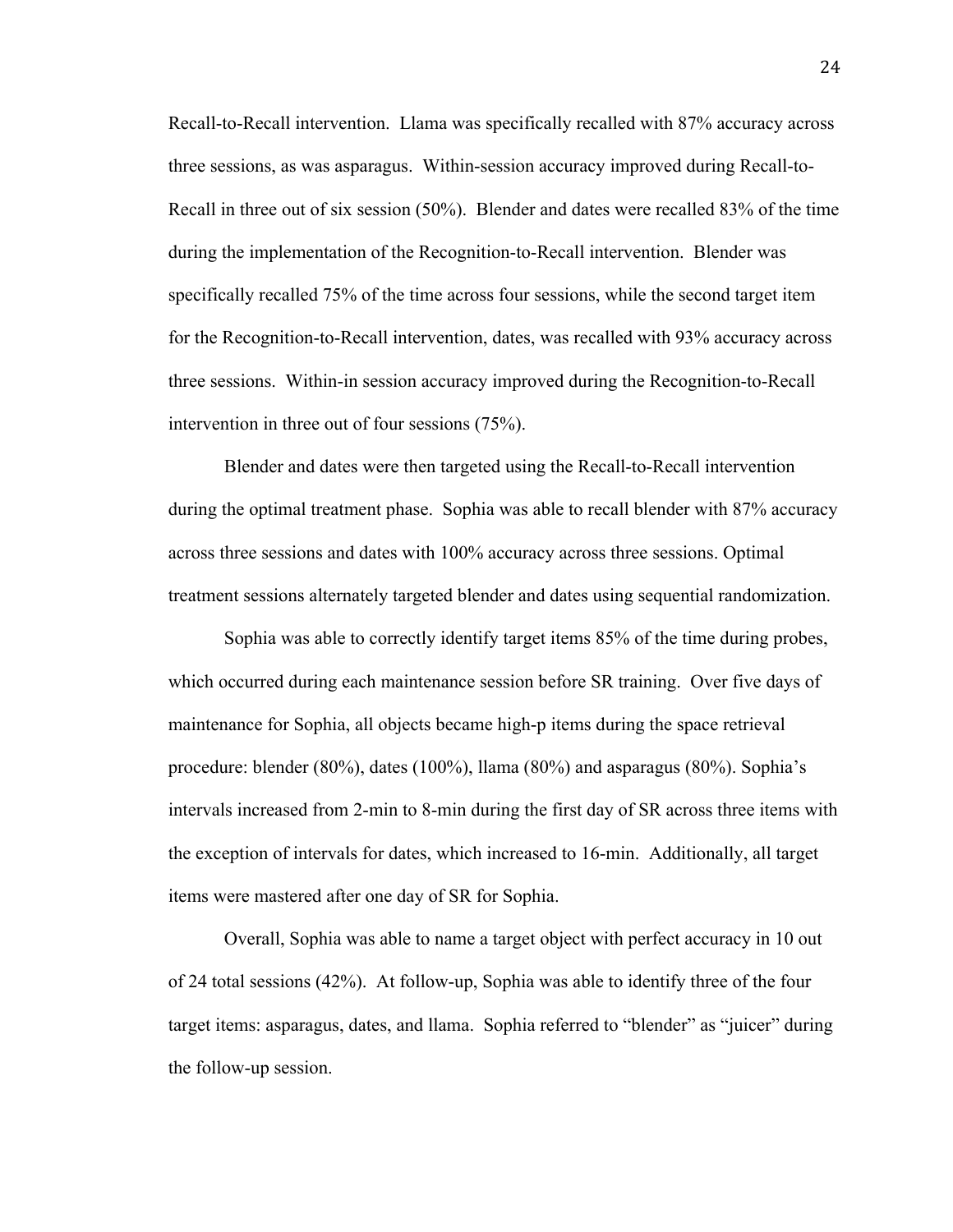Recall-to-Recall intervention. Llama was specifically recalled with 87% accuracy across three sessions, as was asparagus. Within-session accuracy improved during Recall-to-Recall in three out of six session (50%). Blender and dates were recalled 83% of the time during the implementation of the Recognition-to-Recall intervention. Blender was specifically recalled 75% of the time across four sessions, while the second target item for the Recognition-to-Recall intervention, dates, was recalled with 93% accuracy across three sessions. Within-in session accuracy improved during the Recognition-to-Recall intervention in three out of four sessions (75%).

Blender and dates were then targeted using the Recall-to-Recall intervention during the optimal treatment phase. Sophia was able to recall blender with 87% accuracy across three sessions and dates with 100% accuracy across three sessions. Optimal treatment sessions alternately targeted blender and dates using sequential randomization.

Sophia was able to correctly identify target items 85% of the time during probes, which occurred during each maintenance session before SR training. Over five days of maintenance for Sophia, all objects became high-p items during the space retrieval procedure: blender (80%), dates (100%), llama (80%) and asparagus (80%). Sophia's intervals increased from 2-min to 8-min during the first day of SR across three items with the exception of intervals for dates, which increased to 16-min. Additionally, all target items were mastered after one day of SR for Sophia.

Overall, Sophia was able to name a target object with perfect accuracy in 10 out of 24 total sessions (42%). At follow-up, Sophia was able to identify three of the four target items: asparagus, dates, and llama. Sophia referred to "blender" as "juicer" during the follow-up session.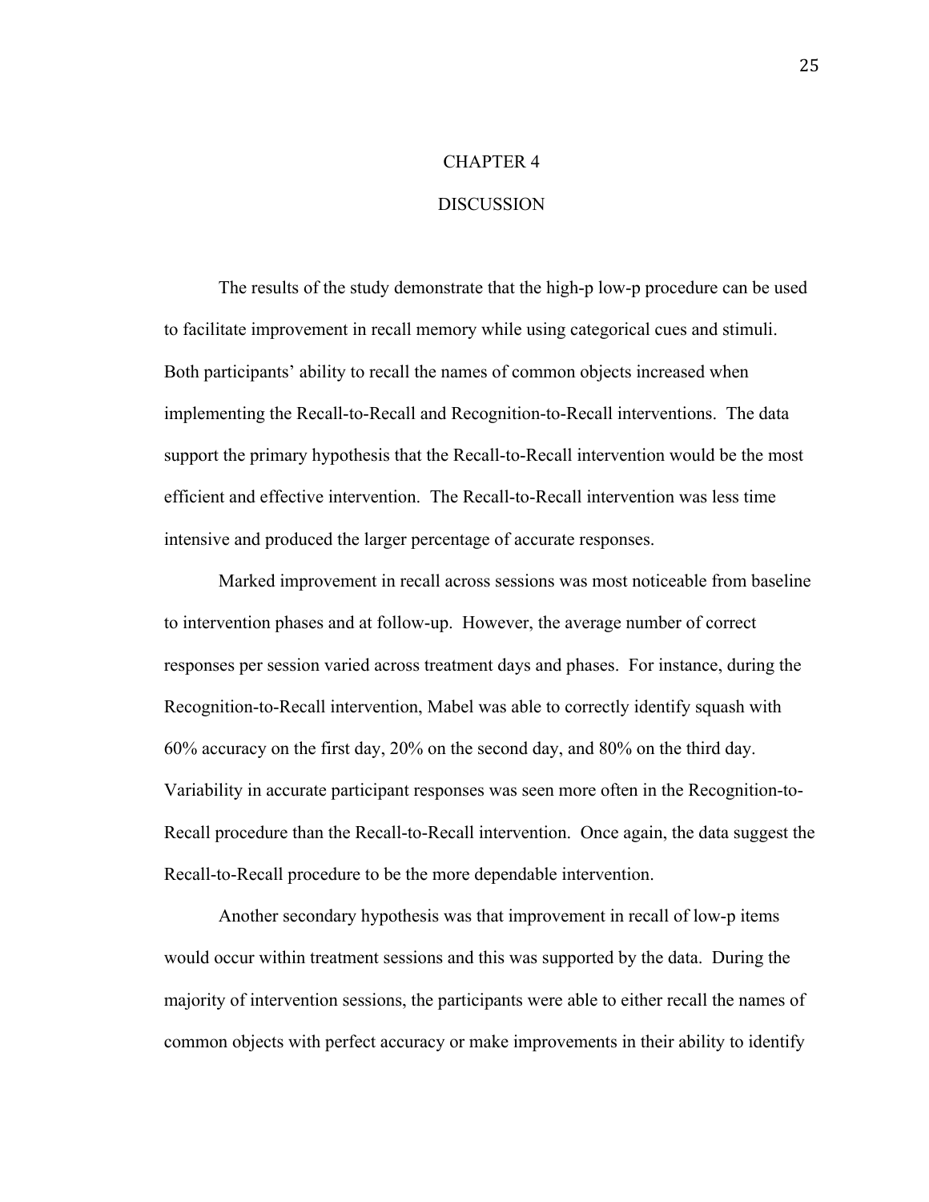# CHAPTER 4

# DISCUSSION

The results of the study demonstrate that the high-p low-p procedure can be used to facilitate improvement in recall memory while using categorical cues and stimuli. Both participants' ability to recall the names of common objects increased when implementing the Recall-to-Recall and Recognition-to-Recall interventions. The data support the primary hypothesis that the Recall-to-Recall intervention would be the most efficient and effective intervention. The Recall-to-Recall intervention was less time intensive and produced the larger percentage of accurate responses.

Marked improvement in recall across sessions was most noticeable from baseline to intervention phases and at follow-up. However, the average number of correct responses per session varied across treatment days and phases. For instance, during the Recognition-to-Recall intervention, Mabel was able to correctly identify squash with 60% accuracy on the first day, 20% on the second day, and 80% on the third day. Variability in accurate participant responses was seen more often in the Recognition-to-Recall procedure than the Recall-to-Recall intervention. Once again, the data suggest the Recall-to-Recall procedure to be the more dependable intervention.

Another secondary hypothesis was that improvement in recall of low-p items would occur within treatment sessions and this was supported by the data. During the majority of intervention sessions, the participants were able to either recall the names of common objects with perfect accuracy or make improvements in their ability to identify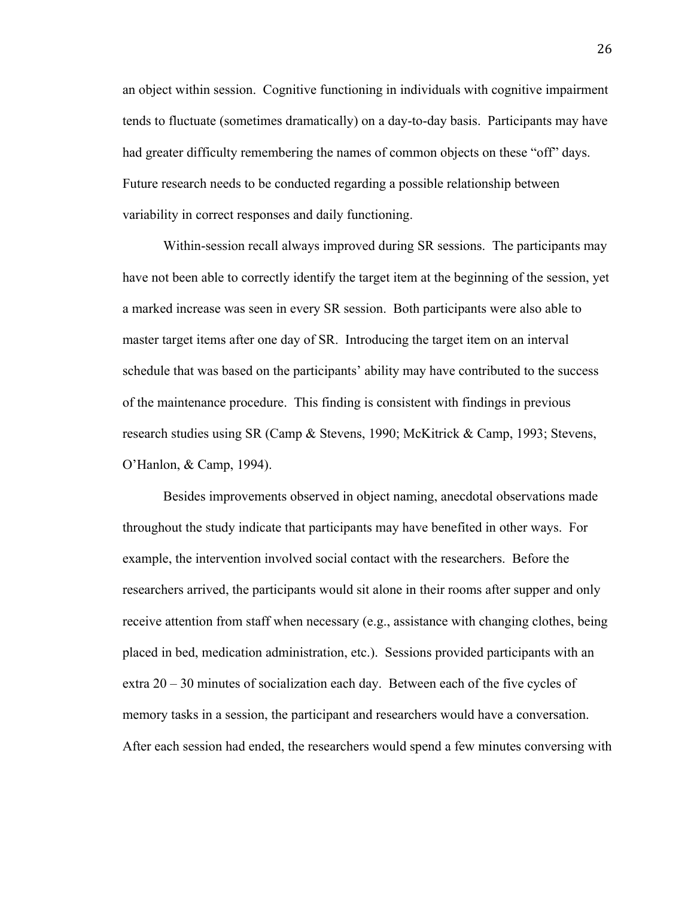an object within session. Cognitive functioning in individuals with cognitive impairment tends to fluctuate (sometimes dramatically) on a day-to-day basis. Participants may have had greater difficulty remembering the names of common objects on these "off" days. Future research needs to be conducted regarding a possible relationship between variability in correct responses and daily functioning.

Within-session recall always improved during SR sessions. The participants may have not been able to correctly identify the target item at the beginning of the session, yet a marked increase was seen in every SR session. Both participants were also able to master target items after one day of SR. Introducing the target item on an interval schedule that was based on the participants' ability may have contributed to the success of the maintenance procedure. This finding is consistent with findings in previous research studies using SR (Camp & Stevens, 1990; McKitrick & Camp, 1993; Stevens, O'Hanlon, & Camp, 1994).

Besides improvements observed in object naming, anecdotal observations made throughout the study indicate that participants may have benefited in other ways. For example, the intervention involved social contact with the researchers. Before the researchers arrived, the participants would sit alone in their rooms after supper and only receive attention from staff when necessary (e.g., assistance with changing clothes, being placed in bed, medication administration, etc.). Sessions provided participants with an extra 20 – 30 minutes of socialization each day. Between each of the five cycles of memory tasks in a session, the participant and researchers would have a conversation. After each session had ended, the researchers would spend a few minutes conversing with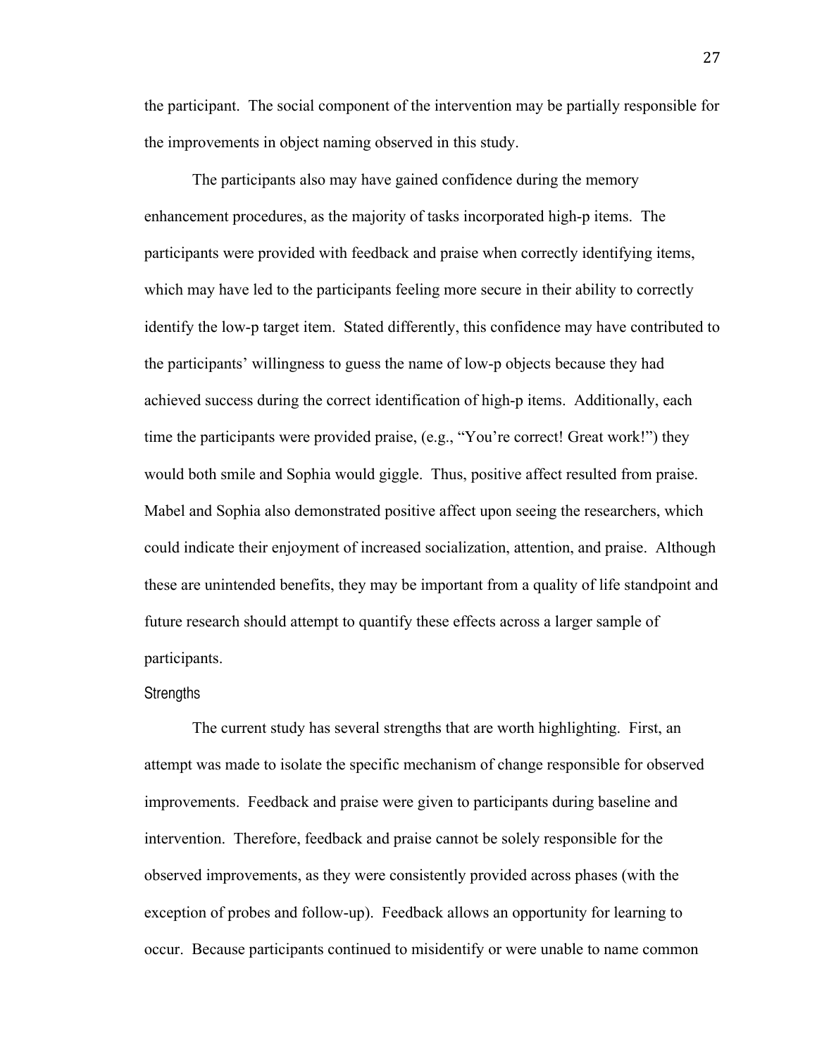the participant. The social component of the intervention may be partially responsible for the improvements in object naming observed in this study.

The participants also may have gained confidence during the memory enhancement procedures, as the majority of tasks incorporated high-p items. The participants were provided with feedback and praise when correctly identifying items, which may have led to the participants feeling more secure in their ability to correctly identify the low-p target item. Stated differently, this confidence may have contributed to the participants' willingness to guess the name of low-p objects because they had achieved success during the correct identification of high-p items. Additionally, each time the participants were provided praise, (e.g., "You're correct! Great work!") they would both smile and Sophia would giggle. Thus, positive affect resulted from praise. Mabel and Sophia also demonstrated positive affect upon seeing the researchers, which could indicate their enjoyment of increased socialization, attention, and praise. Although these are unintended benefits, they may be important from a quality of life standpoint and future research should attempt to quantify these effects across a larger sample of participants.

### Strengths

The current study has several strengths that are worth highlighting. First, an attempt was made to isolate the specific mechanism of change responsible for observed improvements. Feedback and praise were given to participants during baseline and intervention. Therefore, feedback and praise cannot be solely responsible for the observed improvements, as they were consistently provided across phases (with the exception of probes and follow-up). Feedback allows an opportunity for learning to occur. Because participants continued to misidentify or were unable to name common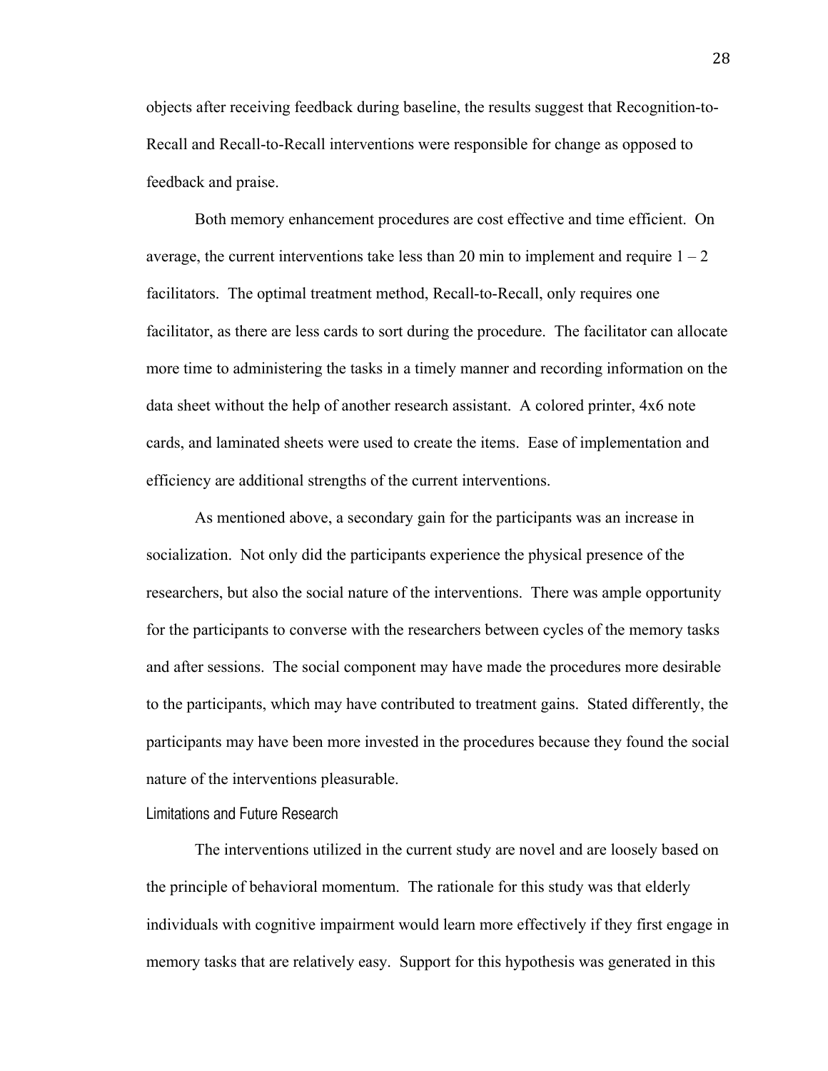objects after receiving feedback during baseline, the results suggest that Recognition-to-Recall and Recall-to-Recall interventions were responsible for change as opposed to feedback and praise.

Both memory enhancement procedures are cost effective and time efficient. On average, the current interventions take less than 20 min to implement and require 1 – 2 facilitators. The optimal treatment method, Recall-to-Recall, only requires one facilitator, as there are less cards to sort during the procedure. The facilitator can allocate more time to administering the tasks in a timely manner and recording information on the data sheet without the help of another research assistant. A colored printer, 4x6 note cards, and laminated sheets were used to create the items. Ease of implementation and efficiency are additional strengths of the current interventions.

As mentioned above, a secondary gain for the participants was an increase in socialization. Not only did the participants experience the physical presence of the researchers, but also the social nature of the interventions. There was ample opportunity for the participants to converse with the researchers between cycles of the memory tasks and after sessions. The social component may have made the procedures more desirable to the participants, which may have contributed to treatment gains. Stated differently, the participants may have been more invested in the procedures because they found the social nature of the interventions pleasurable.

## Limitations and Future Research

The interventions utilized in the current study are novel and are loosely based on the principle of behavioral momentum. The rationale for this study was that elderly individuals with cognitive impairment would learn more effectively if they first engage in memory tasks that are relatively easy. Support for this hypothesis was generated in this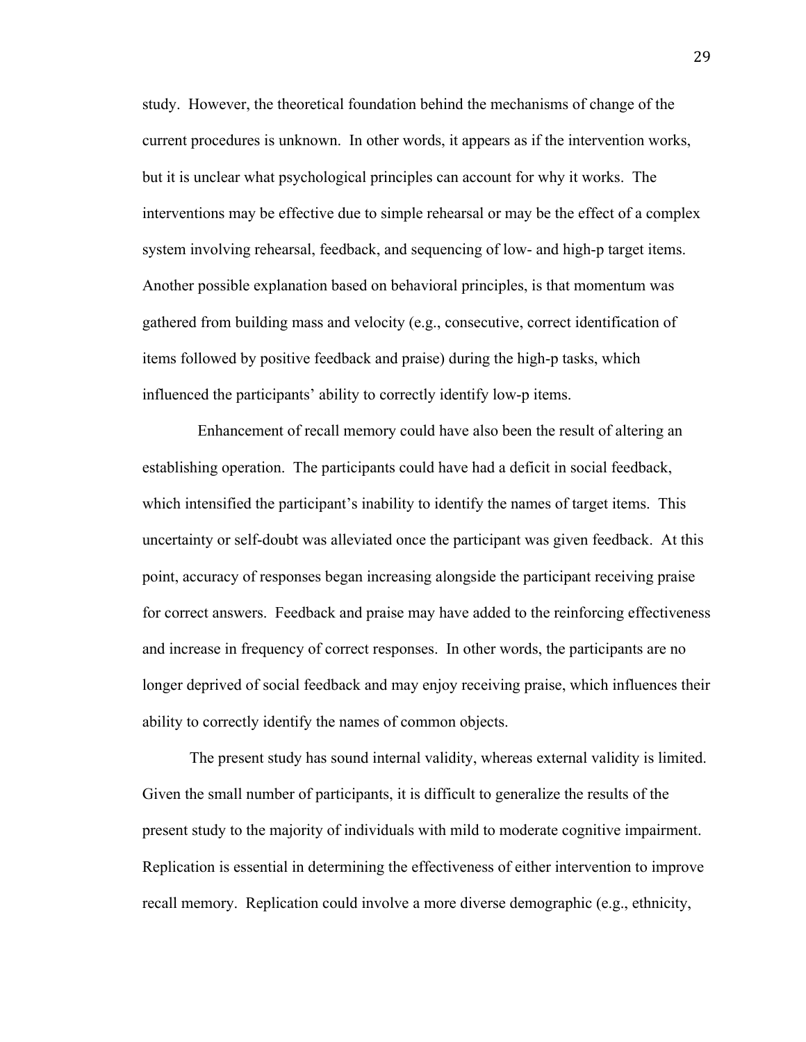study. However, the theoretical foundation behind the mechanisms of change of the current procedures is unknown. In other words, it appears as if the intervention works, but it is unclear what psychological principles can account for why it works. The interventions may be effective due to simple rehearsal or may be the effect of a complex system involving rehearsal, feedback, and sequencing of low- and high-p target items. Another possible explanation based on behavioral principles, is that momentum was gathered from building mass and velocity (e.g., consecutive, correct identification of items followed by positive feedback and praise) during the high-p tasks, which influenced the participants' ability to correctly identify low-p items.

Enhancement of recall memory could have also been the result of altering an establishing operation. The participants could have had a deficit in social feedback, which intensified the participant's inability to identify the names of target items. This uncertainty or self-doubt was alleviated once the participant was given feedback. At this point, accuracy of responses began increasing alongside the participant receiving praise for correct answers. Feedback and praise may have added to the reinforcing effectiveness and increase in frequency of correct responses. In other words, the participants are no longer deprived of social feedback and may enjoy receiving praise, which influences their ability to correctly identify the names of common objects.

The present study has sound internal validity, whereas external validity is limited. Given the small number of participants, it is difficult to generalize the results of the present study to the majority of individuals with mild to moderate cognitive impairment. Replication is essential in determining the effectiveness of either intervention to improve recall memory. Replication could involve a more diverse demographic (e.g., ethnicity,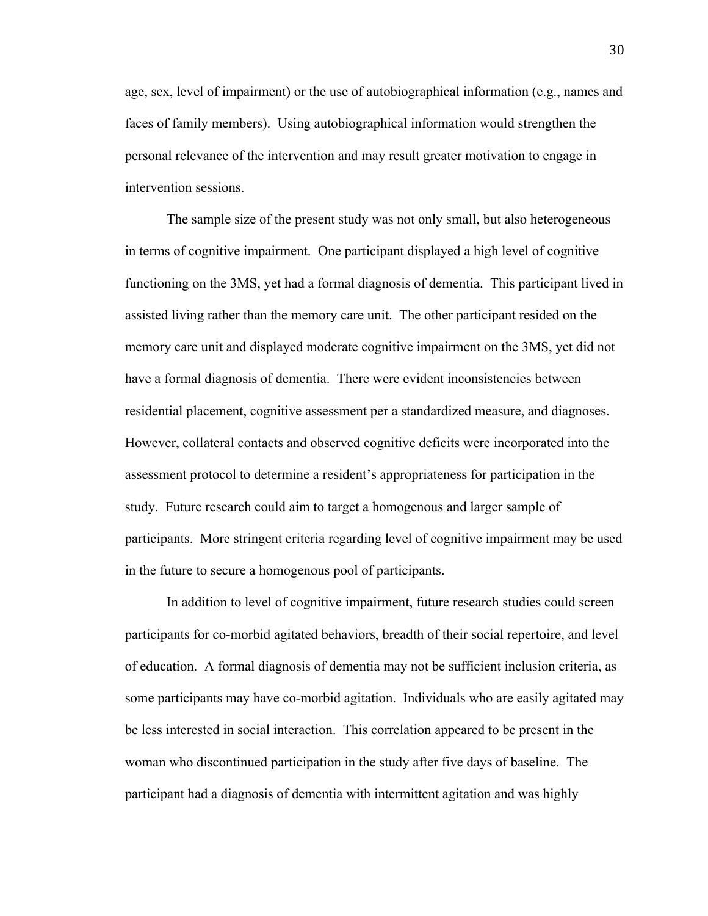age, sex, level of impairment) or the use of autobiographical information (e.g., names and faces of family members). Using autobiographical information would strengthen the personal relevance of the intervention and may result greater motivation to engage in intervention sessions.

The sample size of the present study was not only small, but also heterogeneous in terms of cognitive impairment. One participant displayed a high level of cognitive functioning on the 3MS, yet had a formal diagnosis of dementia. This participant lived in assisted living rather than the memory care unit. The other participant resided on the memory care unit and displayed moderate cognitive impairment on the 3MS, yet did not have a formal diagnosis of dementia. There were evident inconsistencies between residential placement, cognitive assessment per a standardized measure, and diagnoses. However, collateral contacts and observed cognitive deficits were incorporated into the assessment protocol to determine a resident's appropriateness for participation in the study. Future research could aim to target a homogenous and larger sample of participants. More stringent criteria regarding level of cognitive impairment may be used in the future to secure a homogenous pool of participants.

In addition to level of cognitive impairment, future research studies could screen participants for co-morbid agitated behaviors, breadth of their social repertoire, and level of education. A formal diagnosis of dementia may not be sufficient inclusion criteria, as some participants may have co-morbid agitation. Individuals who are easily agitated may be less interested in social interaction. This correlation appeared to be present in the woman who discontinued participation in the study after five days of baseline. The participant had a diagnosis of dementia with intermittent agitation and was highly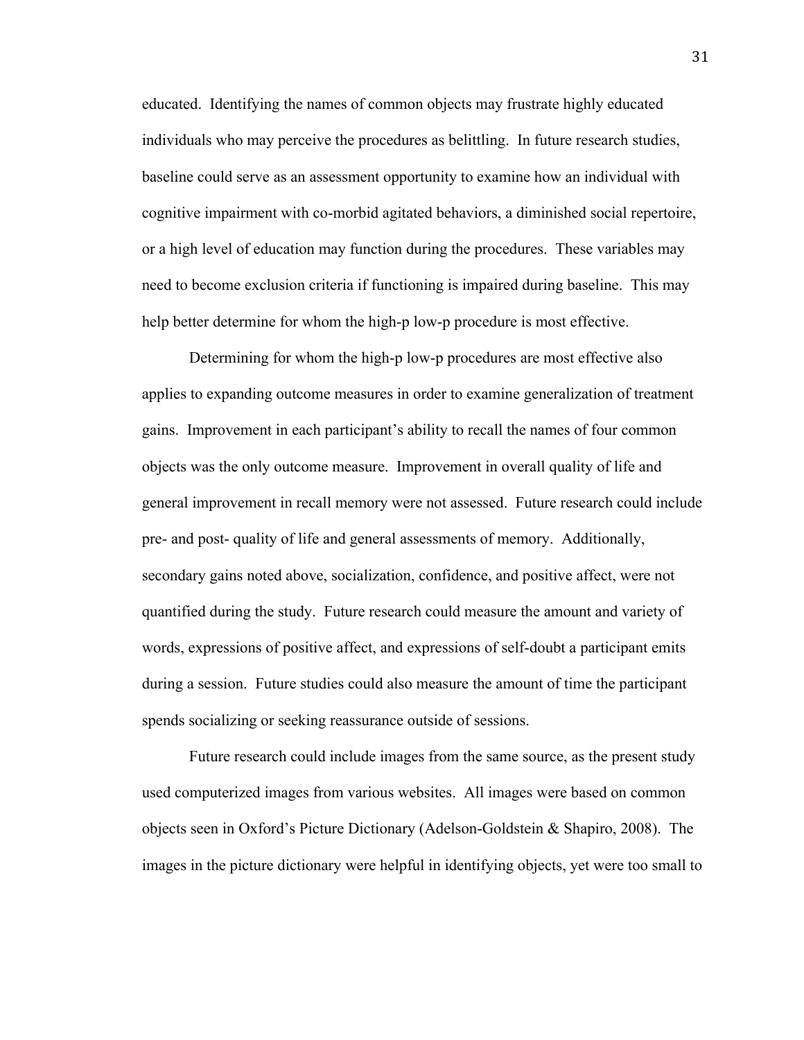educated. Identifying the names of common objects may frustrate highly educated individuals who may perceive the procedures as belittling. In future research studies, baseline could serve as an assessment opportunity to examine how an individual with cognitive impairment with co-morbid agitated behaviors, a diminished social repertoire, or a high level of education may function during the procedures. These variables may need to become exclusion criteria if functioning is impaired during baseline. This may help better determine for whom the high-p low-p procedure is most effective.

Determining for whom the high-p low-p procedures are most effective also applies to expanding outcome measures in order to examine generalization of treatment gains. Improvement in each participant's ability to recall the names of four common objects was the only outcome measure. Improvement in overall quality of life and general improvement in recall memory were not assessed. Future research could include pre- and post- quality of life and general assessments of memory. Additionally, secondary gains noted above, socialization, confidence, and positive affect, were not quantified during the study. Future research could measure the amount and variety of words, expressions of positive affect, and expressions of self-doubt a participant emits during a session. Future studies could also measure the amount of time the participant spends socializing or seeking reassurance outside of sessions.

Future research could include images from the same source, as the present study used computerized images from various websites. All images were based on common objects seen in Oxford's Picture Dictionary (Adelson-Goldstein & Shapiro, 2008). The images in the picture dictionary were helpful in identifying objects, yet were too small to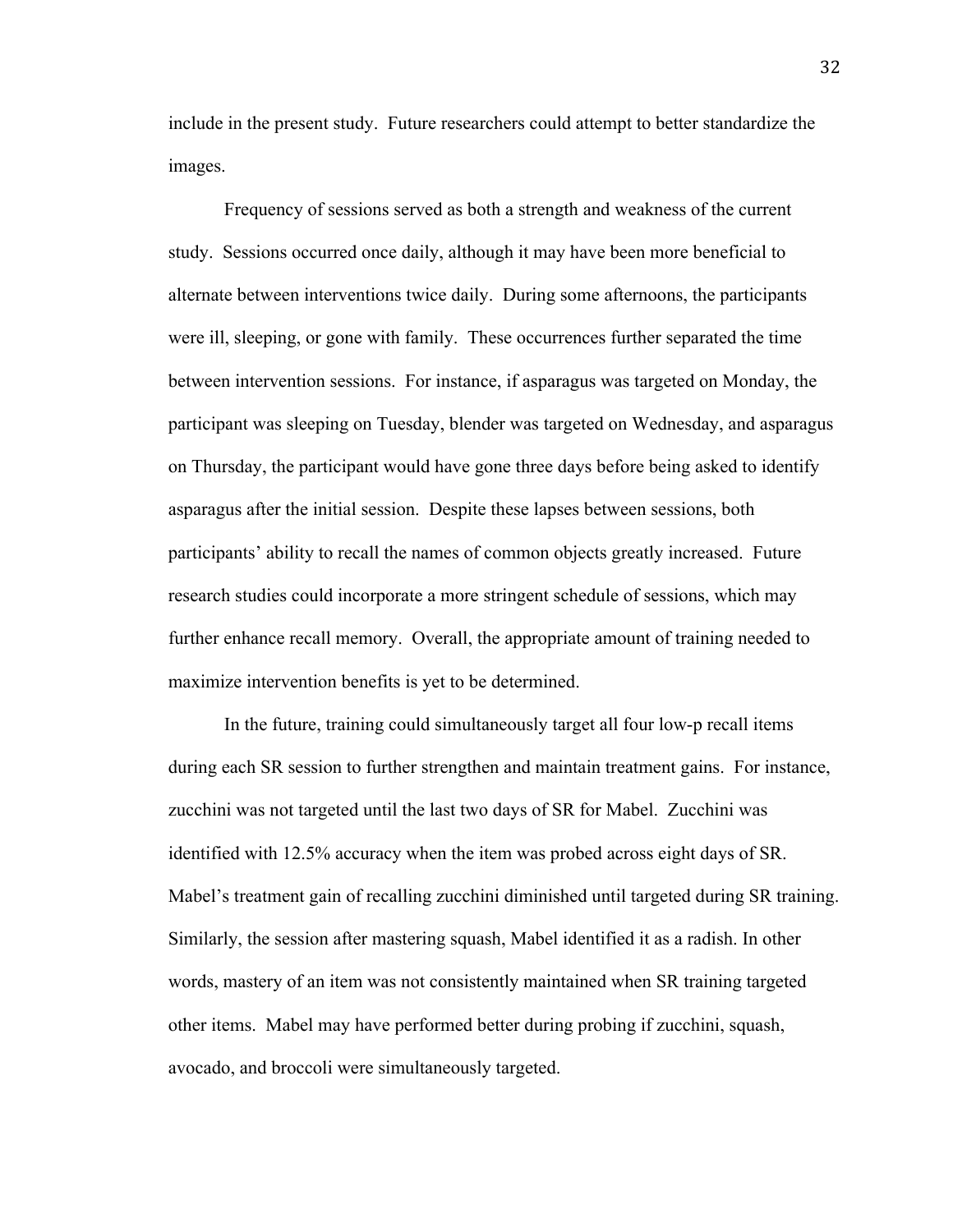include in the present study. Future researchers could attempt to better standardize the images.

Frequency of sessions served as both a strength and weakness of the current study. Sessions occurred once daily, although it may have been more beneficial to alternate between interventions twice daily. During some afternoons, the participants were ill, sleeping, or gone with family. These occurrences further separated the time between intervention sessions. For instance, if asparagus was targeted on Monday, the participant was sleeping on Tuesday, blender was targeted on Wednesday, and asparagus on Thursday, the participant would have gone three days before being asked to identify asparagus after the initial session. Despite these lapses between sessions, both participants' ability to recall the names of common objects greatly increased. Future research studies could incorporate a more stringent schedule of sessions, which may further enhance recall memory. Overall, the appropriate amount of training needed to maximize intervention benefits is yet to be determined.

In the future, training could simultaneously target all four low-p recall items during each SR session to further strengthen and maintain treatment gains. For instance, zucchini was not targeted until the last two days of SR for Mabel. Zucchini was identified with 12.5% accuracy when the item was probed across eight days of SR. Mabel's treatment gain of recalling zucchini diminished until targeted during SR training. Similarly, the session after mastering squash, Mabel identified it as a radish. In other words, mastery of an item was not consistently maintained when SR training targeted other items. Mabel may have performed better during probing if zucchini, squash, avocado, and broccoli were simultaneously targeted.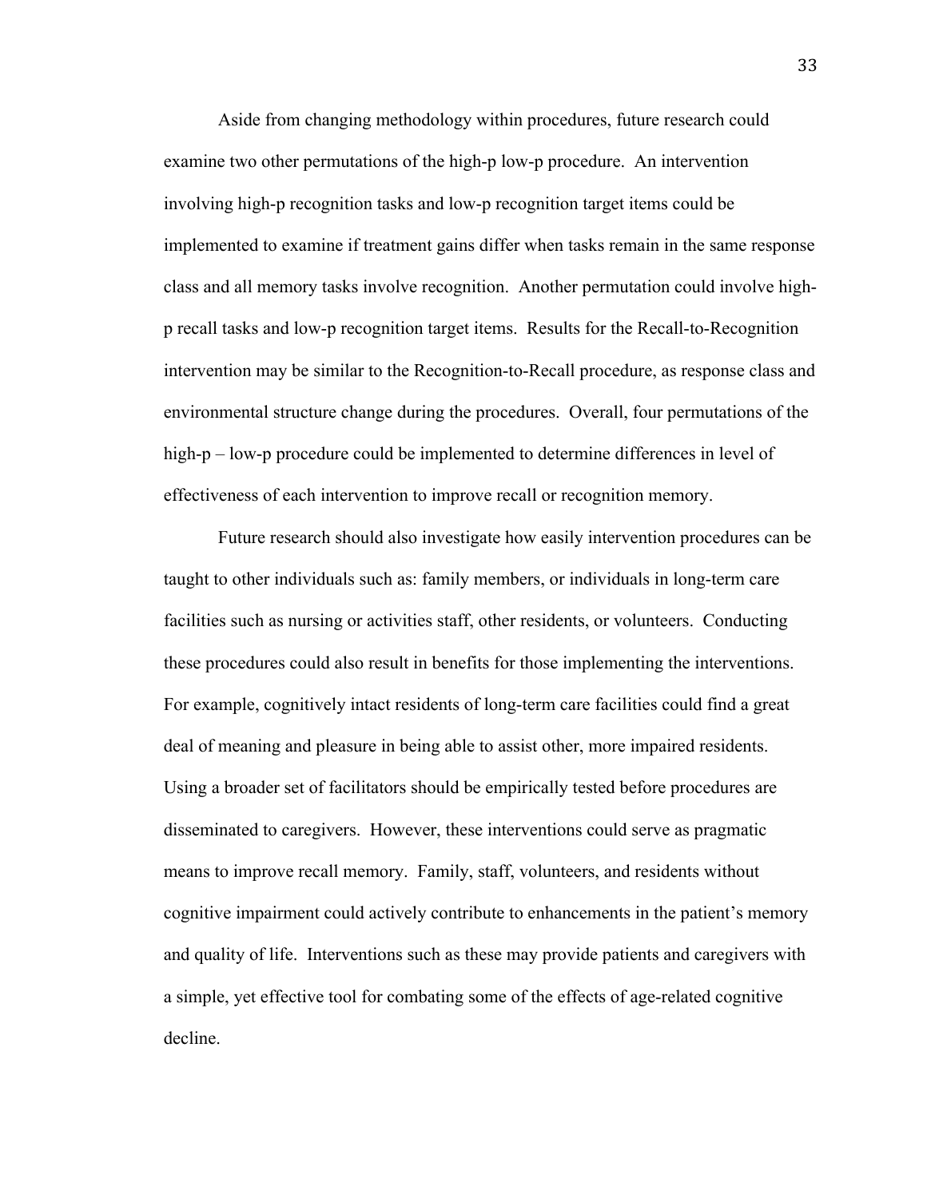Aside from changing methodology within procedures, future research could examine two other permutations of the high-p low-p procedure. An intervention involving high-p recognition tasks and low-p recognition target items could be implemented to examine if treatment gains differ when tasks remain in the same response class and all memory tasks involve recognition. Another permutation could involve high-p recall tasks and low-p recognition target items. Results for the Recall-to-Recognition intervention may be similar to the Recognition-to-Recall procedure, as response class and environmental structure change during the procedures. Overall, four permutations of the high-p – low-p procedure could be implemented to determine differences in level of effectiveness of each intervention to improve recall or recognition memory.

Future research should also investigate how easily intervention procedures can be taught to other individuals such as: family members, or individuals in long-term care facilities such as nursing or activities staff, other residents, or volunteers. Conducting these procedures could also result in benefits for those implementing the interventions. For example, cognitively intact residents of long-term care facilities could find a great deal of meaning and pleasure in being able to assist other, more impaired residents. Using a broader set of facilitators should be empirically tested before procedures are disseminated to caregivers. However, these interventions could serve as pragmatic means to improve recall memory. Family, staff, volunteers, and residents without cognitive impairment could actively contribute to enhancements in the patient's memory and quality of life. Interventions such as these may provide patients and caregivers with a simple, yet effective tool for combating some of the effects of age-related cognitive decline.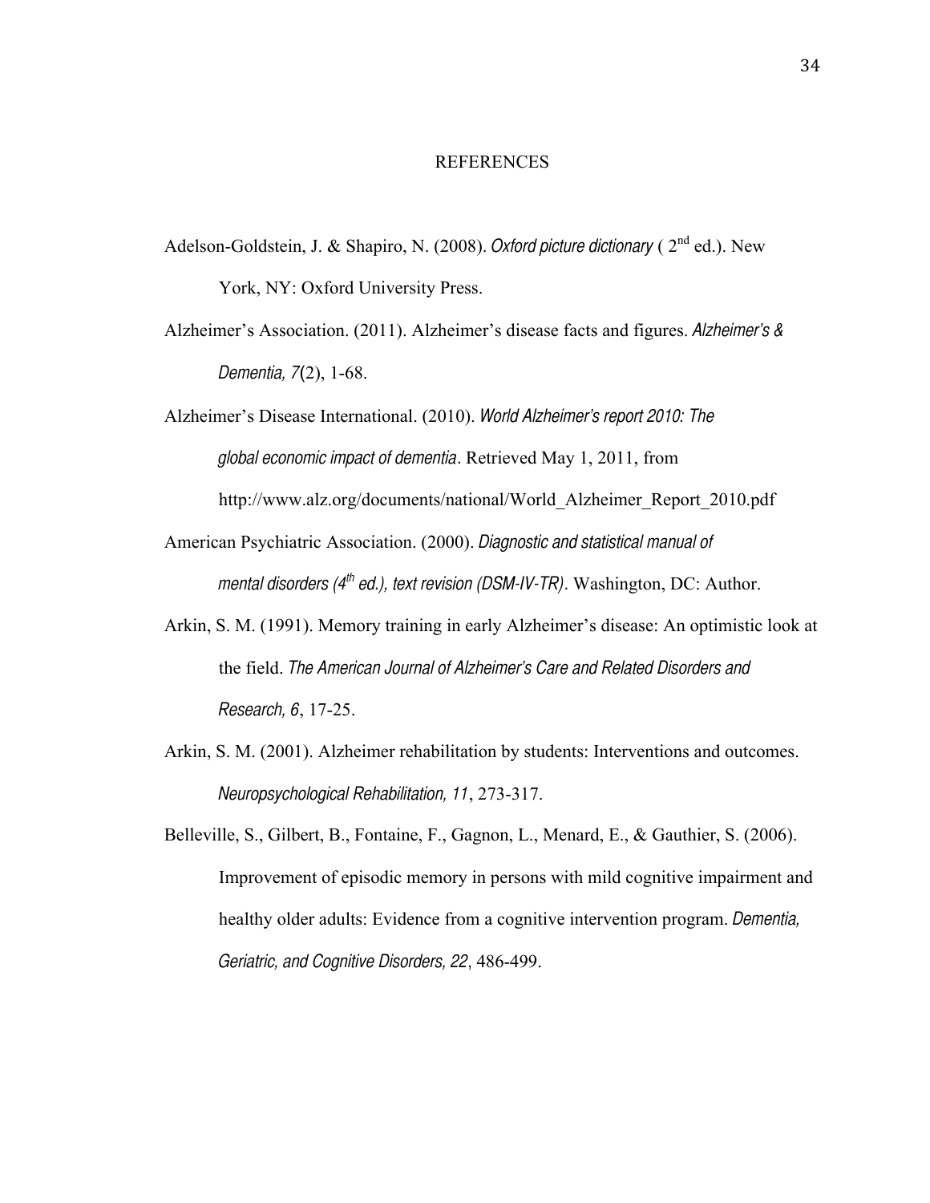# REFERENCES

Adelson-Goldstein, J. & Shapiro, N. (2008). *Oxford picture dictionary* ( 2nd ed.). New York, NY: Oxford University Press.

Alzheimer's Association. (2011). Alzheimer's disease facts and figures. *Alzheimer's & Dementia, 7*(2), 1-68.

Alzheimer's Disease International. (2010). *World Alzheimer's report 2010: The global economic impact of dementia*. Retrieved May 1, 2011, from http://www.alz.org/documents/national/World_Alzheimer_Report_2010.pdf

American Psychiatric Association. (2000). *Diagnostic and statistical manual of mental disorders (4th ed.), text revision (DSM-IV-TR)*. Washington, DC: Author.

Arkin, S. M. (1991). Memory training in early Alzheimer's disease: An optimistic look at the field. *The American Journal of Alzheimer's Care and Related Disorders and Research, 6*, 17-25.

Arkin, S. M. (2001). Alzheimer rehabilitation by students: Interventions and outcomes. *Neuropsychological Rehabilitation, 11*, 273-317.

Belleville, S., Gilbert, B., Fontaine, F., Gagnon, L., Menard, E., & Gauthier, S. (2006). Improvement of episodic memory in persons with mild cognitive impairment and healthy older adults: Evidence from a cognitive intervention program. *Dementia, Geriatric, and Cognitive Disorders, 22*, 486-499.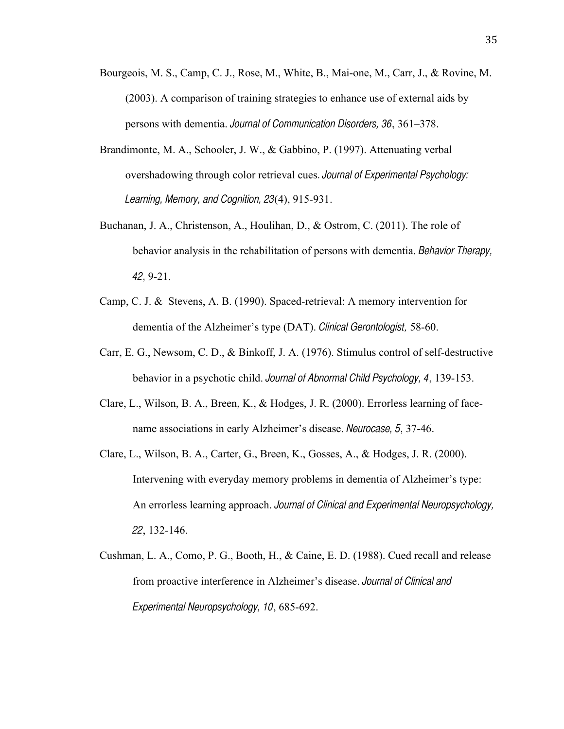Bourgeois, M. S., Camp, C. J., Rose, M., White, B., Mai-one, M., Carr, J., & Rovine, M. (2003). A comparison of training strategies to enhance use of external aids by persons with dementia. *Journal of Communication Disorders, 36*, 361–378.

Brandimonte, M. A., Schooler, J. W., & Gabbino, P. (1997). Attenuating verbal overshadowing through color retrieval cues. *Journal of Experimental Psychology: Learning, Memory, and Cognition, 23*(4), 915-931.

Buchanan, J. A., Christenson, A., Houlihan, D., & Ostrom, C. (2011). The role of behavior analysis in the rehabilitation of persons with dementia. *Behavior Therapy, 42*, 9-21.

Camp, C. J. & Stevens, A. B. (1990). Spaced-retrieval: A memory intervention for dementia of the Alzheimer's type (DAT). *Clinical Gerontologist,* 58-60.

Carr, E. G., Newsom, C. D., & Binkoff, J. A. (1976). Stimulus control of self-destructive behavior in a psychotic child. *Journal of Abnormal Child Psychology, 4*, 139-153.

Clare, L., Wilson, B. A., Breen, K., & Hodges, J. R. (2000). Errorless learning of face-name associations in early Alzheimer's disease. *Neurocase, 5*, 37-46.

Clare, L., Wilson, B. A., Carter, G., Breen, K., Gosses, A., & Hodges, J. R. (2000). Intervening with everyday memory problems in dementia of Alzheimer's type: An errorless learning approach. *Journal of Clinical and Experimental Neuropsychology, 22*, 132-146.

Cushman, L. A., Como, P. G., Booth, H., & Caine, E. D. (1988). Cued recall and release from proactive interference in Alzheimer's disease. *Journal of Clinical and Experimental Neuropsychology, 10*, 685-692.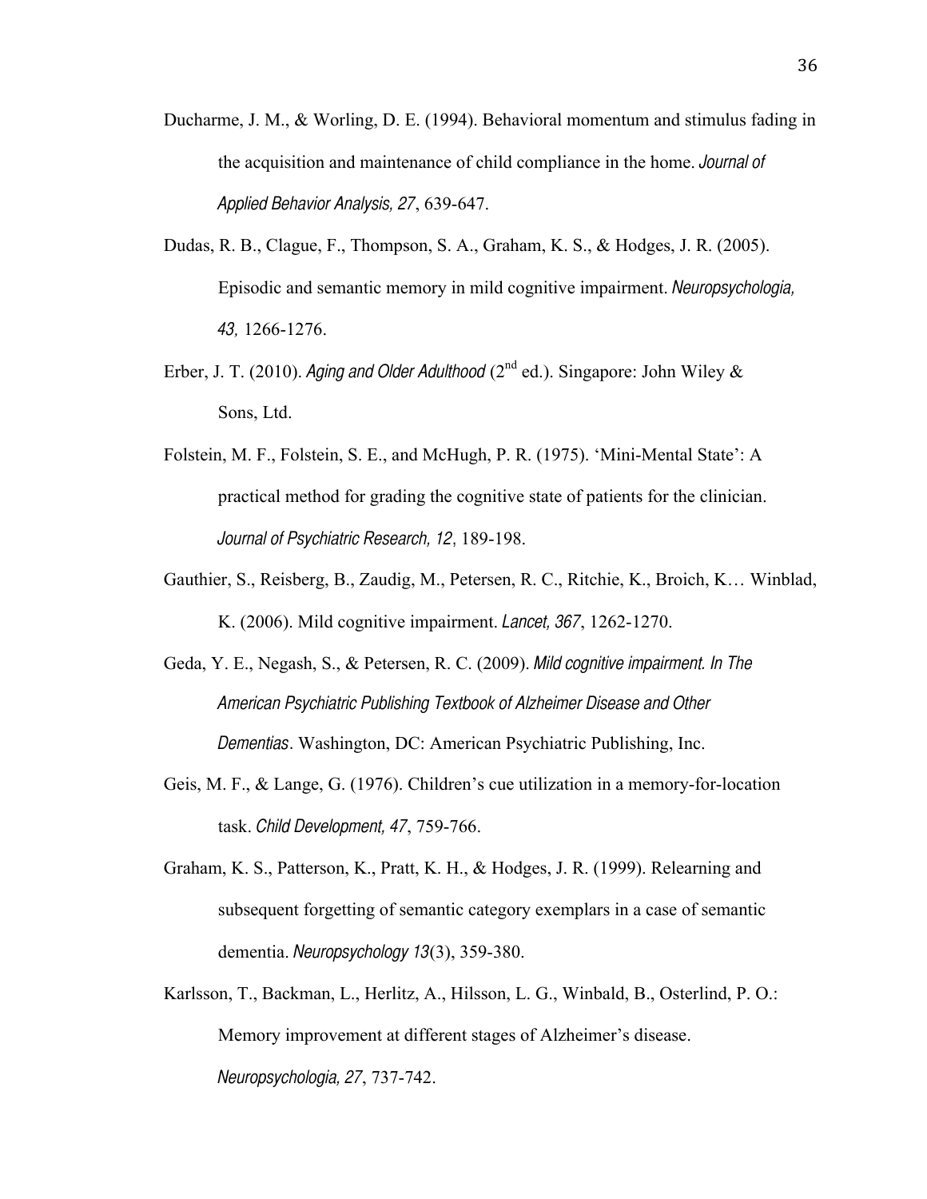Ducharme, J. M., & Worling, D. E. (1994). Behavioral momentum and stimulus fading in the acquisition and maintenance of child compliance in the home. *Journal of Applied Behavior Analysis, 27*, 639-647.

Dudas, R. B., Clague, F., Thompson, S. A., Graham, K. S., & Hodges, J. R. (2005). Episodic and semantic memory in mild cognitive impairment. *Neuropsychologia, 43,* 1266-1276.

Erber, J. T. (2010). *Aging and Older Adulthood* (2nd ed.). Singapore: John Wiley & Sons, Ltd.

Folstein, M. F., Folstein, S. E., and McHugh, P. R. (1975). 'Mini-Mental State': A practical method for grading the cognitive state of patients for the clinician. *Journal of Psychiatric Research, 12*, 189-198.

Gauthier, S., Reisberg, B., Zaudig, M., Petersen, R. C., Ritchie, K., Broich, K… Winblad, K. (2006). Mild cognitive impairment. *Lancet, 367*, 1262-1270.

Geda, Y. E., Negash, S., & Petersen, R. C. (2009). *Mild cognitive impairment. In The American Psychiatric Publishing Textbook of Alzheimer Disease and Other Dementias*. Washington, DC: American Psychiatric Publishing, Inc.

Geis, M. F., & Lange, G. (1976). Children's cue utilization in a memory-for-location task. *Child Development, 47*, 759-766.

Graham, K. S., Patterson, K., Pratt, K. H., & Hodges, J. R. (1999). Relearning and subsequent forgetting of semantic category exemplars in a case of semantic dementia. *Neuropsychology 13*(3), 359-380.

Karlsson, T., Backman, L., Herlitz, A., Hilsson, L. G., Winbald, B., Osterlind, P. O.: Memory improvement at different stages of Alzheimer's disease. *Neuropsychologia, 27*, 737-742.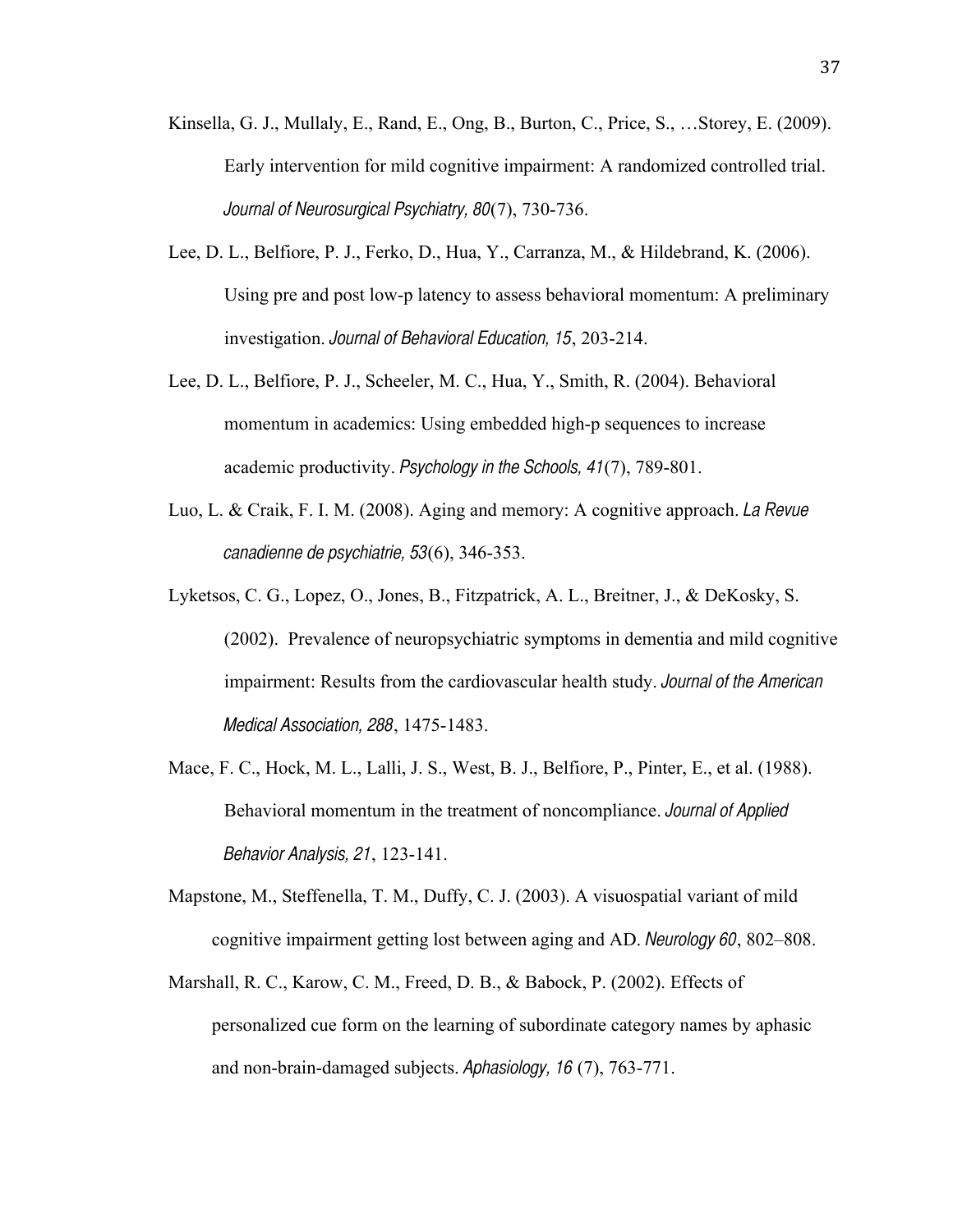Kinsella, G. J., Mullaly, E., Rand, E., Ong, B., Burton, C., Price, S., …Storey, E. (2009). Early intervention for mild cognitive impairment: A randomized controlled trial. *Journal of Neurosurgical Psychiatry, 80*(7), 730-736.

Lee, D. L., Belfiore, P. J., Ferko, D., Hua, Y., Carranza, M., & Hildebrand, K. (2006). Using pre and post low-p latency to assess behavioral momentum: A preliminary investigation. *Journal of Behavioral Education, 15*, 203-214.

Lee, D. L., Belfiore, P. J., Scheeler, M. C., Hua, Y., Smith, R. (2004). Behavioral momentum in academics: Using embedded high-p sequences to increase academic productivity. *Psychology in the Schools, 41*(7), 789-801.

Luo, L. & Craik, F. I. M. (2008). Aging and memory: A cognitive approach. *La Revue canadienne de psychiatrie, 53*(6), 346-353.

Lyketsos, C. G., Lopez, O., Jones, B., Fitzpatrick, A. L., Breitner, J., & DeKosky, S. (2002). Prevalence of neuropsychiatric symptoms in dementia and mild cognitive impairment: Results from the cardiovascular health study. *Journal of the American Medical Association, 288*, 1475-1483.

Mace, F. C., Hock, M. L., Lalli, J. S., West, B. J., Belfiore, P., Pinter, E., et al. (1988). Behavioral momentum in the treatment of noncompliance. *Journal of Applied Behavior Analysis, 21*, 123-141.

Mapstone, M., Steffenella, T. M., Duffy, C. J. (2003). A visuospatial variant of mild cognitive impairment getting lost between aging and AD. *Neurology 60*, 802–808.

Marshall, R. C., Karow, C. M., Freed, D. B., & Babock, P. (2002). Effects of personalized cue form on the learning of subordinate category names by aphasic and non-brain-damaged subjects. *Aphasiology, 16* (7), 763-771.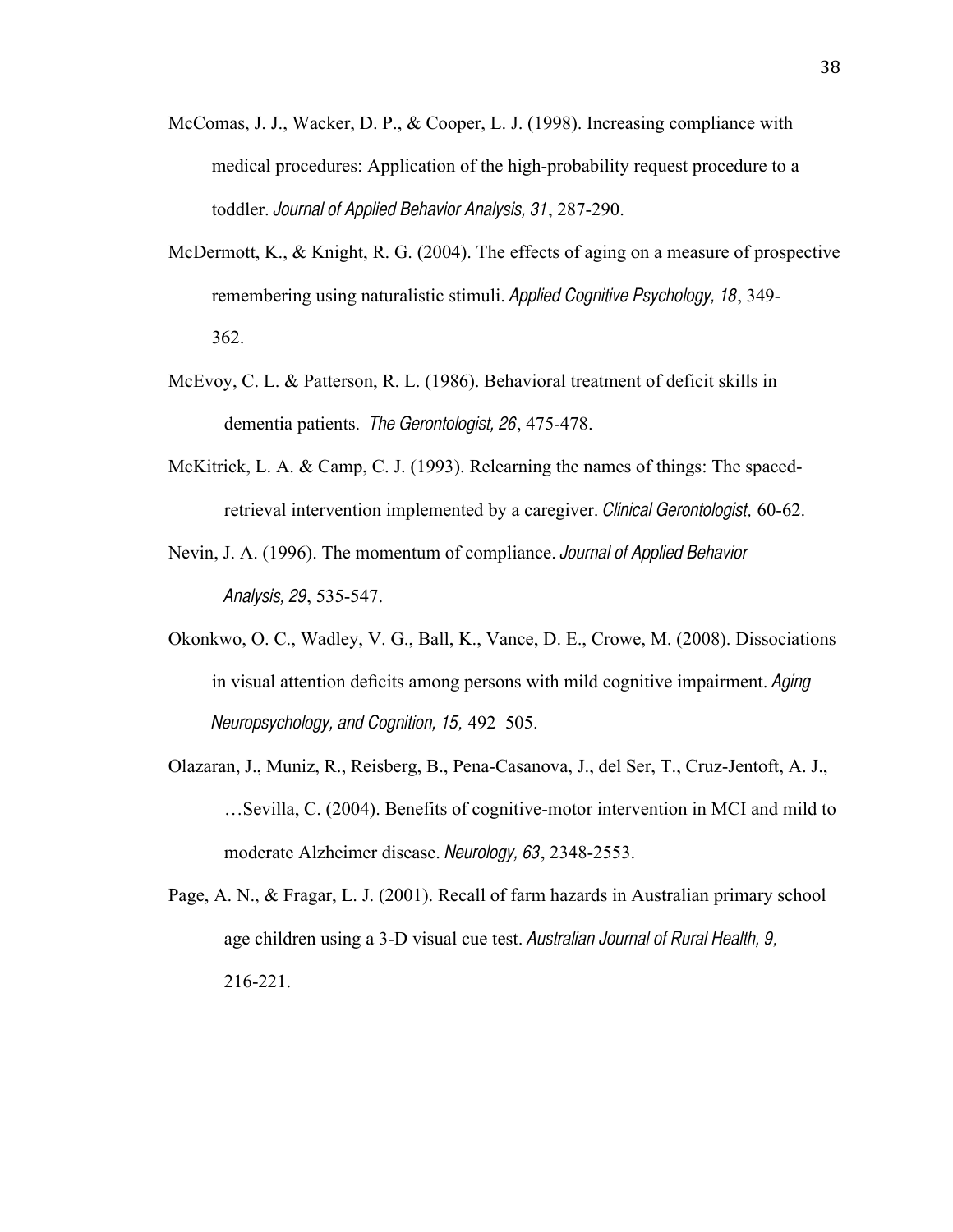McComas, J. J., Wacker, D. P., & Cooper, L. J. (1998). Increasing compliance with medical procedures: Application of the high-probability request procedure to a toddler. *Journal of Applied Behavior Analysis, 31*, 287-290.

McDermott, K., & Knight, R. G. (2004). The effects of aging on a measure of prospective remembering using naturalistic stimuli. *Applied Cognitive Psychology, 18*, 349-362.

McEvoy, C. L. & Patterson, R. L. (1986). Behavioral treatment of deficit skills in dementia patients. *The Gerontologist, 26*, 475-478.

McKitrick, L. A. & Camp, C. J. (1993). Relearning the names of things: The spaced-retrieval intervention implemented by a caregiver. *Clinical Gerontologist,* 60-62.

Nevin, J. A. (1996). The momentum of compliance. *Journal of Applied Behavior Analysis, 29*, 535-547.

Okonkwo, O. C., Wadley, V. G., Ball, K., Vance, D. E., Crowe, M. (2008). Dissociations in visual attention deficits among persons with mild cognitive impairment. *Aging Neuropsychology, and Cognition, 15,* 492–505.

Olazaran, J., Muniz, R., Reisberg, B., Pena-Casanova, J., del Ser, T., Cruz-Jentoft, A. J., …Sevilla, C. (2004). Benefits of cognitive-motor intervention in MCI and mild to moderate Alzheimer disease. *Neurology, 63*, 2348-2553.

Page, A. N., & Fragar, L. J. (2001). Recall of farm hazards in Australian primary school age children using a 3-D visual cue test. *Australian Journal of Rural Health, 9,* 216-221.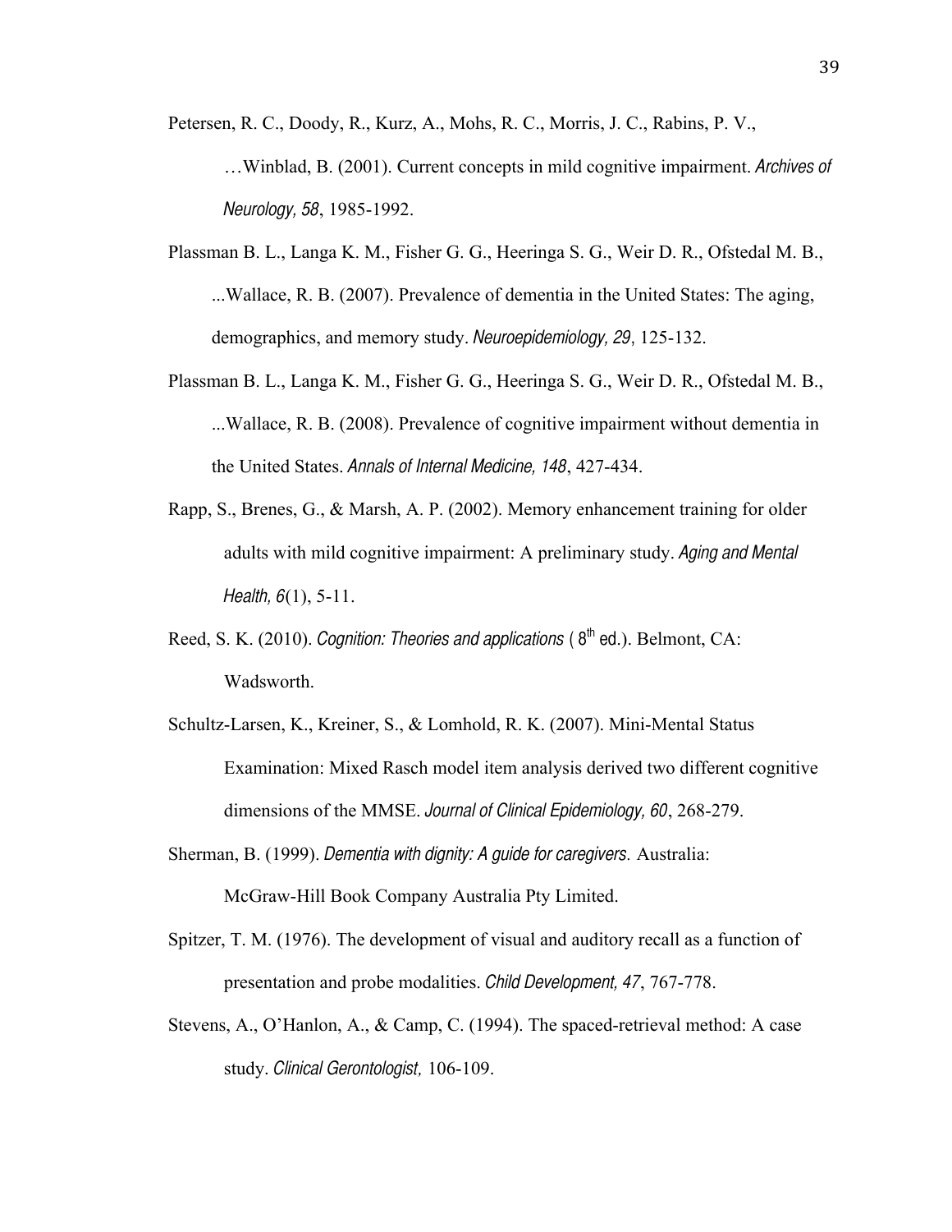Petersen, R. C., Doody, R., Kurz, A., Mohs, R. C., Morris, J. C., Rabins, P. V., …Winblad, B. (2001). Current concepts in mild cognitive impairment. *Archives of Neurology, 58*, 1985-1992.

Plassman B. L., Langa K. M., Fisher G. G., Heeringa S. G., Weir D. R., Ofstedal M. B., ...Wallace, R. B. (2007). Prevalence of dementia in the United States: The aging, demographics, and memory study. *Neuroepidemiology, 29*, 125-132.

Plassman B. L., Langa K. M., Fisher G. G., Heeringa S. G., Weir D. R., Ofstedal M. B., ...Wallace, R. B. (2008). Prevalence of cognitive impairment without dementia in the United States. *Annals of Internal Medicine, 148*, 427-434.

Rapp, S., Brenes, G., & Marsh, A. P. (2002). Memory enhancement training for older adults with mild cognitive impairment: A preliminary study. *Aging and Mental Health, 6*(1), 5-11.

Reed, S. K. (2010). *Cognition: Theories and applications* ( 8th ed.). Belmont, CA: Wadsworth.

Schultz-Larsen, K., Kreiner, S., & Lomhold, R. K. (2007). Mini-Mental Status Examination: Mixed Rasch model item analysis derived two different cognitive dimensions of the MMSE. *Journal of Clinical Epidemiology, 60*, 268-279.

Sherman, B. (1999). *Dementia with dignity: A guide for caregivers*. Australia: McGraw-Hill Book Company Australia Pty Limited.

Spitzer, T. M. (1976). The development of visual and auditory recall as a function of presentation and probe modalities. *Child Development, 47*, 767-778.

Stevens, A., O'Hanlon, A., & Camp, C. (1994). The spaced-retrieval method: A case study. *Clinical Gerontologist,* 106-109.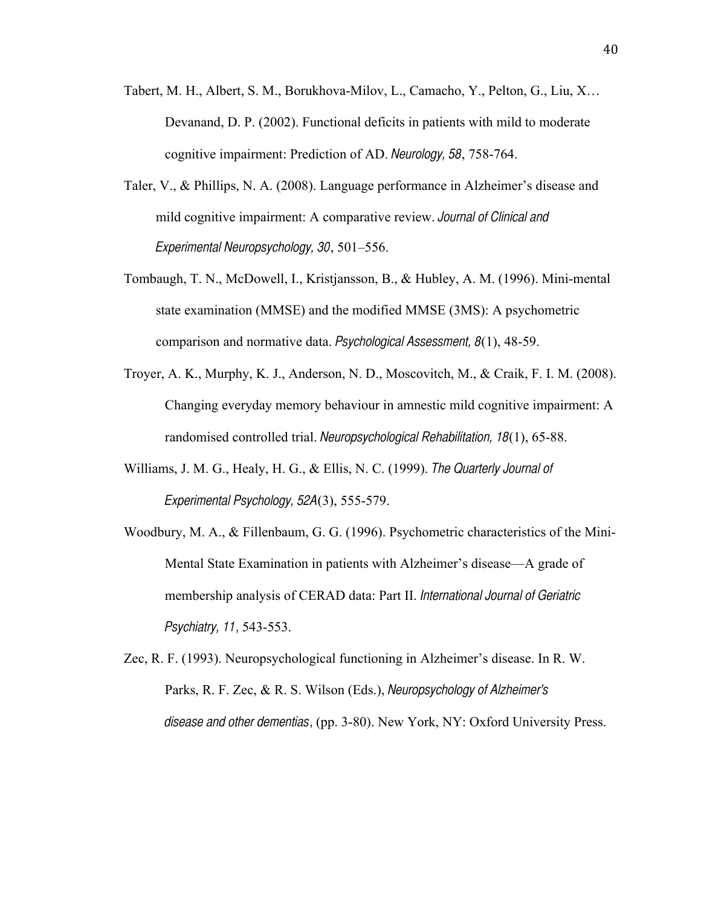Tabert, M. H., Albert, S. M., Borukhova-Milov, L., Camacho, Y., Pelton, G., Liu, X… Devanand, D. P. (2002). Functional deficits in patients with mild to moderate cognitive impairment: Prediction of AD. *Neurology, 58*, 758-764.

Taler, V., & Phillips, N. A. (2008). Language performance in Alzheimer's disease and mild cognitive impairment: A comparative review. *Journal of Clinical and Experimental Neuropsychology, 30*, 501–556.

Tombaugh, T. N., McDowell, I., Kristjansson, B., & Hubley, A. M. (1996). Mini-mental state examination (MMSE) and the modified MMSE (3MS): A psychometric comparison and normative data. *Psychological Assessment, 8*(1), 48-59.

Troyer, A. K., Murphy, K. J., Anderson, N. D., Moscovitch, M., & Craik, F. I. M. (2008). Changing everyday memory behaviour in amnestic mild cognitive impairment: A randomised controlled trial. *Neuropsychological Rehabilitation, 18*(1), 65-88.

Williams, J. M. G., Healy, H. G., & Ellis, N. C. (1999). *The Quarterly Journal of Experimental Psychology, 52A*(3), 555-579.

Woodbury, M. A., & Fillenbaum, G. G. (1996). Psychometric characteristics of the Mini-Mental State Examination in patients with Alzheimer's disease—A grade of membership analysis of CERAD data: Part II. *International Journal of Geriatric Psychiatry, 11*, 543-553.

Zec, R. F. (1993). Neuropsychological functioning in Alzheimer's disease. In R. W. Parks, R. F. Zec, & R. S. Wilson (Eds.), *Neuropsychology of Alzheimer's disease and other dementias*, (pp. 3-80). New York, NY: Oxford University Press.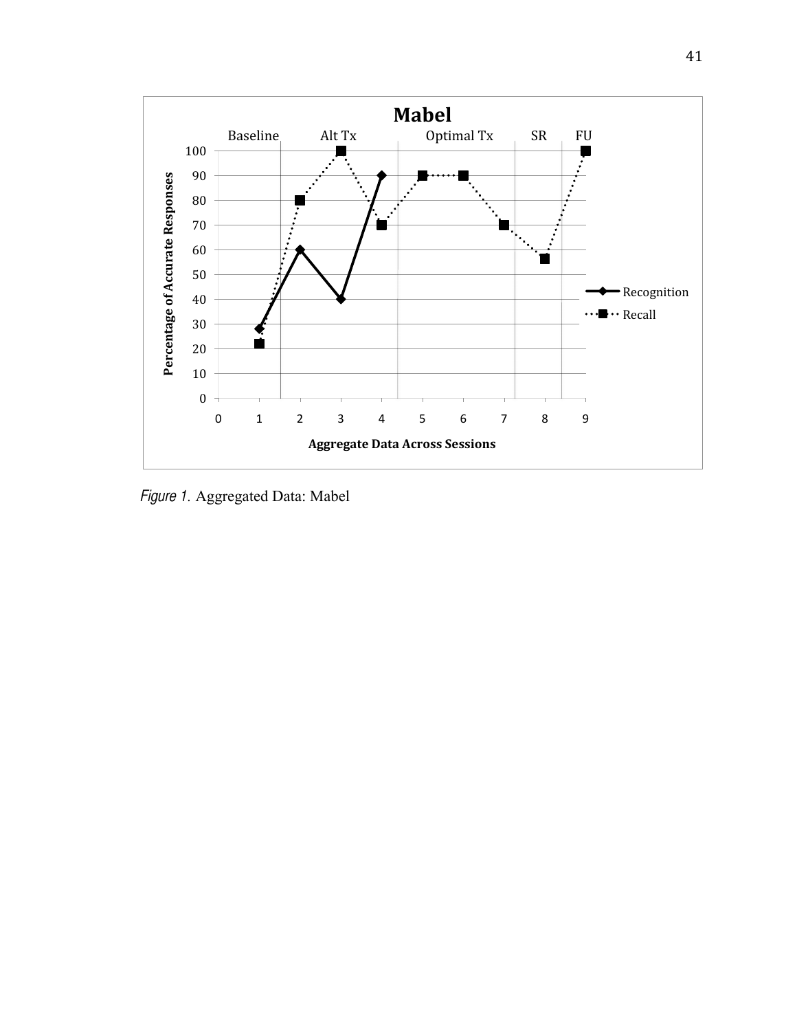*Figure 1.* Aggregated Data: Mabel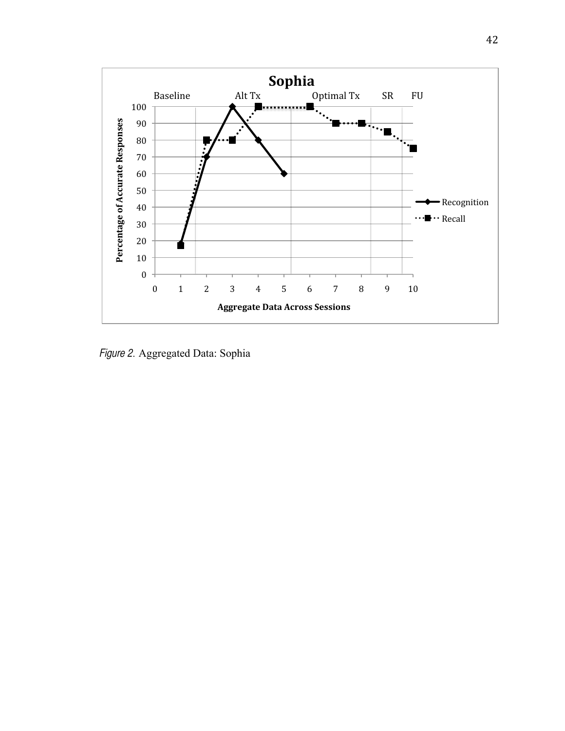*Figure 2.* Aggregated Data: Sophia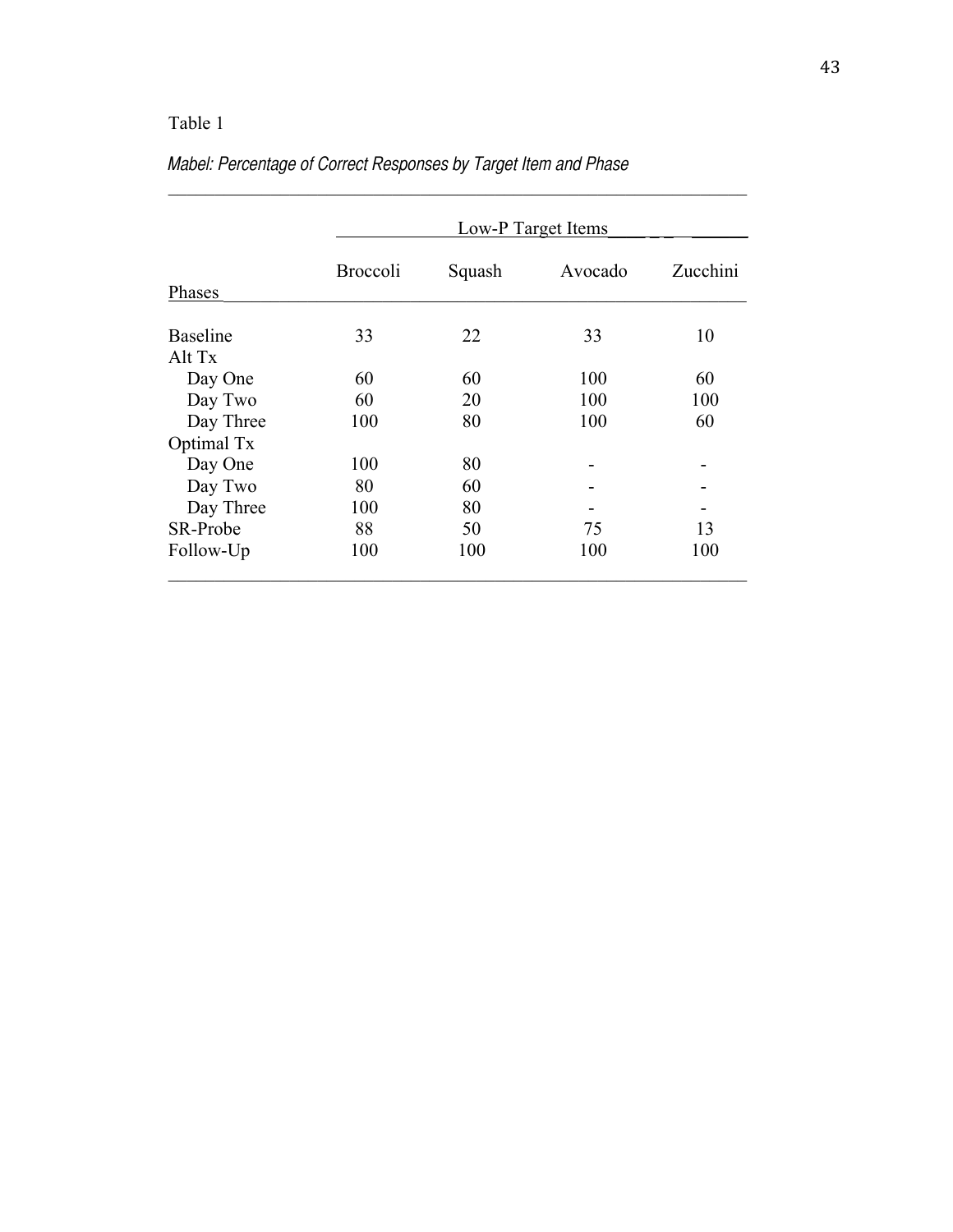Table 1

*Mabel: Percentage of Correct Responses by Target Item and Phase*

| | Low-P Target Items | | | |
|---|---|---|---|---|
| Phases | Broccoli | Squash | Avocado | Zucchini |
| Baseline | 33 | 22 | 33 | 10 |
| Alt Tx | | | | |
| Day One | 60 | 60 | 100 | 60 |
| Day Two | 60 | 20 | 100 | 100 |
| Day Three | 100 | 80 | 100 | 60 |
| Optimal Tx | | | | |
| Day One | 100 | 80 | - | - |
| Day Two | 80 | 60 | - | - |
| Day Three | 100 | 80 | - | - |
| SR-Probe | 88 | 50 | 75 | 13 |
| Follow-Up | 100 | 100 | 100 | 100 |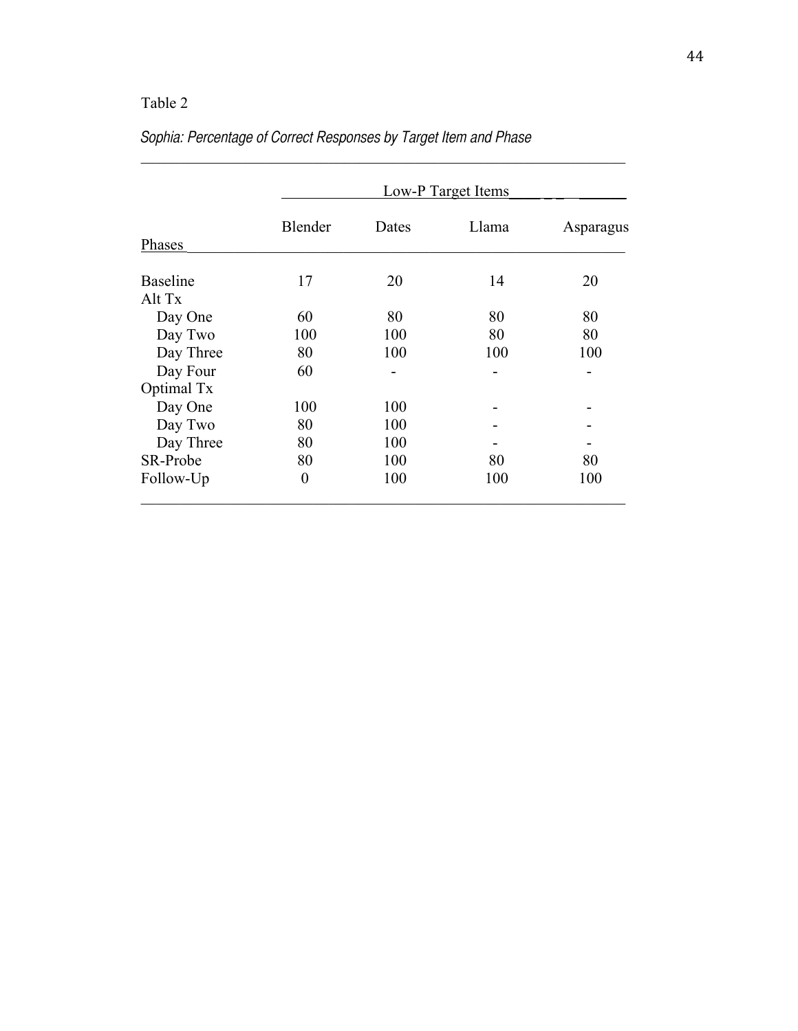Table 2

*Sophia: Percentage of Correct Responses by Target Item and Phase*

| | Low-P Target Items | | | |
|---|---|---|---|---|
| Phases | Blender | Dates | Llama | Asparagus |
| Baseline | 17 | 20 | 14 | 20 |
| Alt Tx | | | | |
| Day One | 60 | 80 | 80 | 80 |
| Day Two | 100 | 100 | 80 | 80 |
| Day Three | 80 | 100 | 100 | 100 |
| Day Four | 60 | - | - | - |
| Optimal Tx | | | | |
| Day One | 100 | 100 | - | - |
| Day Two | 80 | 100 | - | - |
| Day Three | 80 | 100 | - | - |
| SR-Probe | 80 | 100 | 80 | 80 |
| Follow-Up | 0 | 100 | 100 | 100 |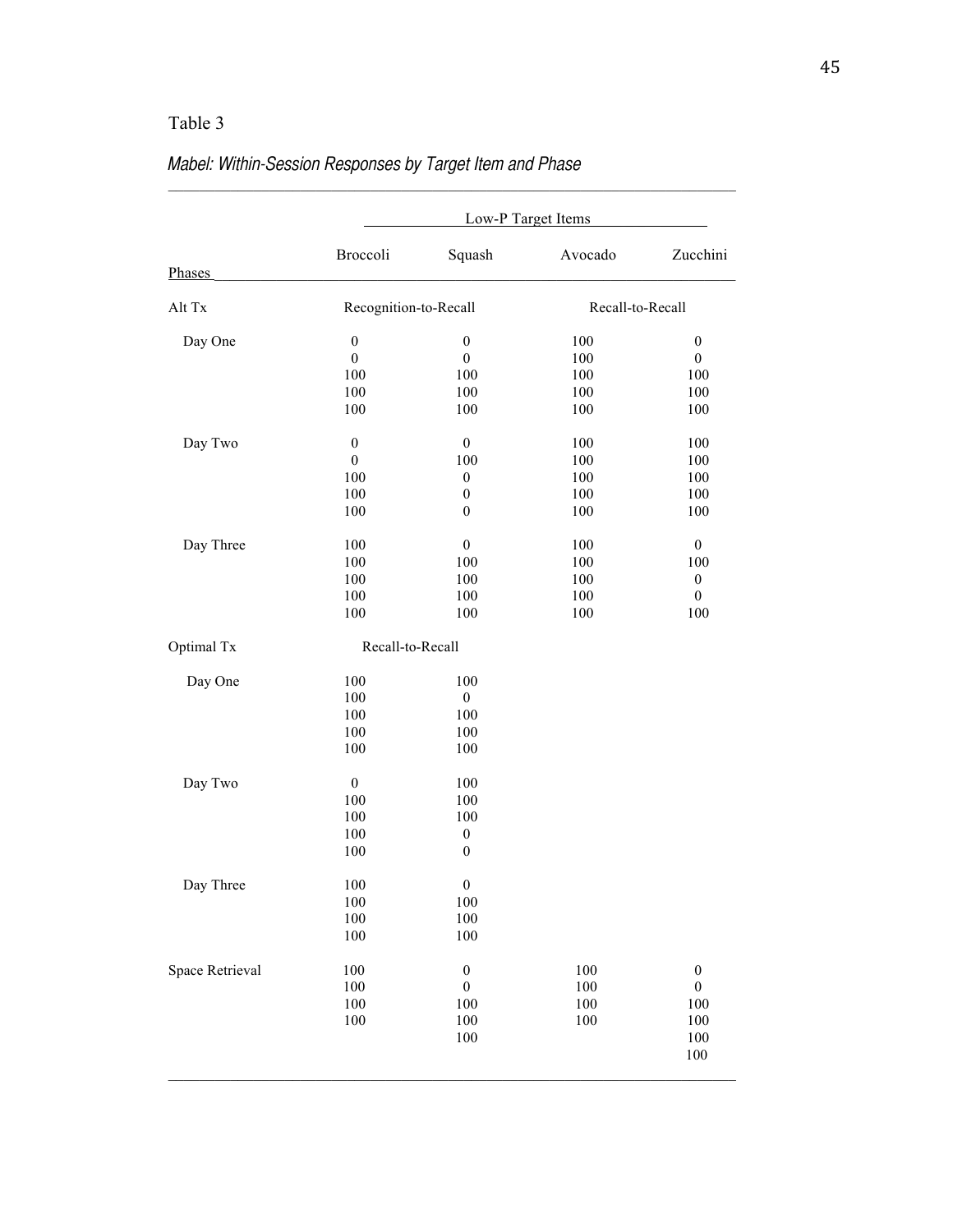Table 3

*Mabel: Within-Session Responses by Target Item and Phase*

| | Low-P Target Items | | | |
|---|---|---|---|---|
| Phases | Broccoli | Squash | Avocado | Zucchini |
| Alt Tx | Recognition-to-Recall | | Recall-to-Recall | |
| Day One | 0 | 0 | 100 | 0 |
| | 0 | 0 | 100 | 0 |
| | 100 | 100 | 100 | 100 |
| | 100 | 100 | 100 | 100 |
| | 100 | 100 | 100 | 100 |
| Day Two | 0 | 0 | 100 | 100 |
| | 0 | 100 | 100 | 100 |
| | 100 | 0 | 100 | 100 |
| | 100 | 0 | 100 | 100 |
| | 100 | 0 | 100 | 100 |
| Day Three | 100 | 0 | 100 | 0 |
| | 100 | 100 | 100 | 100 |
| | 100 | 100 | 100 | 0 |
| | 100 | 100 | 100 | 0 |
| | 100 | 100 | 100 | 100 |
| Optimal Tx | Recall-to-Recall | | | |
| Day One | 100 | 100 | | |
| | 100 | 0 | | |
| | 100 | 100 | | |
| | 100 | 100 | | |
| | 100 | 100 | | |
| Day Two | 0 | 100 | | |
| | 100 | 100 | | |
| | 100 | 100 | | |
| | 100 | 0 | | |
| | 100 | 0 | | |
| Day Three | 100 | 0 | | |
| | 100 | 100 | | |
| | 100 | 100 | | |
| | 100 | 100 | | |
| Space Retrieval | 100 | 0 | 100 | 0 |
| | 100 | 0 | 100 | 0 |
| | 100 | 100 | 100 | 100 |
| | 100 | 100 | 100 | 100 |
| | | 100 | | 100 |
| | | | | 100 |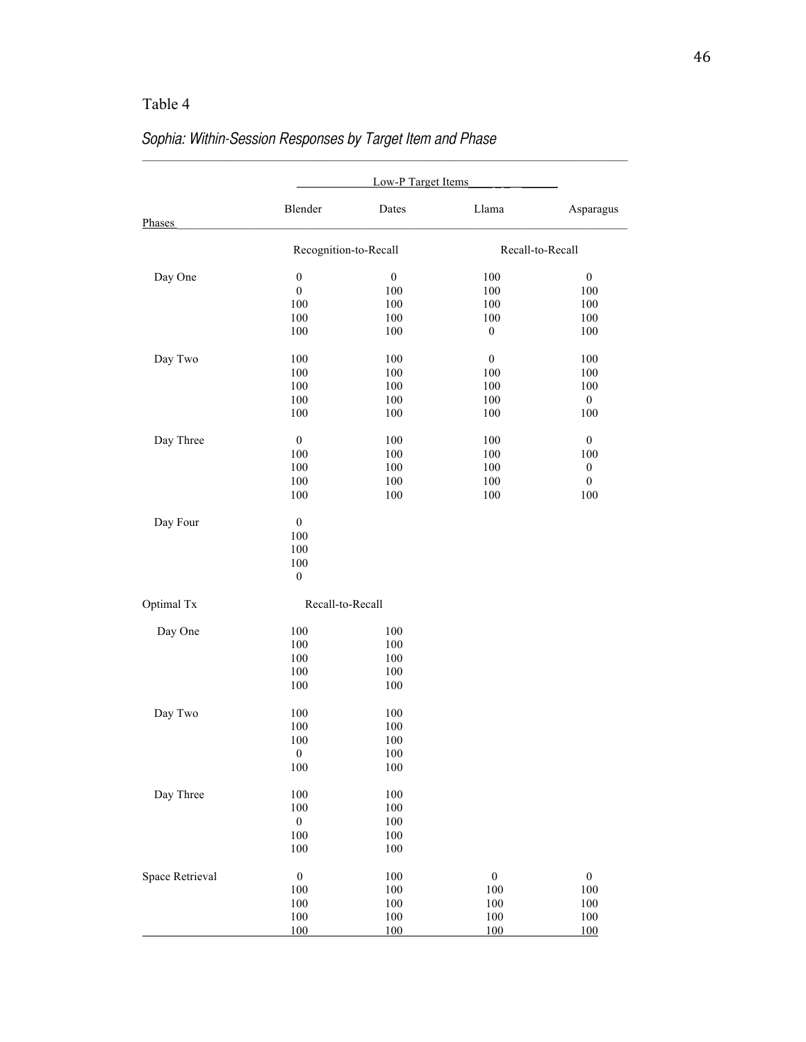Table 4

*Sophia: Within-Session Responses by Target Item and Phase*

| | Low-P Target Items | | | |
|---|---|---|---|---|
| Phases | Blender | Dates | Llama | Asparagus |
| | Recognition-to-Recall | | Recall-to-Recall | |
| Day One | 0 | 0 | 100 | 0 |
| | 0 | 100 | 100 | 100 |
| | 100 | 100 | 100 | 100 |
| | 100 | 100 | 100 | 100 |
| | 100 | 100 | 0 | 100 |
| Day Two | 100 | 100 | 0 | 100 |
| | 100 | 100 | 100 | 100 |
| | 100 | 100 | 100 | 100 |
| | 100 | 100 | 100 | 0 |
| | 100 | 100 | 100 | 100 |
| Day Three | 0 | 100 | 100 | 0 |
| | 100 | 100 | 100 | 100 |
| | 100 | 100 | 100 | 0 |
| | 100 | 100 | 100 | 0 |
| | 100 | 100 | 100 | 100 |
| Day Four | 0 | | | |
| | 100 | | | |
| | 100 | | | |
| | 100 | | | |
| | 0 | | | |
| Optimal Tx | Recall-to-Recall | | | |
| Day One | 100 | 100 | | |
| | 100 | 100 | | |
| | 100 | 100 | | |
| | 100 | 100 | | |
| | 100 | 100 | | |
| Day Two | 100 | 100 | | |
| | 100 | 100 | | |
| | 100 | 100 | | |
| | 0 | 100 | | |
| | 100 | 100 | | |
| Day Three | 100 | 100 | | |
| | 100 | 100 | | |
| | 0 | 100 | | |
| | 100 | 100 | | |
| | 100 | 100 | | |
| Space Retrieval | 0 | 100 | 0 | 0 |
| | 100 | 100 | 100 | 100 |
| | 100 | 100 | 100 | 100 |
| | 100 | 100 | 100 | 100 |
| | 100 | 100 | 100 | 100 |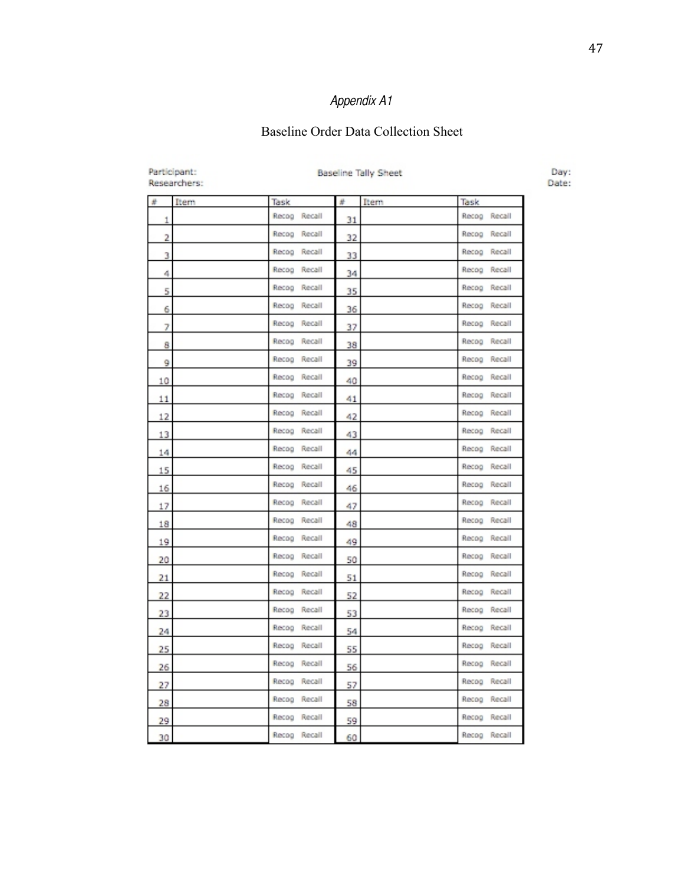*Appendix A1*

Baseline Order Data Collection Sheet

Participant:
Researchers:

Baseline Tally Sheet

Day:
Date:

| # | Item | Task | # | Item | Task |
|---|---|---|---|---|---|
| 1 | | Recog Recall | 31 | | Recog Recall |
| 2 | | Recog Recall | 32 | | Recog Recall |
| 3 | | Recog Recall | 33 | | Recog Recall |
| 4 | | Recog Recall | 34 | | Recog Recall |
| 5 | | Recog Recall | 35 | | Recog Recall |
| 6 | | Recog Recall | 36 | | Recog Recall |
| 7 | | Recog Recall | 37 | | Recog Recall |
| 8 | | Recog Recall | 38 | | Recog Recall |
| 9 | | Recog Recall | 39 | | Recog Recall |
| 10 | | Recog Recall | 40 | | Recog Recall |
| 11 | | Recog Recall | 41 | | Recog Recall |
| 12 | | Recog Recall | 42 | | Recog Recall |
| 13 | | Recog Recall | 43 | | Recog Recall |
| 14 | | Recog Recall | 44 | | Recog Recall |
| 15 | | Recog Recall | 45 | | Recog Recall |
| 16 | | Recog Recall | 46 | | Recog Recall |
| 17 | | Recog Recall | 47 | | Recog Recall |
| 18 | | Recog Recall | 48 | | Recog Recall |
| 19 | | Recog Recall | 49 | | Recog Recall |
| 20 | | Recog Recall | 50 | | Recog Recall |
| 21 | | Recog Recall | 51 | | Recog Recall |
| 22 | | Recog Recall | 52 | | Recog Recall |
| 23 | | Recog Recall | 53 | | Recog Recall |
| 24 | | Recog Recall | 54 | | Recog Recall |
| 25 | | Recog Recall | 55 | | Recog Recall |
| 26 | | Recog Recall | 56 | | Recog Recall |
| 27 | | Recog Recall | 57 | | Recog Recall |
| 28 | | Recog Recall | 58 | | Recog Recall |
| 29 | | Recog Recall | 59 | | Recog Recall |
| 30 | | Recog Recall | 60 | | Recog Recall |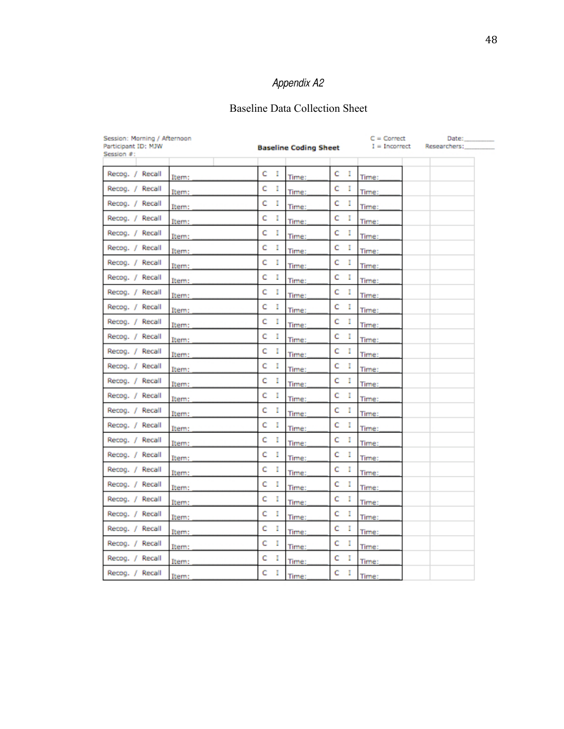*Appendix A2*

Baseline Data Collection Sheet

Session: Morning / Afternoon
Participant ID: MJW
Session #:

**Baseline Coding Sheet**

C = Correct
I = Incorrect

Date:_________
Researchers:_________

| | | | | | | | |
|---|---|---|---|---|---|---|---|
| Recog. / Recall | Item: | C I | Time:_____ | C I | Time:_____ | | |
| Recog. / Recall | Item: | C I | Time:_____ | C I | Time:_____ | | |
| Recog. / Recall | Item: | C I | Time:_____ | C I | Time:_____ | | |
| Recog. / Recall | Item: | C I | Time:_____ | C I | Time:_____ | | |
| Recog. / Recall | Item: | C I | Time:_____ | C I | Time:_____ | | |
| Recog. / Recall | Item: | C I | Time:_____ | C I | Time:_____ | | |
| Recog. / Recall | Item: | C I | Time:_____ | C I | Time:_____ | | |
| Recog. / Recall | Item: | C I | Time:_____ | C I | Time:_____ | | |
| Recog. / Recall | Item: | C I | Time:_____ | C I | Time:_____ | | |
| Recog. / Recall | Item: | C I | Time:_____ | C I | Time:_____ | | |
| Recog. / Recall | Item: | C I | Time:_____ | C I | Time:_____ | | |
| Recog. / Recall | Item: | C I | Time:_____ | C I | Time:_____ | | |
| Recog. / Recall | Item: | C I | Time:_____ | C I | Time:_____ | | |
| Recog. / Recall | Item: | C I | Time:_____ | C I | Time:_____ | | |
| Recog. / Recall | Item: | C I | Time:_____ | C I | Time:_____ | | |
| Recog. / Recall | Item: | C I | Time:_____ | C I | Time:_____ | | |
| Recog. / Recall | Item: | C I | Time:_____ | C I | Time:_____ | | |
| Recog. / Recall | Item: | C I | Time:_____ | C I | Time:_____ | | |
| Recog. / Recall | Item: | C I | Time:_____ | C I | Time:_____ | | |
| Recog. / Recall | Item: | C I | Time:_____ | C I | Time:_____ | | |
| Recog. / Recall | Item: | C I | Time:_____ | C I | Time:_____ | | |
| Recog. / Recall | Item: | C I | Time:_____ | C I | Time:_____ | | |
| Recog. / Recall | Item: | C I | Time:_____ | C I | Time:_____ | | |
| Recog. / Recall | Item: | C I | Time:_____ | C I | Time:_____ | | |
| Recog. / Recall | Item: | C I | Time:_____ | C I | Time:_____ | | |
| Recog. / Recall | Item: | C I | Time:_____ | C I | Time:_____ | | |
| Recog. / Recall | Item: | C I | Time:_____ | C I | Time:_____ | | |
| Recog. / Recall | Item: | C I | Time:_____ | C I | Time:_____ | | |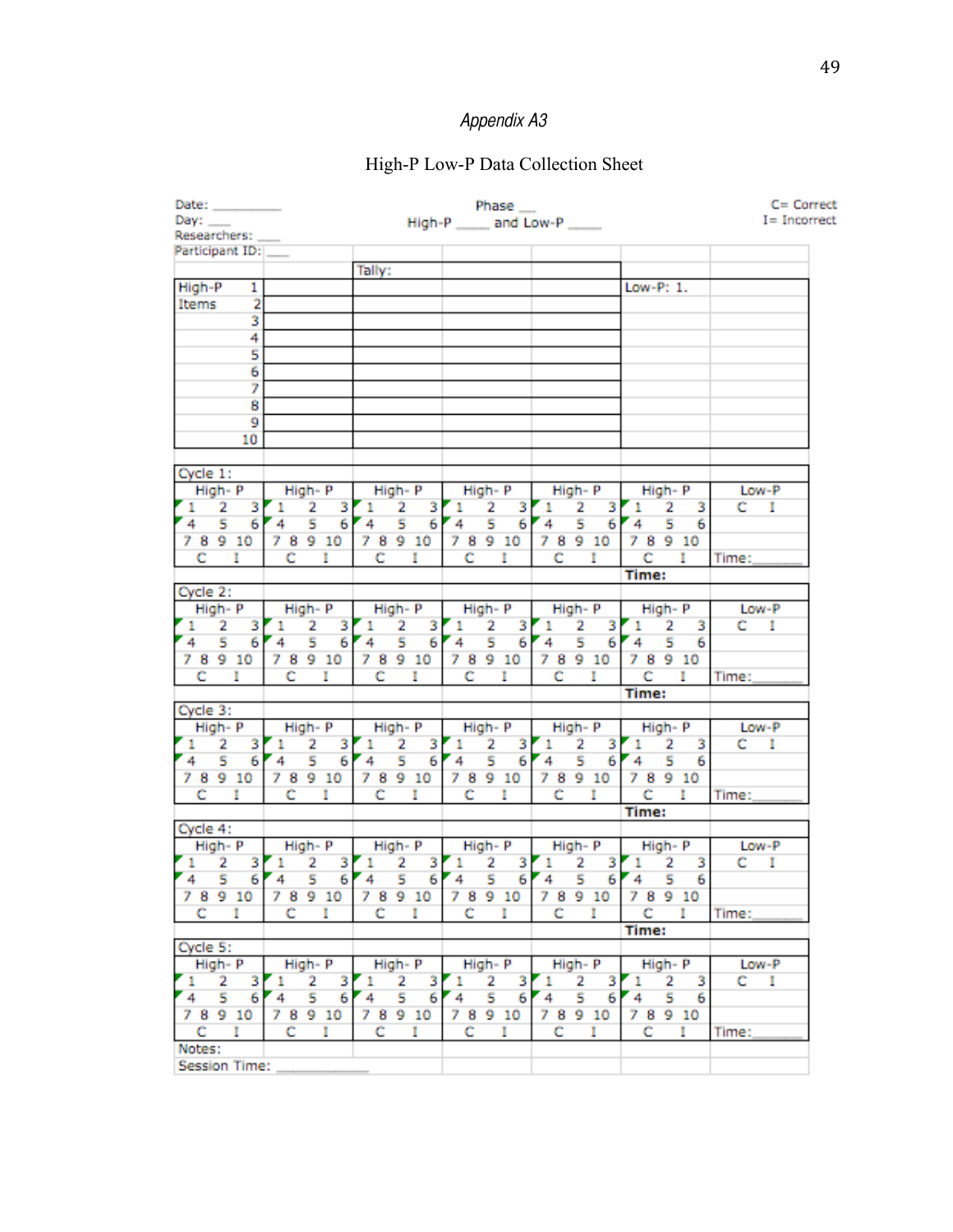*Appendix A3*

High-P Low-P Data Collection Sheet

Date: ___________
Day: ___
Researchers: ___
Participant ID: ___

Phase ___
High-P _____ and Low-P _____

C= Correct
I= Incorrect

| | | Tally: | | | | |
|---|---|---|---|---|---|---|
| High-P Items 1 | | | | | Low-P: 1. | |
| 2 | | | | | | |
| 3 | | | | | | |
| 4 | | | | | | |
| 5 | | | | | | |
| 6 | | | | | | |
| 7 | | | | | | |
| 8 | | | | | | |
| 9 | | | | | | |
| 10 | | | | | | |

| Cycle 1: | | | | | | |
|---|---|---|---|---|---|---|
| High- P | High- P | High- P | High- P | High- P | High- P | Low-P |
| 1 2 3 | 1 2 3 | 1 2 3 | 1 2 3 | 1 2 3 | 1 2 3 | C I |
| 4 5 6 | 4 5 6 | 4 5 6 | 4 5 6 | 4 5 6 | 4 5 6 | |
| 7 8 9 10 | 7 8 9 10 | 7 8 9 10 | 7 8 9 10 | 7 8 9 10 | 7 8 9 10 | |
| C I | C I | C I | C I | C I | C I | Time:______ |
| | | | | | Time: | |
| **Cycle 2:** | | | | | | |
| High- P | High- P | High- P | High- P | High- P | High- P | Low-P |
| 1 2 3 | 1 2 3 | 1 2 3 | 1 2 3 | 1 2 3 | 1 2 3 | C I |
| 4 5 6 | 4 5 6 | 4 5 6 | 4 5 6 | 4 5 6 | 4 5 6 | |
| 7 8 9 10 | 7 8 9 10 | 7 8 9 10 | 7 8 9 10 | 7 8 9 10 | 7 8 9 10 | |
| C I | C I | C I | C I | C I | C I | Time:______ |
| | | | | | Time: | |
| **Cycle 3:** | | | | | | |
| High- P | High- P | High- P | High- P | High- P | High- P | Low-P |
| 1 2 3 | 1 2 3 | 1 2 3 | 1 2 3 | 1 2 3 | 1 2 3 | C I |
| 4 5 6 | 4 5 6 | 4 5 6 | 4 5 6 | 4 5 6 | 4 5 6 | |
| 7 8 9 10 | 7 8 9 10 | 7 8 9 10 | 7 8 9 10 | 7 8 9 10 | 7 8 9 10 | |
| C I | C I | C I | C I | C I | C I | Time:______ |
| | | | | | Time: | |
| **Cycle 4:** | | | | | | |
| High- P | High- P | High- P | High- P | High- P | High- P | Low-P |
| 1 2 3 | 1 2 3 | 1 2 3 | 1 2 3 | 1 2 3 | 1 2 3 | C I |
| 4 5 6 | 4 5 6 | 4 5 6 | 4 5 6 | 4 5 6 | 4 5 6 | |
| 7 8 9 10 | 7 8 9 10 | 7 8 9 10 | 7 8 9 10 | 7 8 9 10 | 7 8 9 10 | |
| C I | C I | C I | C I | C I | C I | Time:______ |
| | | | | | Time: | |
| **Cycle 5:** | | | | | | |
| High- P | High- P | High- P | High- P | High- P | High- P | Low-P |
| 1 2 3 | 1 2 3 | 1 2 3 | 1 2 3 | 1 2 3 | 1 2 3 | C I |
| 4 5 6 | 4 5 6 | 4 5 6 | 4 5 6 | 4 5 6 | 4 5 6 | |
| 7 8 9 10 | 7 8 9 10 | 7 8 9 10 | 7 8 9 10 | 7 8 9 10 | 7 8 9 10 | |
| C I | C I | C I | C I | C I | C I | Time:______ |

Notes:
Session Time: ______________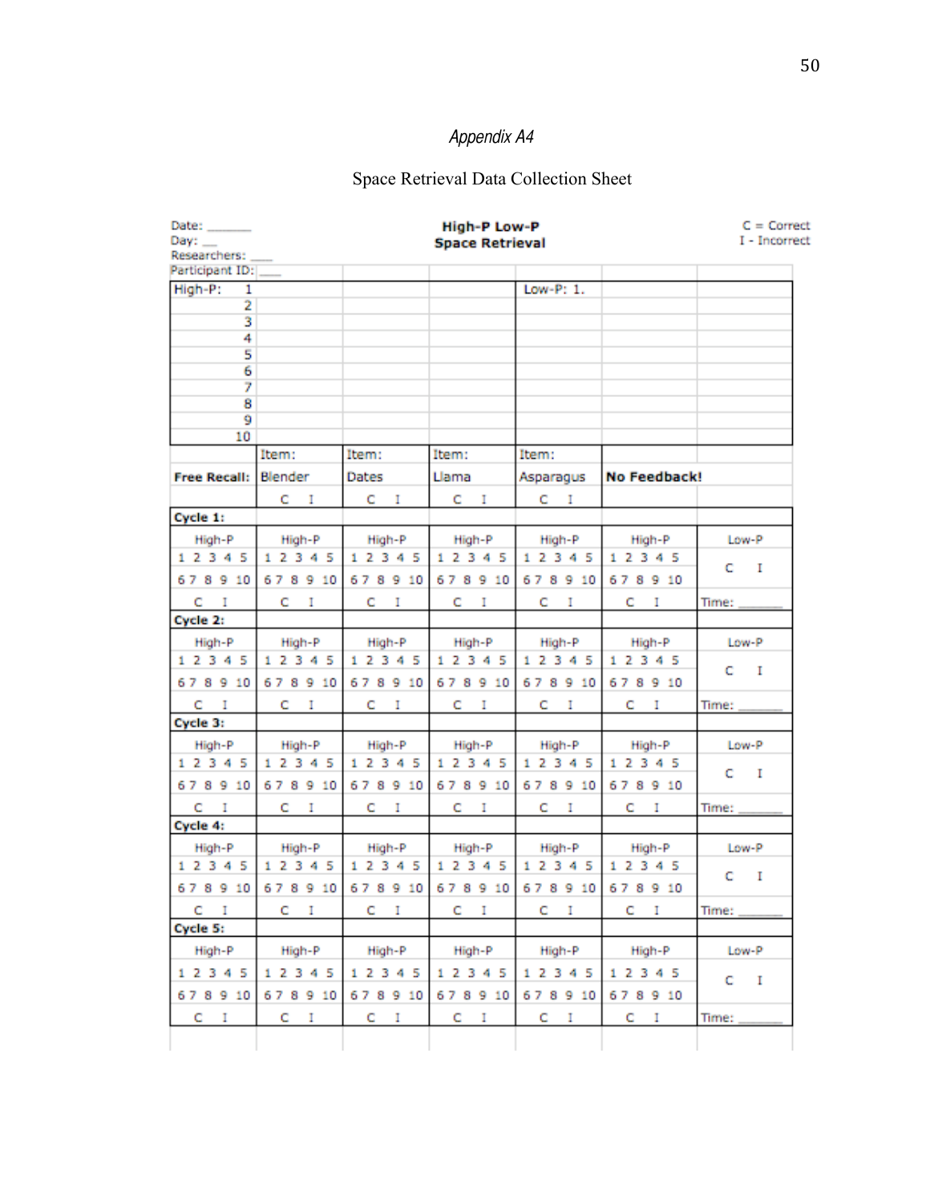*Appendix A4*

Space Retrieval Data Collection Sheet

Date: ______
Day: __
Researchers: ___
Participant ID: ___

**High-P Low-P**
**Space Retrieval**

C = Correct
I - Incorrect

| High-P: | | | | Low-P: 1. | | |
|---|---|---|---|---|---|---|
| 1 | | | | | | |
| 2 | | | | | | |
| 3 | | | | | | |
| 4 | | | | | | |
| 5 | | | | | | |
| 6 | | | | | | |
| 7 | | | | | | |
| 8 | | | | | | |
| 9 | | | | | | |
| 10 | | | | | | |
| | Item: | Item: | Item: | Item: | | |
| **Free Recall:** | Blender | Dates | Llama | Asparagus | **No Feedback!** | |
| | C I | C I | C I | C I | | |
| **Cycle 1:** | | | | | | |
| High-P | High-P | High-P | High-P | High-P | High-P | Low-P |
| 1 2 3 4 5 | 1 2 3 4 5 | 1 2 3 4 5 | 1 2 3 4 5 | 1 2 3 4 5 | 1 2 3 4 5 | C I |
| 6 7 8 9 10 | 6 7 8 9 10 | 6 7 8 9 10 | 6 7 8 9 10 | 6 7 8 9 10 | 6 7 8 9 10 | |
| C I | C I | C I | C I | C I | C I | Time: ______ |
| **Cycle 2:** | | | | | | |
| High-P | High-P | High-P | High-P | High-P | High-P | Low-P |
| 1 2 3 4 5 | 1 2 3 4 5 | 1 2 3 4 5 | 1 2 3 4 5 | 1 2 3 4 5 | 1 2 3 4 5 | C I |
| 6 7 8 9 10 | 6 7 8 9 10 | 6 7 8 9 10 | 6 7 8 9 10 | 6 7 8 9 10 | 6 7 8 9 10 | |
| C I | C I | C I | C I | C I | C I | Time: ______ |
| **Cycle 3:** | | | | | | |
| High-P | High-P | High-P | High-P | High-P | High-P | Low-P |
| 1 2 3 4 5 | 1 2 3 4 5 | 1 2 3 4 5 | 1 2 3 4 5 | 1 2 3 4 5 | 1 2 3 4 5 | C I |
| 6 7 8 9 10 | 6 7 8 9 10 | 6 7 8 9 10 | 6 7 8 9 10 | 6 7 8 9 10 | 6 7 8 9 10 | |
| C I | C I | C I | C I | C I | C I | Time: ______ |
| **Cycle 4:** | | | | | | |
| High-P | High-P | High-P | High-P | High-P | High-P | Low-P |
| 1 2 3 4 5 | 1 2 3 4 5 | 1 2 3 4 5 | 1 2 3 4 5 | 1 2 3 4 5 | 1 2 3 4 5 | C I |
| 6 7 8 9 10 | 6 7 8 9 10 | 6 7 8 9 10 | 6 7 8 9 10 | 6 7 8 9 10 | 6 7 8 9 10 | |
| C I | C I | C I | C I | C I | C I | Time: ______ |
| **Cycle 5:** | | | | | | |
| High-P | High-P | High-P | High-P | High-P | High-P | Low-P |
| 1 2 3 4 5 | 1 2 3 4 5 | 1 2 3 4 5 | 1 2 3 4 5 | 1 2 3 4 5 | 1 2 3 4 5 | C I |
| 6 7 8 9 10 | 6 7 8 9 10 | 6 7 8 9 10 | 6 7 8 9 10 | 6 7 8 9 10 | 6 7 8 9 10 | |
| C I | C I | C I | C I | C I | C I | Time: ______ |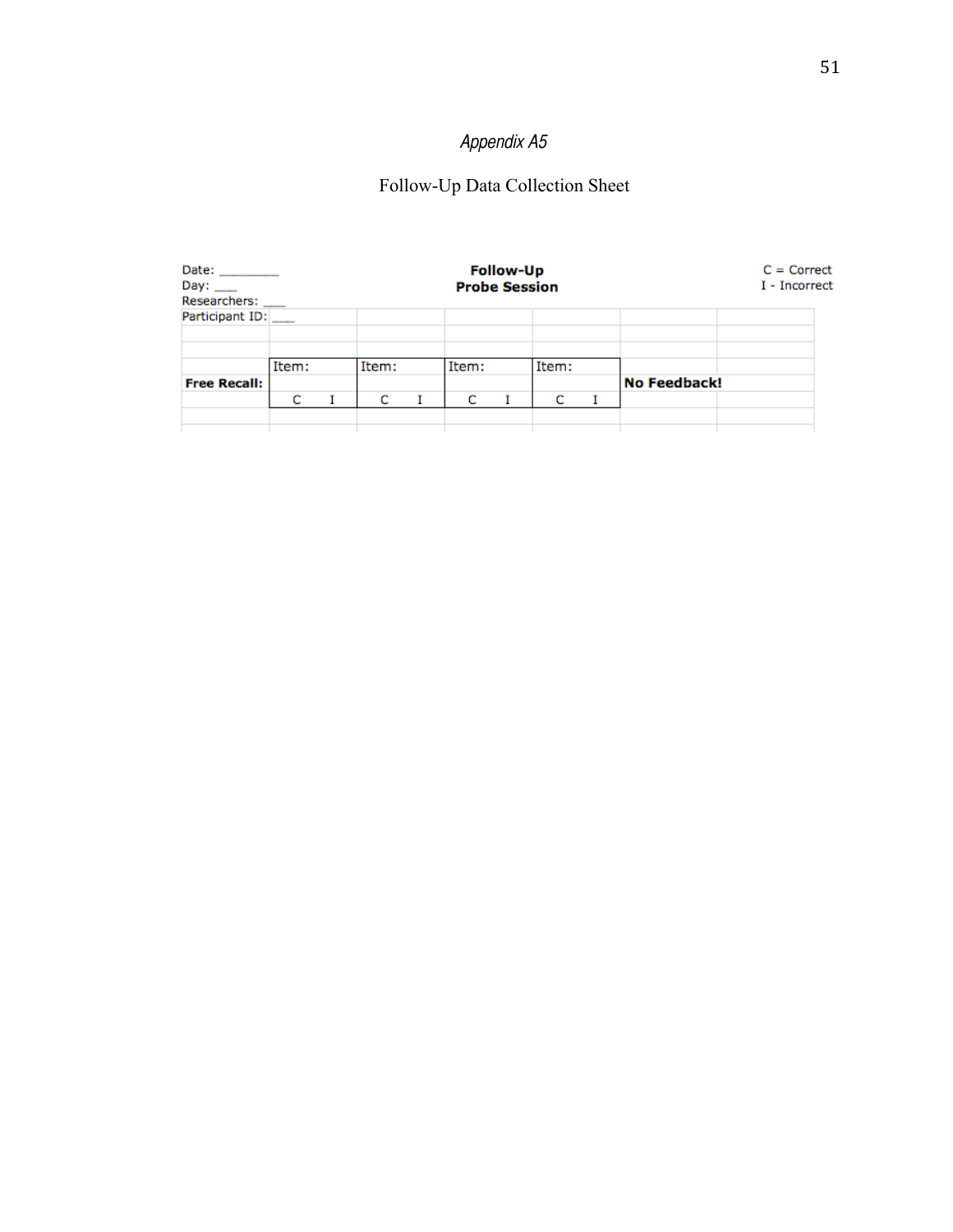*Appendix A5*

Follow-Up Data Collection Sheet

Date: _________
Day: ___
Researchers: ___
Participant ID: ___

**Follow-Up**
**Probe Session**

C = Correct
I - Incorrect

| | | | | | |
|---|---|---|---|---|---|
| | Item: | Item: | Item: | Item: | |
| **Free Recall:** | | | | | **No Feedback!** |
| | C I | C I | C I | C I | |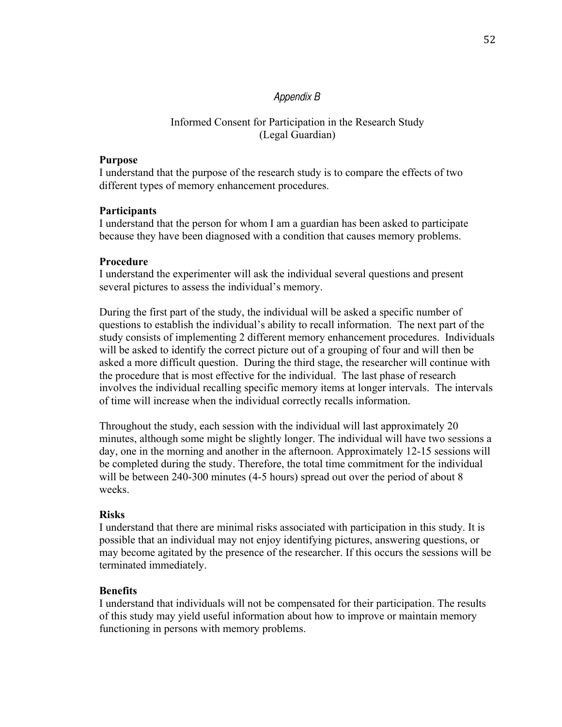*Appendix B*

Informed Consent for Participation in the Research Study
(Legal Guardian)

**Purpose**
I understand that the purpose of the research study is to compare the effects of two different types of memory enhancement procedures.

**Participants**
I understand that the person for whom I am a guardian has been asked to participate because they have been diagnosed with a condition that causes memory problems.

**Procedure**
I understand the experimenter will ask the individual several questions and present several pictures to assess the individual's memory.

During the first part of the study, the individual will be asked a specific number of questions to establish the individual's ability to recall information. The next part of the study consists of implementing 2 different memory enhancement procedures. Individuals will be asked to identify the correct picture out of a grouping of four and will then be asked a more difficult question. During the third stage, the researcher will continue with the procedure that is most effective for the individual. The last phase of research involves the individual recalling specific memory items at longer intervals. The intervals of time will increase when the individual correctly recalls information.

Throughout the study, each session with the individual will last approximately 20 minutes, although some might be slightly longer. The individual will have two sessions a day, one in the morning and another in the afternoon. Approximately 12-15 sessions will be completed during the study. Therefore, the total time commitment for the individual will be between 240-300 minutes (4-5 hours) spread out over the period of about 8 weeks.

**Risks**
I understand that there are minimal risks associated with participation in this study. It is possible that an individual may not enjoy identifying pictures, answering questions, or may become agitated by the presence of the researcher. If this occurs the sessions will be terminated immediately.

**Benefits**
I understand that individuals will not be compensated for their participation. The results of this study may yield useful information about how to improve or maintain memory functioning in persons with memory problems.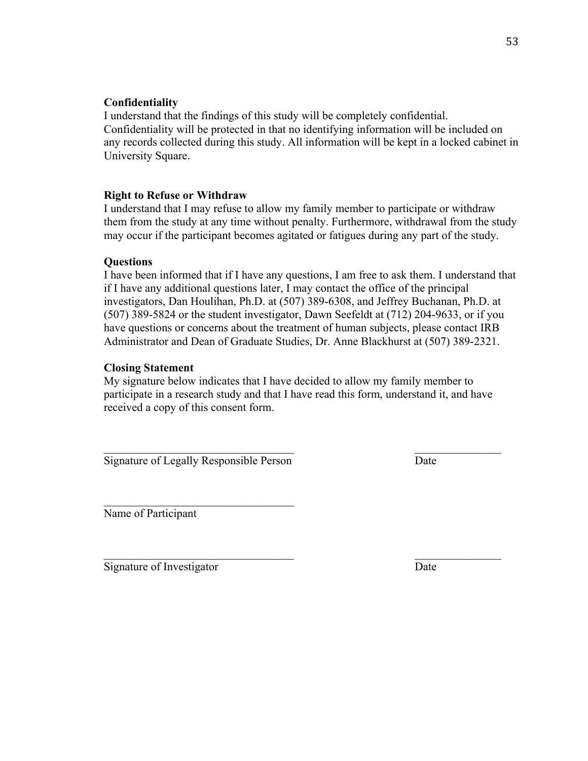**Confidentiality**

I understand that the findings of this study will be completely confidential. Confidentiality will be protected in that no identifying information will be included on any records collected during this study. All information will be kept in a locked cabinet in University Square.

**Right to Refuse or Withdraw**

I understand that I may refuse to allow my family member to participate or withdraw them from the study at any time without penalty. Furthermore, withdrawal from the study may occur if the participant becomes agitated or fatigues during any part of the study.

**Questions**

I have been informed that if I have any questions, I am free to ask them. I understand that if I have any additional questions later, I may contact the office of the principal investigators, Dan Houlihan, Ph.D. at (507) 389-6308, and Jeffrey Buchanan, Ph.D. at (507) 389-5824 or the student investigator, Dawn Seefeldt at (712) 204-9633, or if you have questions or concerns about the treatment of human subjects, please contact IRB Administrator and Dean of Graduate Studies, Dr. Anne Blackhurst at (507) 389-2321.

**Closing Statement**

My signature below indicates that I have decided to allow my family member to participate in a research study and that I have read this form, understand it, and have received a copy of this consent form.

\_\_\_\_\_\_\_\_\_\_\_\_\_\_\_\_\_\_\_\_\_\_\_\_\_\_\_\_\_\_\_\_\_\_ \_\_\_\_\_\_\_\_\_\_\_\_\_\_\_
Signature of Legally Responsible Person Date

\_\_\_\_\_\_\_\_\_\_\_\_\_\_\_\_\_\_\_\_\_\_\_\_\_\_\_\_\_\_\_\_\_\_
Name of Participant

\_\_\_\_\_\_\_\_\_\_\_\_\_\_\_\_\_\_\_\_\_\_\_\_\_\_\_\_\_\_\_\_\_\_ \_\_\_\_\_\_\_\_\_\_\_\_\_\_\_
Signature of Investigator Date